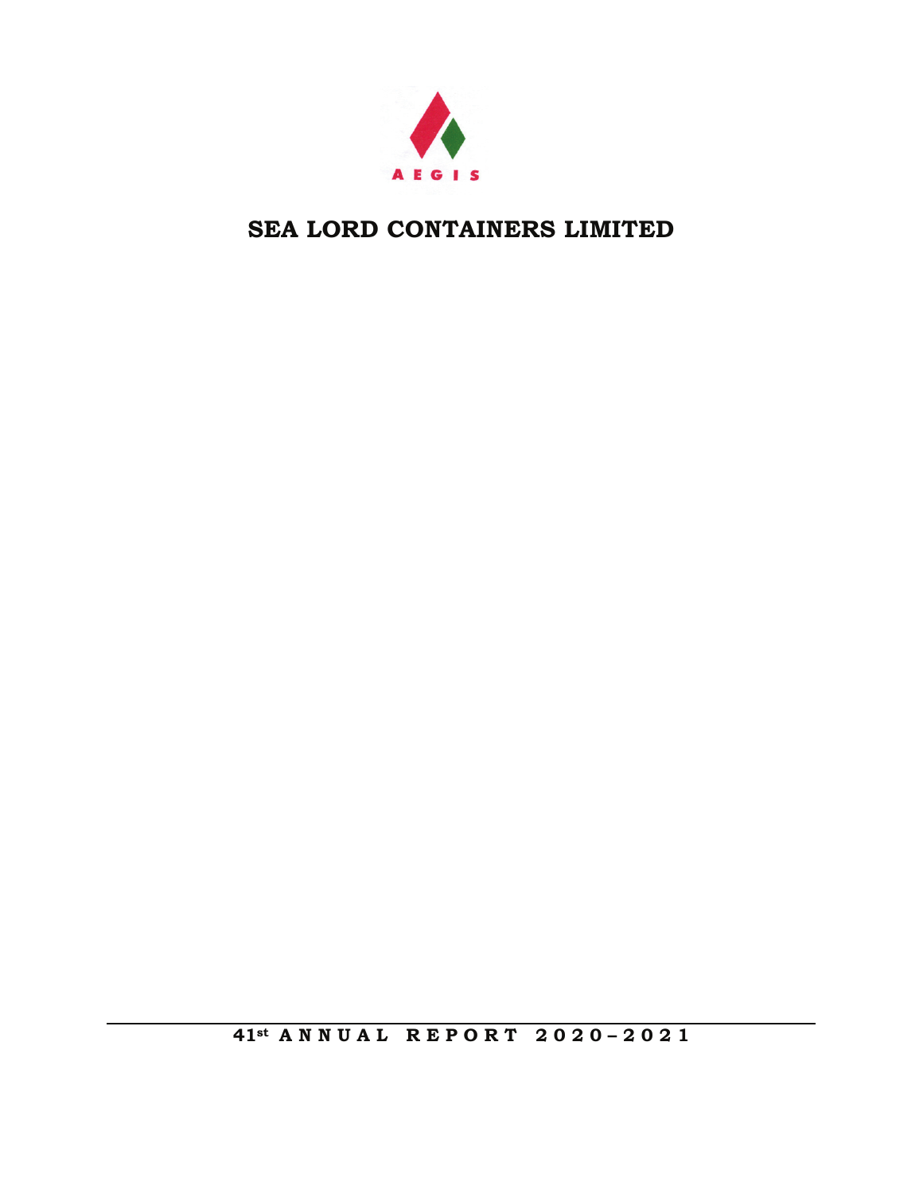AEGIS

# SEA LORD CONTAINERS LIMITED

**41st ANNUAL REPORT 2020–2021**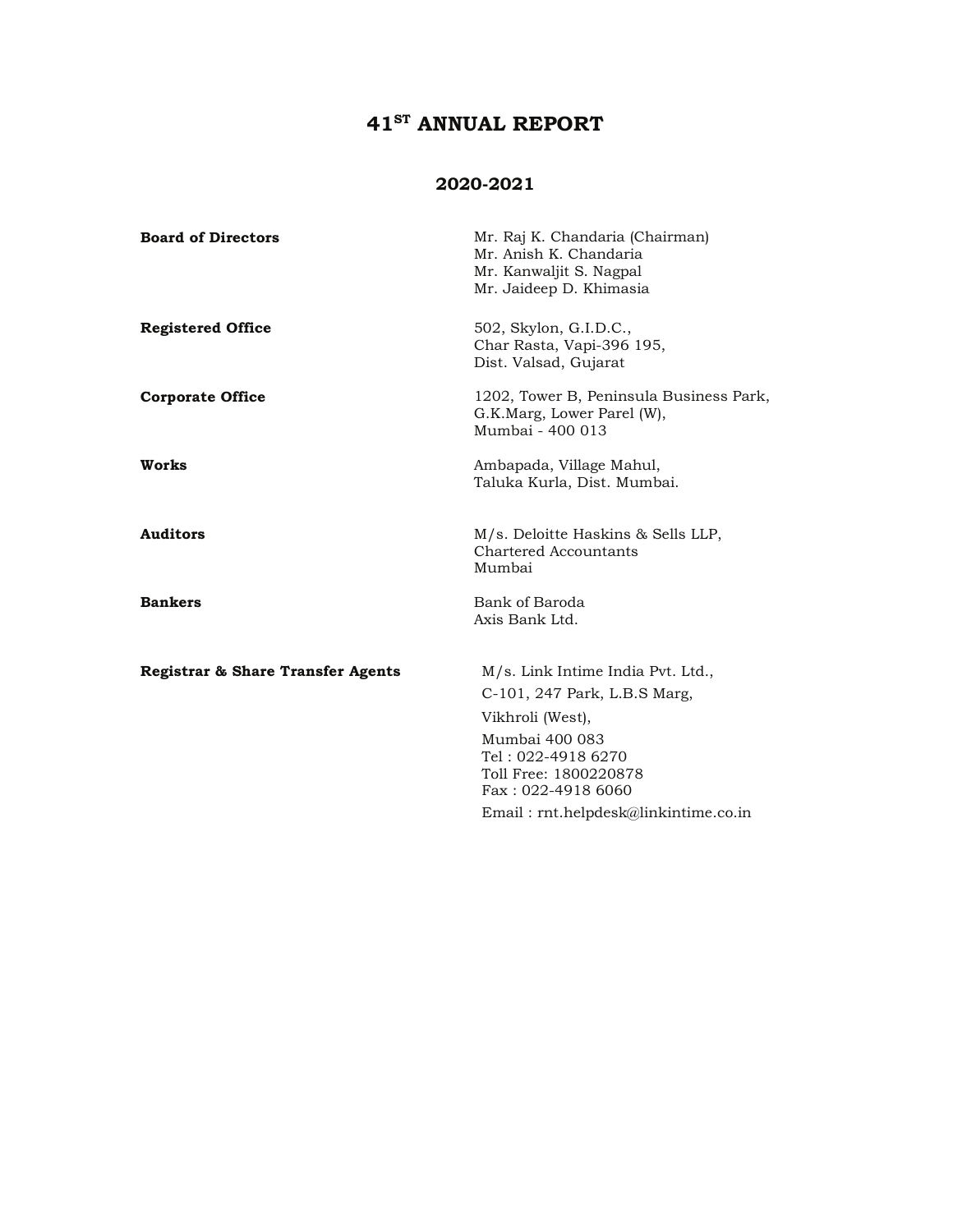# 41ST ANNUAL REPORT

## 2020-2021

| | |
|---|---|
| **Board of Directors** | Mr. Raj K. Chandaria (Chairman)<br>Mr. Anish K. Chandaria<br>Mr. Kanwaljit S. Nagpal<br>Mr. Jaideep D. Khimasia |
| **Registered Office** | 502, Skylon, G.I.D.C.,<br>Char Rasta, Vapi-396 195,<br>Dist. Valsad, Gujarat |
| **Corporate Office** | 1202, Tower B, Peninsula Business Park,<br>G.K.Marg, Lower Parel (W),<br>Mumbai - 400 013 |
| **Works** | Ambapada, Village Mahul,<br>Taluka Kurla, Dist. Mumbai. |
| **Auditors** | M/s. Deloitte Haskins & Sells LLP,<br>Chartered Accountants<br>Mumbai |
| **Bankers** | Bank of Baroda<br>Axis Bank Ltd. |
| **Registrar & Share Transfer Agents** | M/s. Link Intime India Pvt. Ltd.,<br>C-101, 247 Park, L.B.S Marg,<br>Vikhroli (West),<br>Mumbai 400 083<br>Tel : 022-4918 6270<br>Toll Free: 1800220878<br>Fax : 022-4918 6060<br>Email : rnt.helpdesk@linkintime.co.in |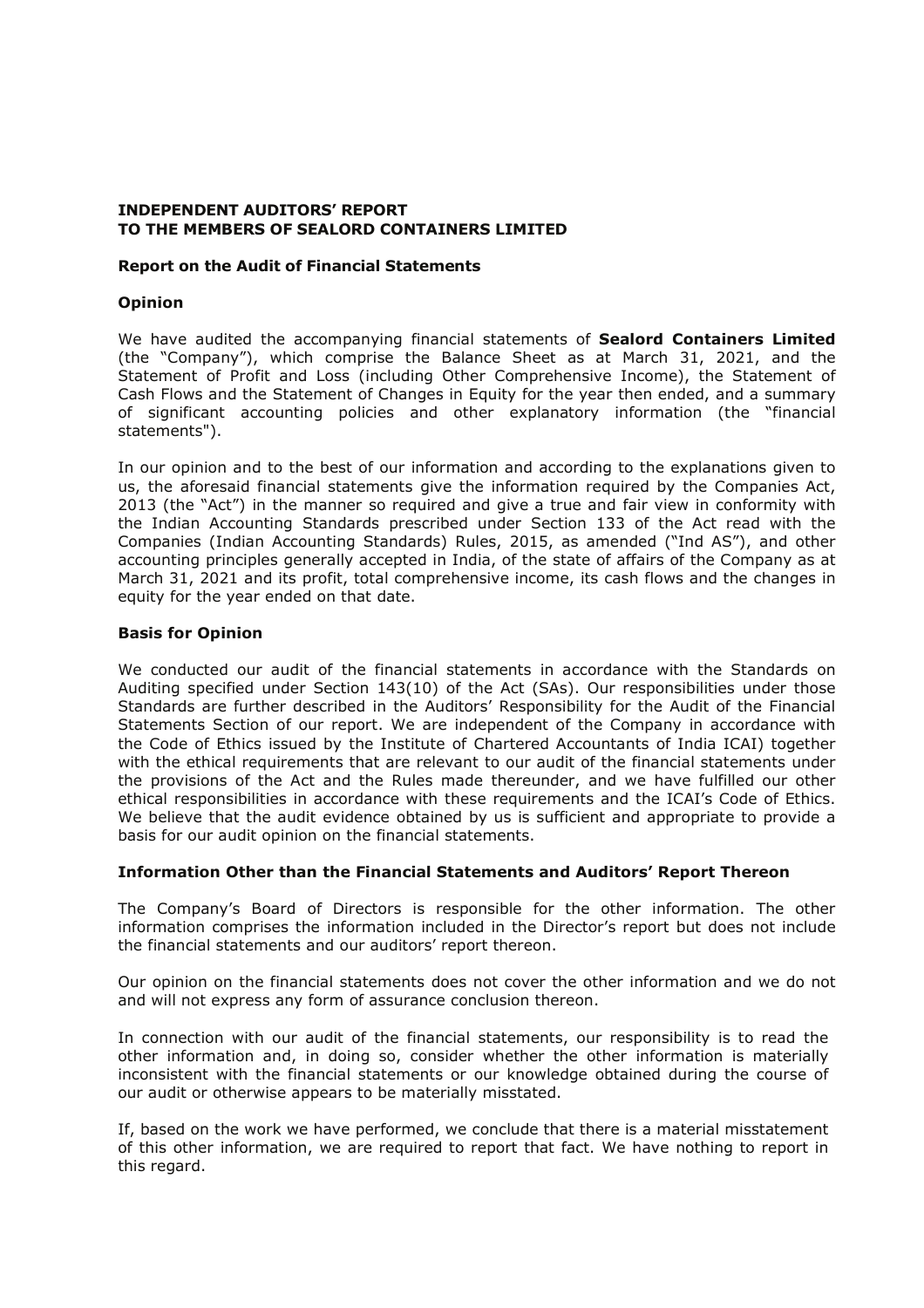**INDEPENDENT AUDITORS' REPORT**
**TO THE MEMBERS OF SEALORD CONTAINERS LIMITED**

**Report on the Audit of Financial Statements**

**Opinion**

We have audited the accompanying financial statements of **Sealord Containers Limited** (the "Company"), which comprise the Balance Sheet as at March 31, 2021, and the Statement of Profit and Loss (including Other Comprehensive Income), the Statement of Cash Flows and the Statement of Changes in Equity for the year then ended, and a summary of significant accounting policies and other explanatory information (the "financial statements").

In our opinion and to the best of our information and according to the explanations given to us, the aforesaid financial statements give the information required by the Companies Act, 2013 (the "Act") in the manner so required and give a true and fair view in conformity with the Indian Accounting Standards prescribed under Section 133 of the Act read with the Companies (Indian Accounting Standards) Rules, 2015, as amended ("Ind AS"), and other accounting principles generally accepted in India, of the state of affairs of the Company as at March 31, 2021 and its profit, total comprehensive income, its cash flows and the changes in equity for the year ended on that date.

**Basis for Opinion**

We conducted our audit of the financial statements in accordance with the Standards on Auditing specified under Section 143(10) of the Act (SAs). Our responsibilities under those Standards are further described in the Auditors' Responsibility for the Audit of the Financial Statements Section of our report. We are independent of the Company in accordance with the Code of Ethics issued by the Institute of Chartered Accountants of India ICAI) together with the ethical requirements that are relevant to our audit of the financial statements under the provisions of the Act and the Rules made thereunder, and we have fulfilled our other ethical responsibilities in accordance with these requirements and the ICAI's Code of Ethics. We believe that the audit evidence obtained by us is sufficient and appropriate to provide a basis for our audit opinion on the financial statements.

**Information Other than the Financial Statements and Auditors' Report Thereon**

The Company's Board of Directors is responsible for the other information. The other information comprises the information included in the Director's report but does not include the financial statements and our auditors' report thereon.

Our opinion on the financial statements does not cover the other information and we do not and will not express any form of assurance conclusion thereon.

In connection with our audit of the financial statements, our responsibility is to read the other information and, in doing so, consider whether the other information is materially inconsistent with the financial statements or our knowledge obtained during the course of our audit or otherwise appears to be materially misstated.

If, based on the work we have performed, we conclude that there is a material misstatement of this other information, we are required to report that fact. We have nothing to report in this regard.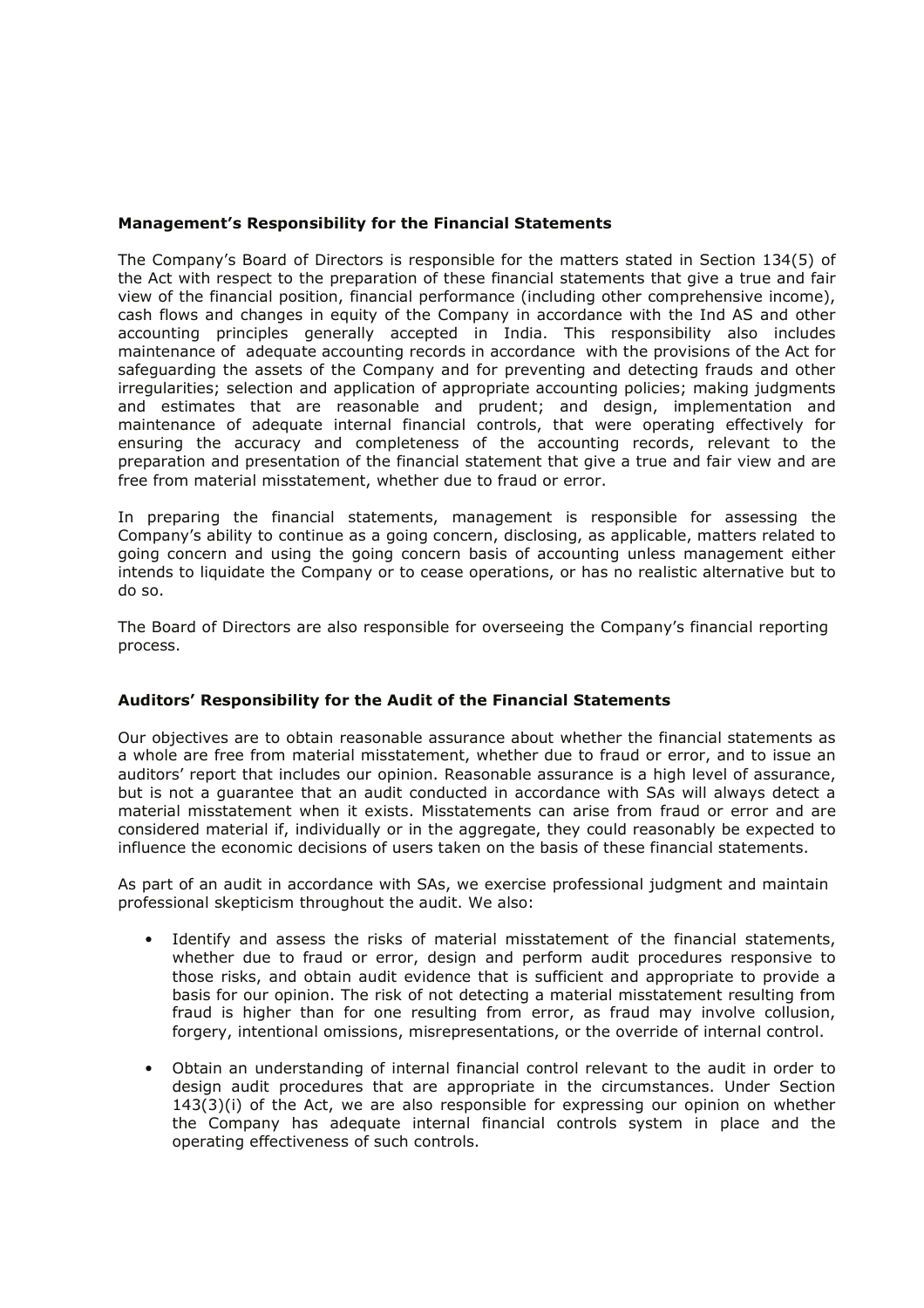**Management's Responsibility for the Financial Statements**

The Company's Board of Directors is responsible for the matters stated in Section 134(5) of the Act with respect to the preparation of these financial statements that give a true and fair view of the financial position, financial performance (including other comprehensive income), cash flows and changes in equity of the Company in accordance with the Ind AS and other accounting principles generally accepted in India. This responsibility also includes maintenance of adequate accounting records in accordance with the provisions of the Act for safeguarding the assets of the Company and for preventing and detecting frauds and other irregularities; selection and application of appropriate accounting policies; making judgments and estimates that are reasonable and prudent; and design, implementation and maintenance of adequate internal financial controls, that were operating effectively for ensuring the accuracy and completeness of the accounting records, relevant to the preparation and presentation of the financial statement that give a true and fair view and are free from material misstatement, whether due to fraud or error.

In preparing the financial statements, management is responsible for assessing the Company's ability to continue as a going concern, disclosing, as applicable, matters related to going concern and using the going concern basis of accounting unless management either intends to liquidate the Company or to cease operations, or has no realistic alternative but to do so.

The Board of Directors are also responsible for overseeing the Company's financial reporting process.

**Auditors' Responsibility for the Audit of the Financial Statements**

Our objectives are to obtain reasonable assurance about whether the financial statements as a whole are free from material misstatement, whether due to fraud or error, and to issue an auditors' report that includes our opinion. Reasonable assurance is a high level of assurance, but is not a guarantee that an audit conducted in accordance with SAs will always detect a material misstatement when it exists. Misstatements can arise from fraud or error and are considered material if, individually or in the aggregate, they could reasonably be expected to influence the economic decisions of users taken on the basis of these financial statements.

As part of an audit in accordance with SAs, we exercise professional judgment and maintain professional skepticism throughout the audit. We also:

- Identify and assess the risks of material misstatement of the financial statements, whether due to fraud or error, design and perform audit procedures responsive to those risks, and obtain audit evidence that is sufficient and appropriate to provide a basis for our opinion. The risk of not detecting a material misstatement resulting from fraud is higher than for one resulting from error, as fraud may involve collusion, forgery, intentional omissions, misrepresentations, or the override of internal control.

- Obtain an understanding of internal financial control relevant to the audit in order to design audit procedures that are appropriate in the circumstances. Under Section 143(3)(i) of the Act, we are also responsible for expressing our opinion on whether the Company has adequate internal financial controls system in place and the operating effectiveness of such controls.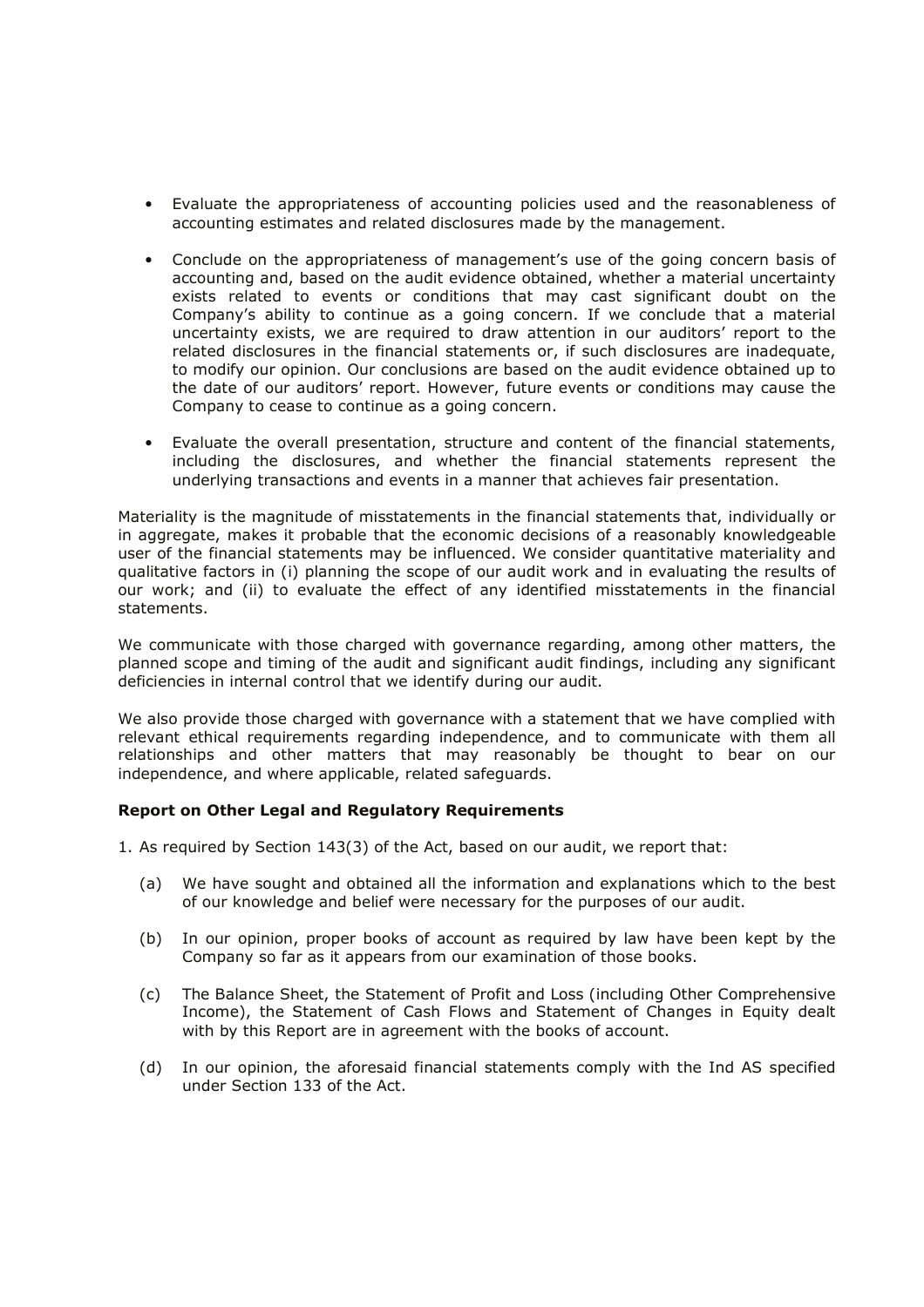- Evaluate the appropriateness of accounting policies used and the reasonableness of accounting estimates and related disclosures made by the management.

- Conclude on the appropriateness of management's use of the going concern basis of accounting and, based on the audit evidence obtained, whether a material uncertainty exists related to events or conditions that may cast significant doubt on the Company's ability to continue as a going concern. If we conclude that a material uncertainty exists, we are required to draw attention in our auditors' report to the related disclosures in the financial statements or, if such disclosures are inadequate, to modify our opinion. Our conclusions are based on the audit evidence obtained up to the date of our auditors' report. However, future events or conditions may cause the Company to cease to continue as a going concern.

- Evaluate the overall presentation, structure and content of the financial statements, including the disclosures, and whether the financial statements represent the underlying transactions and events in a manner that achieves fair presentation.

Materiality is the magnitude of misstatements in the financial statements that, individually or in aggregate, makes it probable that the economic decisions of a reasonably knowledgeable user of the financial statements may be influenced. We consider quantitative materiality and qualitative factors in (i) planning the scope of our audit work and in evaluating the results of our work; and (ii) to evaluate the effect of any identified misstatements in the financial statements.

We communicate with those charged with governance regarding, among other matters, the planned scope and timing of the audit and significant audit findings, including any significant deficiencies in internal control that we identify during our audit.

We also provide those charged with governance with a statement that we have complied with relevant ethical requirements regarding independence, and to communicate with them all relationships and other matters that may reasonably be thought to bear on our independence, and where applicable, related safeguards.

**Report on Other Legal and Regulatory Requirements**

1. As required by Section 143(3) of the Act, based on our audit, we report that:

   (a) We have sought and obtained all the information and explanations which to the best of our knowledge and belief were necessary for the purposes of our audit.

   (b) In our opinion, proper books of account as required by law have been kept by the Company so far as it appears from our examination of those books.

   (c) The Balance Sheet, the Statement of Profit and Loss (including Other Comprehensive Income), the Statement of Cash Flows and Statement of Changes in Equity dealt with by this Report are in agreement with the books of account.

   (d) In our opinion, the aforesaid financial statements comply with the Ind AS specified under Section 133 of the Act.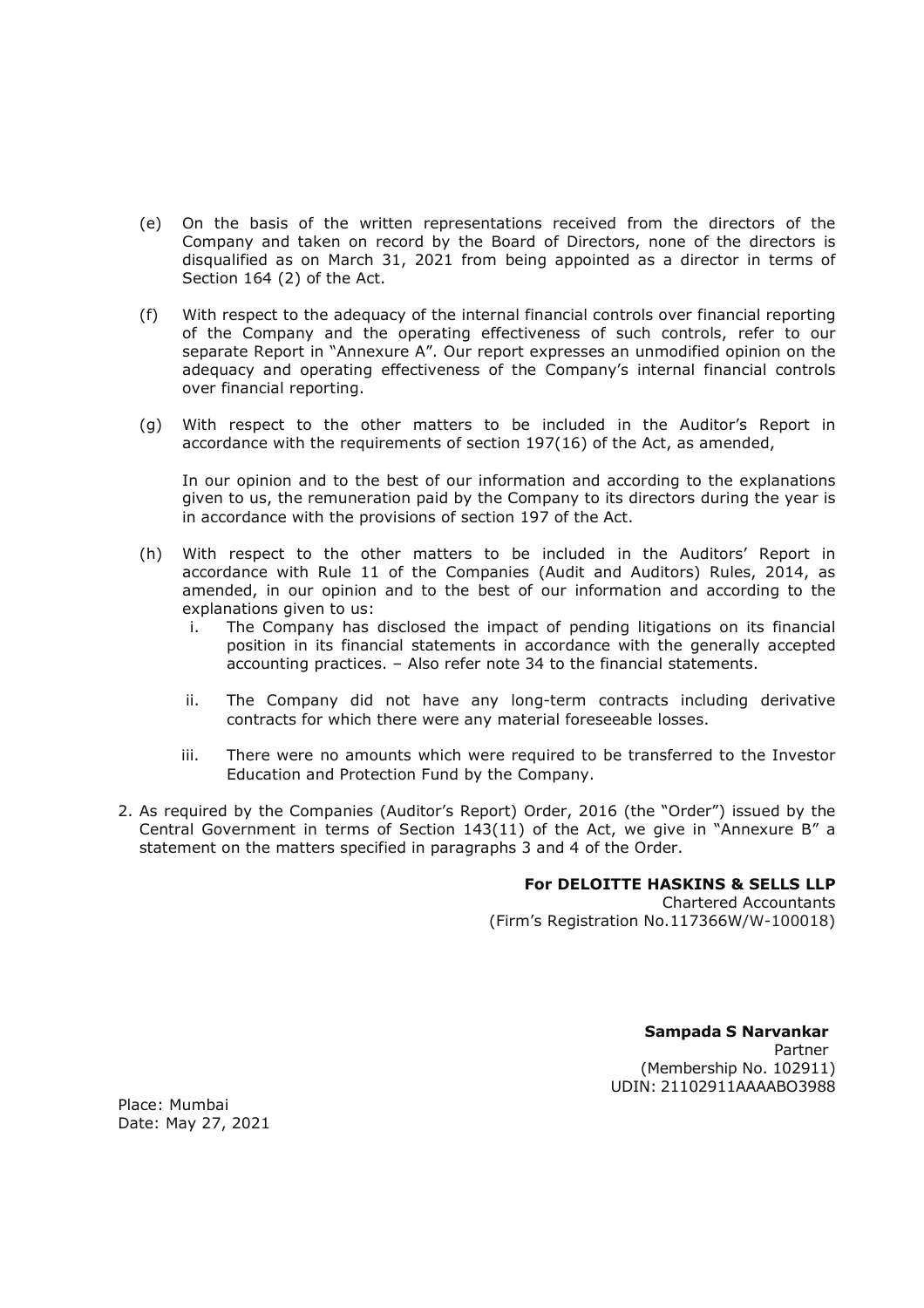(e) On the basis of the written representations received from the directors of the Company and taken on record by the Board of Directors, none of the directors is disqualified as on March 31, 2021 from being appointed as a director in terms of Section 164 (2) of the Act.

(f) With respect to the adequacy of the internal financial controls over financial reporting of the Company and the operating effectiveness of such controls, refer to our separate Report in "Annexure A". Our report expresses an unmodified opinion on the adequacy and operating effectiveness of the Company's internal financial controls over financial reporting.

(g) With respect to the other matters to be included in the Auditor's Report in accordance with the requirements of section 197(16) of the Act, as amended,

In our opinion and to the best of our information and according to the explanations given to us, the remuneration paid by the Company to its directors during the year is in accordance with the provisions of section 197 of the Act.

(h) With respect to the other matters to be included in the Auditors' Report in accordance with Rule 11 of the Companies (Audit and Auditors) Rules, 2014, as amended, in our opinion and to the best of our information and according to the explanations given to us:

i. The Company has disclosed the impact of pending litigations on its financial position in its financial statements in accordance with the generally accepted accounting practices. – Also refer note 34 to the financial statements.

ii. The Company did not have any long-term contracts including derivative contracts for which there were any material foreseeable losses.

iii. There were no amounts which were required to be transferred to the Investor Education and Protection Fund by the Company.

2. As required by the Companies (Auditor's Report) Order, 2016 (the "Order") issued by the Central Government in terms of Section 143(11) of the Act, we give in "Annexure B" a statement on the matters specified in paragraphs 3 and 4 of the Order.

**For DELOITTE HASKINS & SELLS LLP**
Chartered Accountants
(Firm's Registration No.117366W/W-100018)

**Sampada S Narvankar**
Partner
(Membership No. 102911)
UDIN: 21102911AAAABO3988

Place: Mumbai
Date: May 27, 2021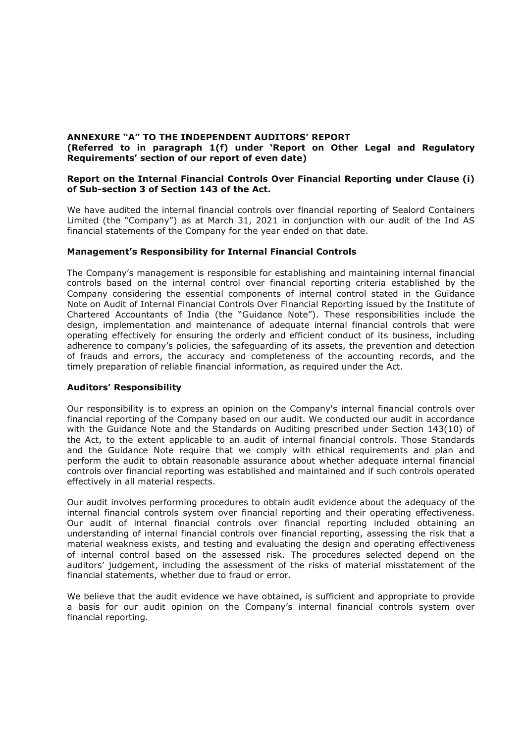**ANNEXURE "A" TO THE INDEPENDENT AUDITORS' REPORT**
**(Referred to in paragraph 1(f) under 'Report on Other Legal and Regulatory Requirements' section of our report of even date)**

**Report on the Internal Financial Controls Over Financial Reporting under Clause (i) of Sub-section 3 of Section 143 of the Act.**

We have audited the internal financial controls over financial reporting of Sealord Containers Limited (the "Company") as at March 31, 2021 in conjunction with our audit of the Ind AS financial statements of the Company for the year ended on that date.

**Management's Responsibility for Internal Financial Controls**

The Company's management is responsible for establishing and maintaining internal financial controls based on the internal control over financial reporting criteria established by the Company considering the essential components of internal control stated in the Guidance Note on Audit of Internal Financial Controls Over Financial Reporting issued by the Institute of Chartered Accountants of India (the "Guidance Note"). These responsibilities include the design, implementation and maintenance of adequate internal financial controls that were operating effectively for ensuring the orderly and efficient conduct of its business, including adherence to company's policies, the safeguarding of its assets, the prevention and detection of frauds and errors, the accuracy and completeness of the accounting records, and the timely preparation of reliable financial information, as required under the Act.

**Auditors' Responsibility**

Our responsibility is to express an opinion on the Company's internal financial controls over financial reporting of the Company based on our audit. We conducted our audit in accordance with the Guidance Note and the Standards on Auditing prescribed under Section 143(10) of the Act, to the extent applicable to an audit of internal financial controls. Those Standards and the Guidance Note require that we comply with ethical requirements and plan and perform the audit to obtain reasonable assurance about whether adequate internal financial controls over financial reporting was established and maintained and if such controls operated effectively in all material respects.

Our audit involves performing procedures to obtain audit evidence about the adequacy of the internal financial controls system over financial reporting and their operating effectiveness. Our audit of internal financial controls over financial reporting included obtaining an understanding of internal financial controls over financial reporting, assessing the risk that a material weakness exists, and testing and evaluating the design and operating effectiveness of internal control based on the assessed risk. The procedures selected depend on the auditors' judgement, including the assessment of the risks of material misstatement of the financial statements, whether due to fraud or error.

We believe that the audit evidence we have obtained, is sufficient and appropriate to provide a basis for our audit opinion on the Company's internal financial controls system over financial reporting.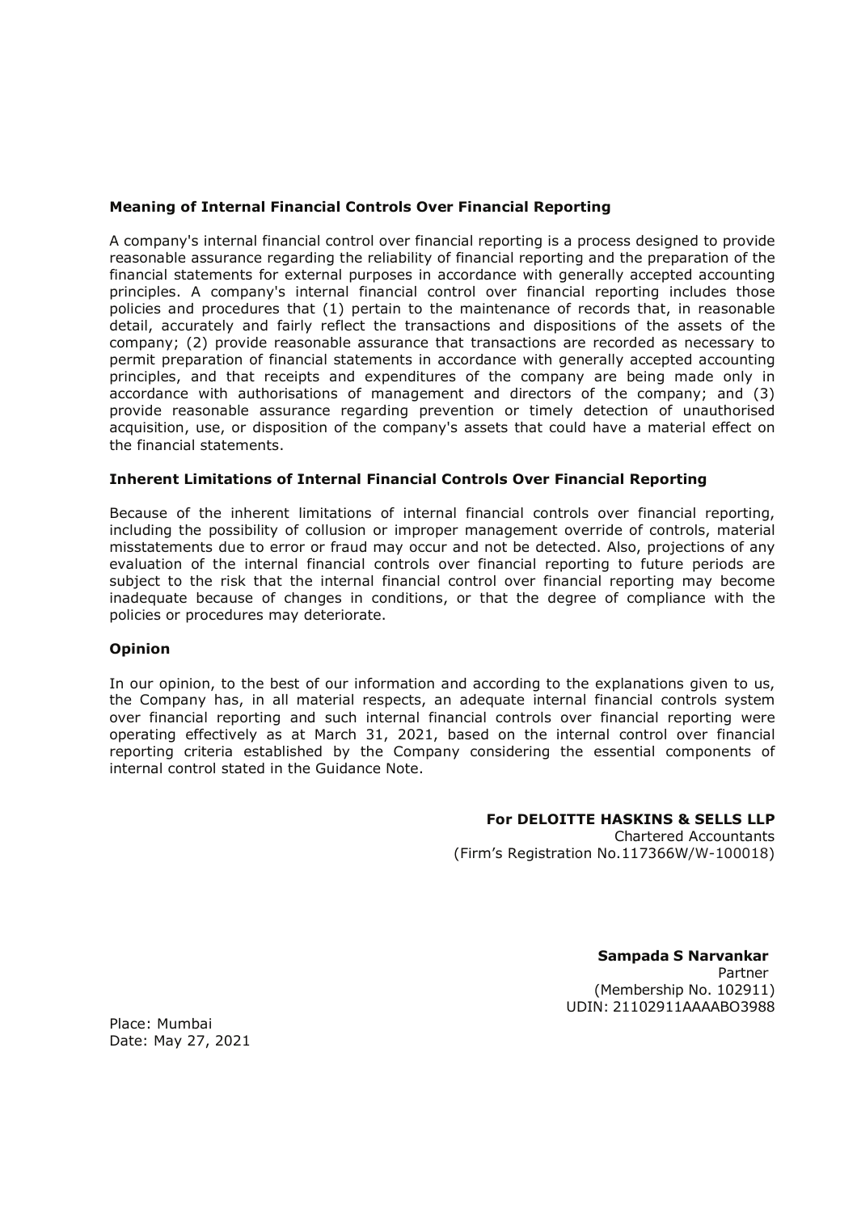### Meaning of Internal Financial Controls Over Financial Reporting

A company's internal financial control over financial reporting is a process designed to provide reasonable assurance regarding the reliability of financial reporting and the preparation of the financial statements for external purposes in accordance with generally accepted accounting principles. A company's internal financial control over financial reporting includes those policies and procedures that (1) pertain to the maintenance of records that, in reasonable detail, accurately and fairly reflect the transactions and dispositions of the assets of the company; (2) provide reasonable assurance that transactions are recorded as necessary to permit preparation of financial statements in accordance with generally accepted accounting principles, and that receipts and expenditures of the company are being made only in accordance with authorisations of management and directors of the company; and (3) provide reasonable assurance regarding prevention or timely detection of unauthorised acquisition, use, or disposition of the company's assets that could have a material effect on the financial statements.

### Inherent Limitations of Internal Financial Controls Over Financial Reporting

Because of the inherent limitations of internal financial controls over financial reporting, including the possibility of collusion or improper management override of controls, material misstatements due to error or fraud may occur and not be detected. Also, projections of any evaluation of the internal financial controls over financial reporting to future periods are subject to the risk that the internal financial control over financial reporting may become inadequate because of changes in conditions, or that the degree of compliance with the policies or procedures may deteriorate.

### Opinion

In our opinion, to the best of our information and according to the explanations given to us, the Company has, in all material respects, an adequate internal financial controls system over financial reporting and such internal financial controls over financial reporting were operating effectively as at March 31, 2021, based on the internal control over financial reporting criteria established by the Company considering the essential components of internal control stated in the Guidance Note.

**For DELOITTE HASKINS & SELLS LLP**
Chartered Accountants
(Firm's Registration No.117366W/W-100018)

**Sampada S Narvankar**
Partner
(Membership No. 102911)
UDIN: 21102911AAAABO3988

Place: Mumbai
Date: May 27, 2021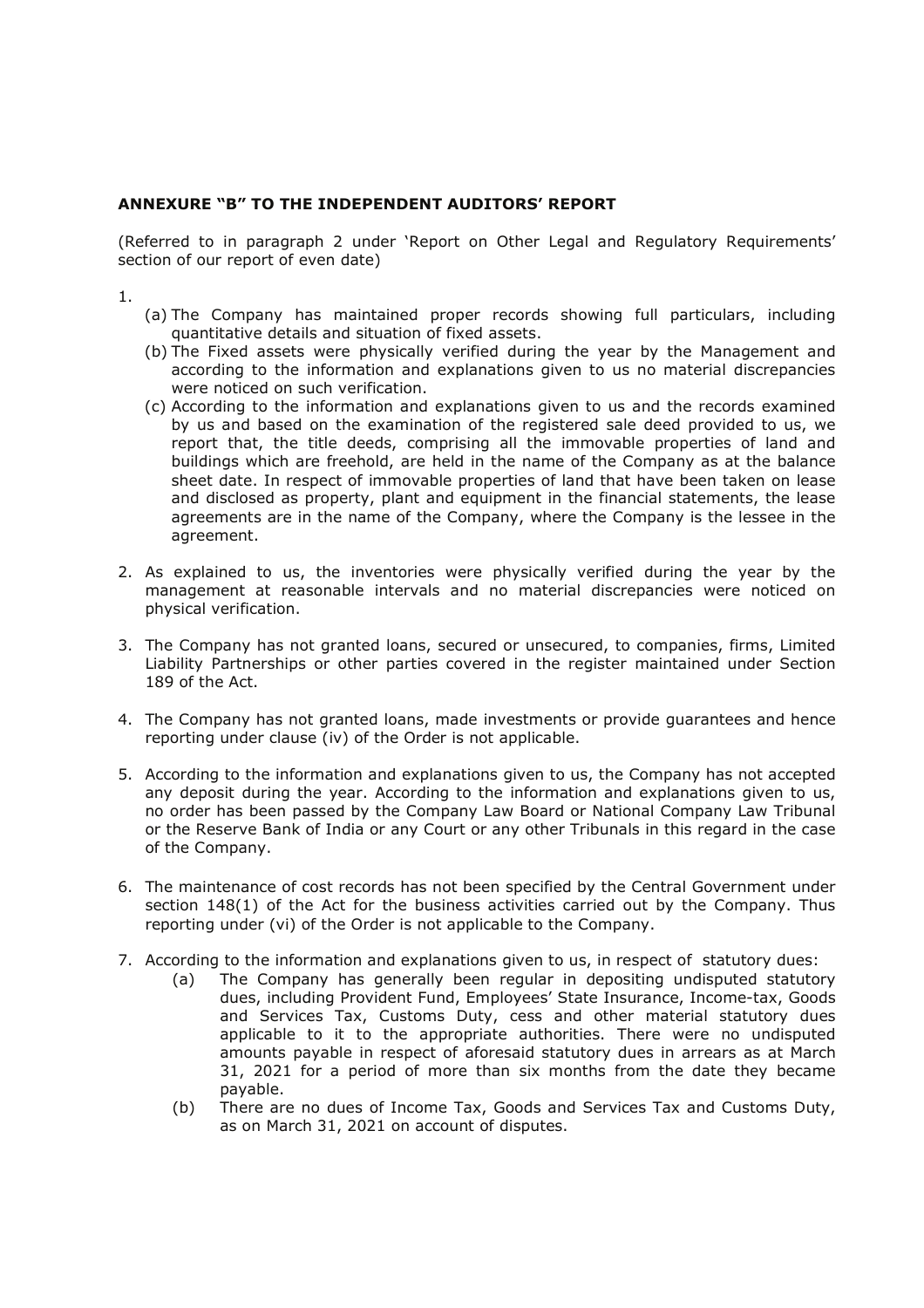**ANNEXURE "B" TO THE INDEPENDENT AUDITORS' REPORT**

(Referred to in paragraph 2 under 'Report on Other Legal and Regulatory Requirements' section of our report of even date)

1.
   (a) The Company has maintained proper records showing full particulars, including quantitative details and situation of fixed assets.
   (b) The Fixed assets were physically verified during the year by the Management and according to the information and explanations given to us no material discrepancies were noticed on such verification.
   (c) According to the information and explanations given to us and the records examined by us and based on the examination of the registered sale deed provided to us, we report that, the title deeds, comprising all the immovable properties of land and buildings which are freehold, are held in the name of the Company as at the balance sheet date. In respect of immovable properties of land that have been taken on lease and disclosed as property, plant and equipment in the financial statements, the lease agreements are in the name of the Company, where the Company is the lessee in the agreement.

2. As explained to us, the inventories were physically verified during the year by the management at reasonable intervals and no material discrepancies were noticed on physical verification.

3. The Company has not granted loans, secured or unsecured, to companies, firms, Limited Liability Partnerships or other parties covered in the register maintained under Section 189 of the Act.

4. The Company has not granted loans, made investments or provide guarantees and hence reporting under clause (iv) of the Order is not applicable.

5. According to the information and explanations given to us, the Company has not accepted any deposit during the year. According to the information and explanations given to us, no order has been passed by the Company Law Board or National Company Law Tribunal or the Reserve Bank of India or any Court or any other Tribunals in this regard in the case of the Company.

6. The maintenance of cost records has not been specified by the Central Government under section 148(1) of the Act for the business activities carried out by the Company. Thus reporting under (vi) of the Order is not applicable to the Company.

7. According to the information and explanations given to us, in respect of statutory dues:
   (a) The Company has generally been regular in depositing undisputed statutory dues, including Provident Fund, Employees' State Insurance, Income-tax, Goods and Services Tax, Customs Duty, cess and other material statutory dues applicable to it to the appropriate authorities. There were no undisputed amounts payable in respect of aforesaid statutory dues in arrears as at March 31, 2021 for a period of more than six months from the date they became payable.
   (b) There are no dues of Income Tax, Goods and Services Tax and Customs Duty, as on March 31, 2021 on account of disputes.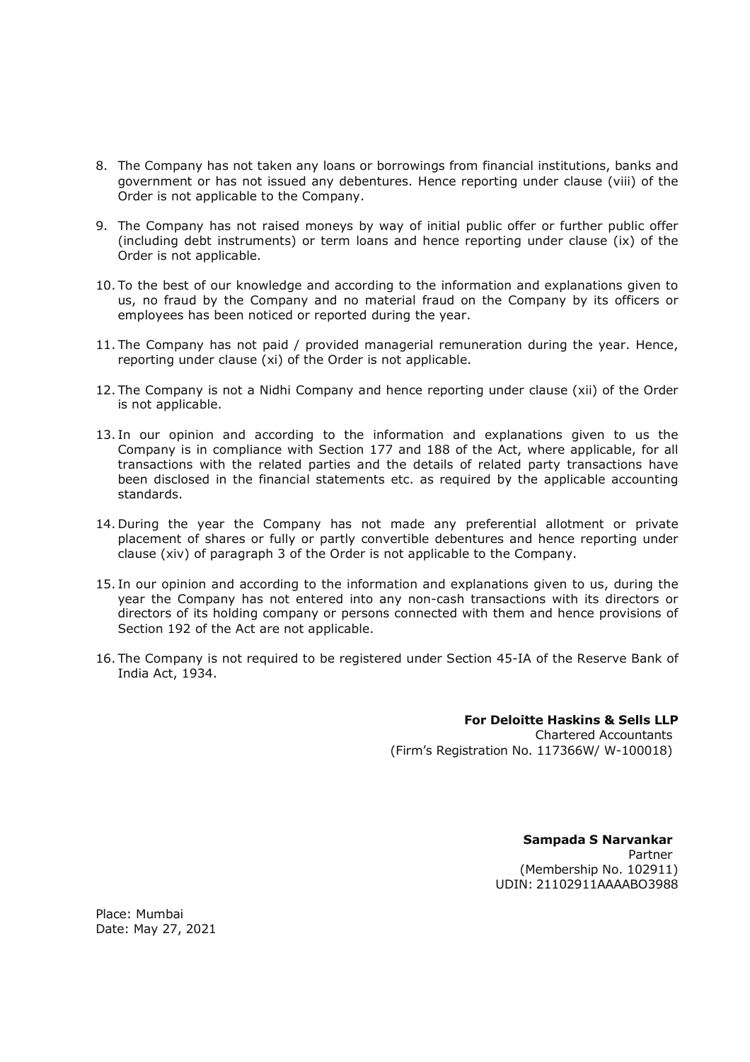8. The Company has not taken any loans or borrowings from financial institutions, banks and government or has not issued any debentures. Hence reporting under clause (viii) of the Order is not applicable to the Company.

9. The Company has not raised moneys by way of initial public offer or further public offer (including debt instruments) or term loans and hence reporting under clause (ix) of the Order is not applicable.

10. To the best of our knowledge and according to the information and explanations given to us, no fraud by the Company and no material fraud on the Company by its officers or employees has been noticed or reported during the year.

11. The Company has not paid / provided managerial remuneration during the year. Hence, reporting under clause (xi) of the Order is not applicable.

12. The Company is not a Nidhi Company and hence reporting under clause (xii) of the Order is not applicable.

13. In our opinion and according to the information and explanations given to us the Company is in compliance with Section 177 and 188 of the Act, where applicable, for all transactions with the related parties and the details of related party transactions have been disclosed in the financial statements etc. as required by the applicable accounting standards.

14. During the year the Company has not made any preferential allotment or private placement of shares or fully or partly convertible debentures and hence reporting under clause (xiv) of paragraph 3 of the Order is not applicable to the Company.

15. In our opinion and according to the information and explanations given to us, during the year the Company has not entered into any non-cash transactions with its directors or directors of its holding company or persons connected with them and hence provisions of Section 192 of the Act are not applicable.

16. The Company is not required to be registered under Section 45-IA of the Reserve Bank of India Act, 1934.

**For Deloitte Haskins & Sells LLP**
Chartered Accountants
(Firm's Registration No. 117366W/ W-100018)

**Sampada S Narvankar**
Partner
(Membership No. 102911)
UDIN: 21102911AAAABO3988

Place: Mumbai
Date: May 27, 2021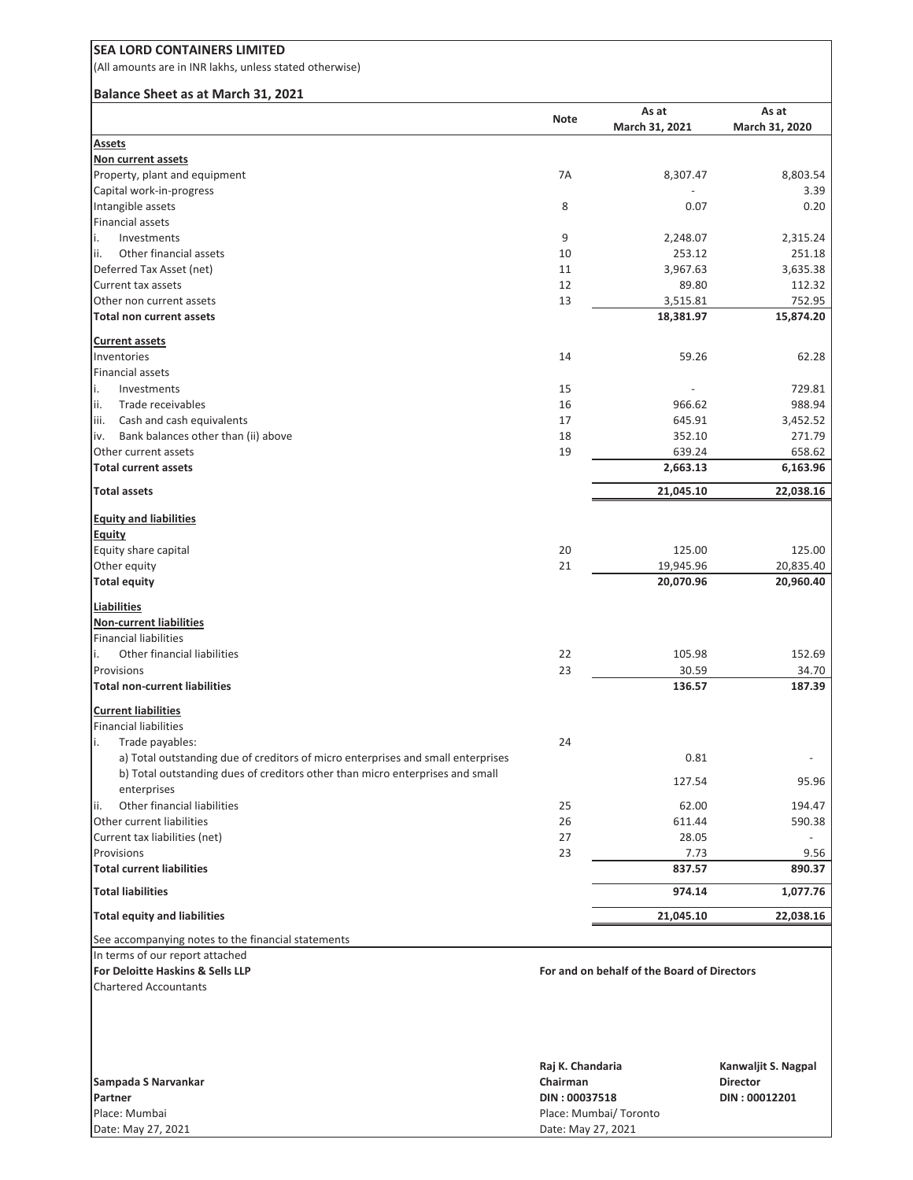# SEA LORD CONTAINERS LIMITED

(All amounts are in INR lakhs, unless stated otherwise)

## Balance Sheet as at March 31, 2021

| | Note | As at March 31, 2021 | As at March 31, 2020 |
|---|---|---|---|
| **Assets** | | | |
| **Non current assets** | | | |
| Property, plant and equipment | 7A | 8,307.47 | 8,803.54 |
| Capital work-in-progress | | - | 3.39 |
| Intangible assets | 8 | 0.07 | 0.20 |
| Financial assets | | | |
| i. Investments | 9 | 2,248.07 | 2,315.24 |
| ii. Other financial assets | 10 | 253.12 | 251.18 |
| Deferred Tax Asset (net) | 11 | 3,967.63 | 3,635.38 |
| Current tax assets | 12 | 89.80 | 112.32 |
| Other non current assets | 13 | 3,515.81 | 752.95 |
| **Total non current assets** | | **18,381.97** | **15,874.20** |
| **Current assets** | | | |
| Inventories | 14 | 59.26 | 62.28 |
| Financial assets | | | |
| i. Investments | 15 | - | 729.81 |
| ii. Trade receivables | 16 | 966.62 | 988.94 |
| iii. Cash and cash equivalents | 17 | 645.91 | 3,452.52 |
| iv. Bank balances other than (ii) above | 18 | 352.10 | 271.79 |
| Other current assets | 19 | 639.24 | 658.62 |
| **Total current assets** | | **2,663.13** | **6,163.96** |
| **Total assets** | | **21,045.10** | **22,038.16** |
| **Equity and liabilities** | | | |
| **Equity** | | | |
| Equity share capital | 20 | 125.00 | 125.00 |
| Other equity | 21 | 19,945.96 | 20,835.40 |
| **Total equity** | | **20,070.96** | **20,960.40** |
| **Liabilities** | | | |
| **Non-current liabilities** | | | |
| Financial liabilities | | | |
| i. Other financial liabilities | 22 | 105.98 | 152.69 |
| Provisions | 23 | 30.59 | 34.70 |
| **Total non-current liabilities** | | **136.57** | **187.39** |
| **Current liabilities** | | | |
| Financial liabilities | | | |
| i. Trade payables: | 24 | | |
| a) Total outstanding due of creditors of micro enterprises and small enterprises | | 0.81 | - |
| b) Total outstanding dues of creditors other than micro enterprises and small enterprises | | 127.54 | 95.96 |
| ii. Other financial liabilities | 25 | 62.00 | 194.47 |
| Other current liabilities | 26 | 611.44 | 590.38 |
| Current tax liabilities (net) | 27 | 28.05 | - |
| Provisions | 23 | 7.73 | 9.56 |
| **Total current liabilities** | | **837.57** | **890.37** |
| **Total liabilities** | | **974.14** | **1,077.76** |
| **Total equity and liabilities** | | **21,045.10** | **22,038.16** |

See accompanying notes to the financial statements

In terms of our report attached
**For Deloitte Haskins & Sells LLP**
Chartered Accountants

**For and on behalf of the Board of Directors**

**Sampada S Narvankar**
**Partner**
Place: Mumbai
Date: May 27, 2021

**Raj K. Chandaria**
**Chairman**
**DIN : 00037518**
Place: Mumbai/ Toronto
Date: May 27, 2021

**Kanwaljit S. Nagpal**
**Director**
**DIN : 00012201**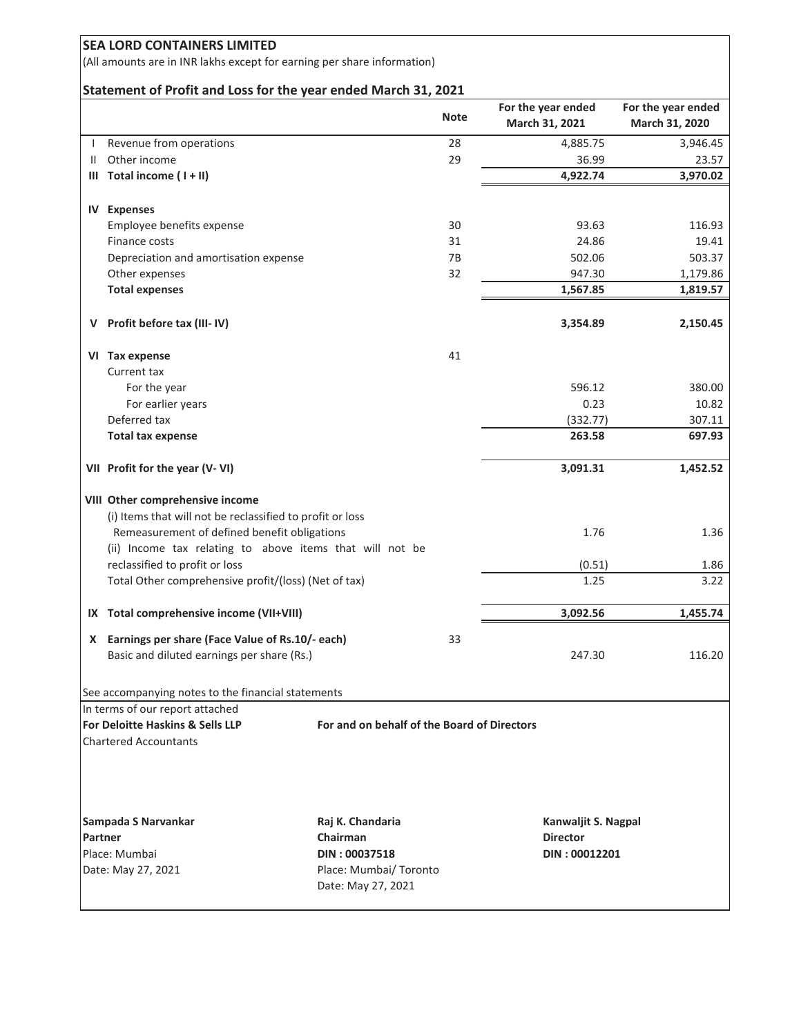# SEA LORD CONTAINERS LIMITED

(All amounts are in INR lakhs except for earning per share information)

## Statement of Profit and Loss for the year ended March 31, 2021

| | | Note | For the year ended March 31, 2021 | For the year ended March 31, 2020 |
|---|---|---|---|---|
| I | Revenue from operations | 28 | 4,885.75 | 3,946.45 |
| II | Other income | 29 | 36.99 | 23.57 |
| III | **Total income ( I + II)** | | **4,922.74** | **3,970.02** |
| | | | | |
| IV | **Expenses** | | | |
| | Employee benefits expense | 30 | 93.63 | 116.93 |
| | Finance costs | 31 | 24.86 | 19.41 |
| | Depreciation and amortisation expense | 7B | 502.06 | 503.37 |
| | Other expenses | 32 | 947.30 | 1,179.86 |
| | **Total expenses** | | **1,567.85** | **1,819.57** |
| | | | | |
| V | **Profit before tax (III- IV)** | | **3,354.89** | **2,150.45** |
| | | | | |
| VI | **Tax expense** | 41 | | |
| | Current tax | | | |
| | For the year | | 596.12 | 380.00 |
| | For earlier years | | 0.23 | 10.82 |
| | Deferred tax | | (332.77) | 307.11 |
| | **Total tax expense** | | **263.58** | **697.93** |
| | | | | |
| VII | **Profit for the year (V- VI)** | | **3,091.31** | **1,452.52** |
| | | | | |
| VIII | **Other comprehensive income** | | | |
| | (i) Items that will not be reclassified to profit or loss | | | |
| | Remeasurement of defined benefit obligations | | 1.76 | 1.36 |
| | (ii) Income tax relating to above items that will not be reclassified to profit or loss | | (0.51) | 1.86 |
| | Total Other comprehensive profit/(loss) (Net of tax) | | 1.25 | 3.22 |
| | | | | |
| IX | **Total comprehensive income (VII+VIII)** | | **3,092.56** | **1,455.74** |
| | | | | |
| X | **Earnings per share (Face Value of Rs.10/- each)** | 33 | | |
| | Basic and diluted earnings per share (Rs.) | | 247.30 | 116.20 |

See accompanying notes to the financial statements

In terms of our report attached

**For Deloitte Haskins & Sells LLP**
Chartered Accountants

**Sampada S Narvankar**
**Partner**
Place: Mumbai
Date: May 27, 2021

**For and on behalf of the Board of Directors**

**Raj K. Chandaria**
**Chairman**
**DIN : 00037518**
Place: Mumbai/ Toronto
Date: May 27, 2021

**Kanwaljit S. Nagpal**
**Director**
**DIN : 00012201**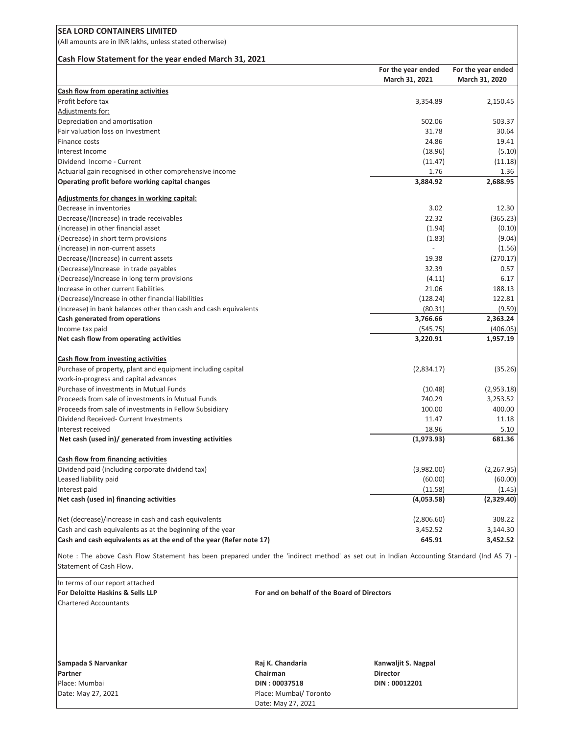**SEA LORD CONTAINERS LIMITED**

(All amounts are in INR lakhs, unless stated otherwise)

**Cash Flow Statement for the year ended March 31, 2021**

| | For the year ended March 31, 2021 | For the year ended March 31, 2020 |
|---|---|---|
| **Cash flow from operating activities** | | |
| Profit before tax | 3,354.89 | 2,150.45 |
| Adjustments for: | | |
| Depreciation and amortisation | 502.06 | 503.37 |
| Fair valuation loss on Investment | 31.78 | 30.64 |
| Finance costs | 24.86 | 19.41 |
| Interest Income | (18.96) | (5.10) |
| Dividend Income - Current | (11.47) | (11.18) |
| Actuarial gain recognised in other comprehensive income | 1.76 | 1.36 |
| **Operating profit before working capital changes** | **3,884.92** | **2,688.95** |
| **Adjustments for changes in working capital:** | | |
| Decrease in inventories | 3.02 | 12.30 |
| Decrease/(Increase) in trade receivables | 22.32 | (365.23) |
| (Increase) in other financial asset | (1.94) | (0.10) |
| (Decrease) in short term provisions | (1.83) | (9.04) |
| (Increase) in non-current assets | - | (1.56) |
| Decrease/(Increase) in current assets | 19.38 | (270.17) |
| (Decrease)/Increase in trade payables | 32.39 | 0.57 |
| (Decrease)/Increase in long term provisions | (4.11) | 6.17 |
| Increase in other current liabilities | 21.06 | 188.13 |
| (Decrease)/Increase in other financial liabilities | (128.24) | 122.81 |
| (Increase) in bank balances other than cash and cash equivalents | (80.31) | (9.59) |
| **Cash generated from operations** | **3,766.66** | **2,363.24** |
| Income tax paid | (545.75) | (406.05) |
| **Net cash flow from operating activities** | **3,220.91** | **1,957.19** |
| **Cash flow from investing activities** | | |
| Purchase of property, plant and equipment including capital work-in-progress and capital advances | (2,834.17) | (35.26) |
| Purchase of investments in Mutual Funds | (10.48) | (2,953.18) |
| Proceeds from sale of investments in Mutual Funds | 740.29 | 3,253.52 |
| Proceeds from sale of investments in Fellow Subsidiary | 100.00 | 400.00 |
| Dividend Received- Current Investments | 11.47 | 11.18 |
| Interest received | 18.96 | 5.10 |
| **Net cash (used in)/ generated from investing activities** | **(1,973.93)** | **681.36** |
| **Cash flow from financing activities** | | |
| Dividend paid (including corporate dividend tax) | (3,982.00) | (2,267.95) |
| Leased liability paid | (60.00) | (60.00) |
| Interest paid | (11.58) | (1.45) |
| **Net cash (used in) financing activities** | **(4,053.58)** | **(2,329.40)** |
| Net (decrease)/increase in cash and cash equivalents | (2,806.60) | 308.22 |
| Cash and cash equivalents as at the beginning of the year | 3,452.52 | 3,144.30 |
| **Cash and cash equivalents as at the end of the year (Refer note 17)** | **645.91** | **3,452.52** |

Note : The above Cash Flow Statement has been prepared under the 'indirect method' as set out in Indian Accounting Standard (Ind AS 7) - Statement of Cash Flow.

In terms of our report attached
**For Deloitte Haskins & Sells LLP**
Chartered Accountants

**For and on behalf of the Board of Directors**

**Sampada S Narvankar**
**Partner**
Place: Mumbai
Date: May 27, 2021

**Raj K. Chandaria**
**Chairman**
**DIN : 00037518**
Place: Mumbai/ Toronto
Date: May 27, 2021

**Kanwaljit S. Nagpal**
**Director**
**DIN : 00012201**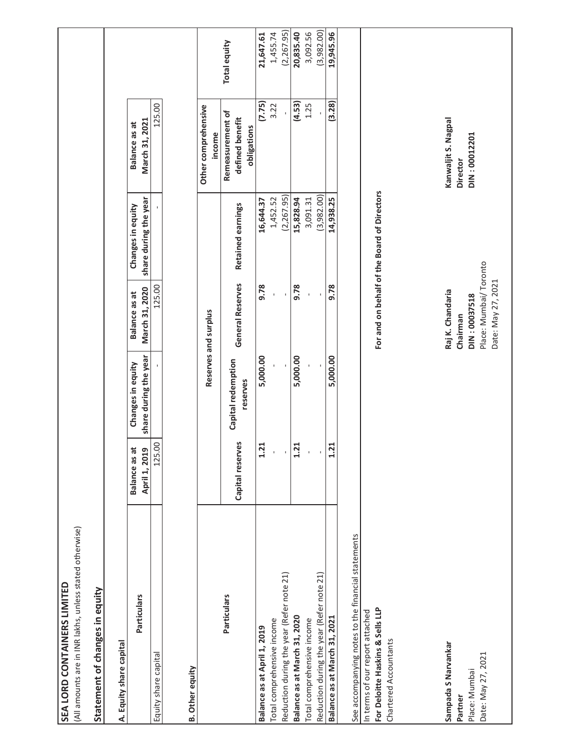**SEA LORD CONTAINERS LIMITED**

(All amounts are in INR lakhs, unless stated otherwise)

## Statement of changes in equity

### A. Equity share capital

| Particulars | Balance as at April 1, 2019 | Changes in equity share during the year | Balance as at March 31, 2020 | Changes in equity share during the year | Balance as at March 31, 2021 |
|---|---|---|---|---|---|
| Equity share capital | 125.00 | - | 125.00 | - | 125.00 |

### B. Other equity

| Particulars | Reserves and surplus | | | | Other comprehensive income | Total equity |
|---|---|---|---|---|---|---|
| | Capital reserves | Capital redemption reserves | General Reserves | Retained earnings | Remeasurement of defined benefit obligations | |
| **Balance as at April 1, 2019** | **1.21** | **5,000.00** | **9.78** | **16,644.37** | **(7.75)** | **21,647.61** |
| Total comprehensive income | - | - | - | 1,452.52 | 3.22 | 1,455.74 |
| Reduction during the year (Refer note 21) | - | - | - | (2,267.95) | - | (2,267.95) |
| **Balance as at March 31, 2020** | **1.21** | **5,000.00** | **9.78** | **15,828.94** | **(4.53)** | **20,835.40** |
| Total comprehensive income | - | - | - | 3,091.31 | 1.25 | 3,092.56 |
| Reduction during the year (Refer note 21) | - | - | - | (3,982.00) | - | (3,982.00) |
| **Balance as at March 31, 2021** | **1.21** | **5,000.00** | **9.78** | **14,938.25** | **(3.28)** | **19,945.96** |

See accompanying notes to the financial statements

In terms of our report attached

**For Deloitte Haskins & Sells LLP**

Chartered Accountants

**For and on behalf of the Board of Directors**

**Sampada S Narvankar**
**Partner**
Place: Mumbai
Date: May 27, 2021

**Raj K. Chandaria**
**Chairman**
**DIN : 00037518**
Place: Mumbai/ Toronto
Date: May 27, 2021

**Kanwaljit S. Nagpal**
**Director**
**DIN : 00012201**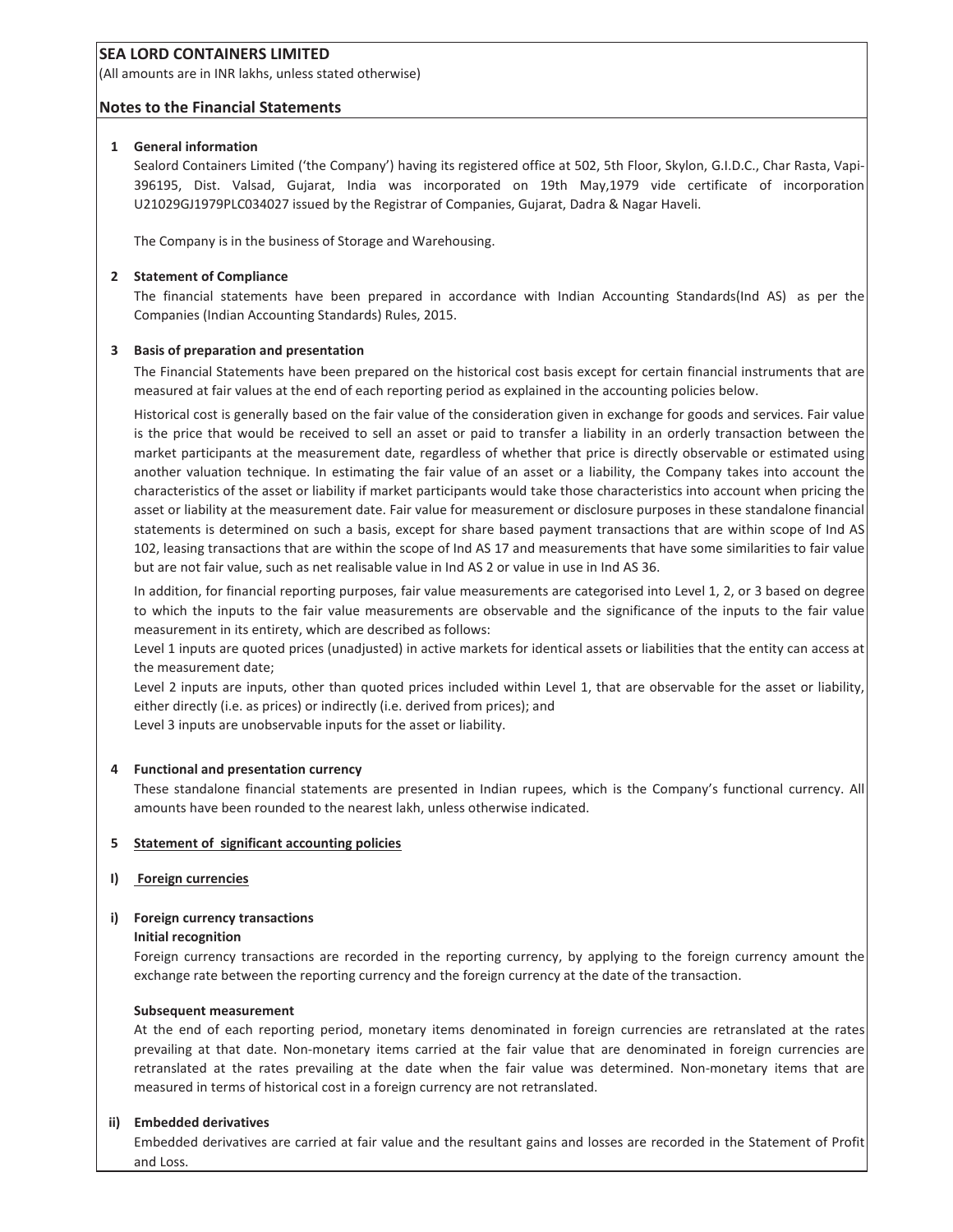**SEA LORD CONTAINERS LIMITED**

(All amounts are in INR lakhs, unless stated otherwise)

## Notes to the Financial Statements

### 1 General information

Sealord Containers Limited ('the Company') having its registered office at 502, 5th Floor, Skylon, G.I.D.C., Char Rasta, Vapi-396195, Dist. Valsad, Gujarat, India was incorporated on 19th May,1979 vide certificate of incorporation U21029GJ1979PLC034027 issued by the Registrar of Companies, Gujarat, Dadra & Nagar Haveli.

The Company is in the business of Storage and Warehousing.

### 2 Statement of Compliance

The financial statements have been prepared in accordance with Indian Accounting Standards(Ind AS) as per the Companies (Indian Accounting Standards) Rules, 2015.

### 3 Basis of preparation and presentation

The Financial Statements have been prepared on the historical cost basis except for certain financial instruments that are measured at fair values at the end of each reporting period as explained in the accounting policies below.

Historical cost is generally based on the fair value of the consideration given in exchange for goods and services. Fair value is the price that would be received to sell an asset or paid to transfer a liability in an orderly transaction between the market participants at the measurement date, regardless of whether that price is directly observable or estimated using another valuation technique. In estimating the fair value of an asset or a liability, the Company takes into account the characteristics of the asset or liability if market participants would take those characteristics into account when pricing the asset or liability at the measurement date. Fair value for measurement or disclosure purposes in these standalone financial statements is determined on such a basis, except for share based payment transactions that are within scope of Ind AS 102, leasing transactions that are within the scope of Ind AS 17 and measurements that have some similarities to fair value but are not fair value, such as net realisable value in Ind AS 2 or value in use in Ind AS 36.

In addition, for financial reporting purposes, fair value measurements are categorised into Level 1, 2, or 3 based on degree to which the inputs to the fair value measurements are observable and the significance of the inputs to the fair value measurement in its entirety, which are described as follows:

Level 1 inputs are quoted prices (unadjusted) in active markets for identical assets or liabilities that the entity can access at the measurement date;

Level 2 inputs are inputs, other than quoted prices included within Level 1, that are observable for the asset or liability, either directly (i.e. as prices) or indirectly (i.e. derived from prices); and

Level 3 inputs are unobservable inputs for the asset or liability.

### 4 Functional and presentation currency

These standalone financial statements are presented in Indian rupees, which is the Company's functional currency. All amounts have been rounded to the nearest lakh, unless otherwise indicated.

### 5 Statement of significant accounting policies

#### I) Foreign currencies

##### i) Foreign currency transactions

**Initial recognition**

Foreign currency transactions are recorded in the reporting currency, by applying to the foreign currency amount the exchange rate between the reporting currency and the foreign currency at the date of the transaction.

**Subsequent measurement**

At the end of each reporting period, monetary items denominated in foreign currencies are retranslated at the rates prevailing at that date. Non-monetary items carried at the fair value that are denominated in foreign currencies are retranslated at the rates prevailing at the date when the fair value was determined. Non-monetary items that are measured in terms of historical cost in a foreign currency are not retranslated.

##### ii) Embedded derivatives

Embedded derivatives are carried at fair value and the resultant gains and losses are recorded in the Statement of Profit and Loss.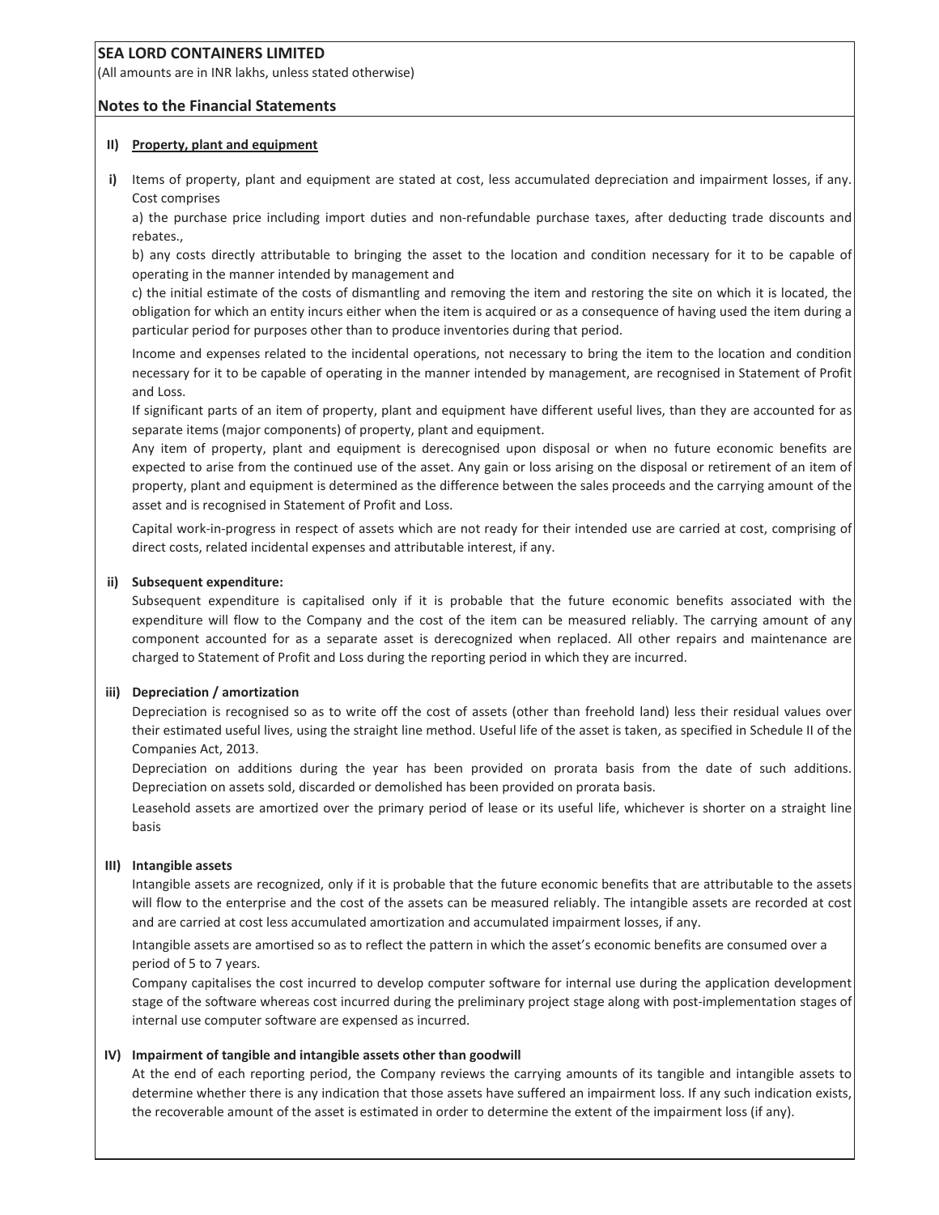**SEA LORD CONTAINERS LIMITED**

(All amounts are in INR lakhs, unless stated otherwise)

**Notes to the Financial Statements**

**II) Property, plant and equipment**

**i)** Items of property, plant and equipment are stated at cost, less accumulated depreciation and impairment losses, if any. Cost comprises

a) the purchase price including import duties and non-refundable purchase taxes, after deducting trade discounts and rebates.,

b) any costs directly attributable to bringing the asset to the location and condition necessary for it to be capable of operating in the manner intended by management and

c) the initial estimate of the costs of dismantling and removing the item and restoring the site on which it is located, the obligation for which an entity incurs either when the item is acquired or as a consequence of having used the item during a particular period for purposes other than to produce inventories during that period.

Income and expenses related to the incidental operations, not necessary to bring the item to the location and condition necessary for it to be capable of operating in the manner intended by management, are recognised in Statement of Profit and Loss.

If significant parts of an item of property, plant and equipment have different useful lives, than they are accounted for as separate items (major components) of property, plant and equipment.

Any item of property, plant and equipment is derecognised upon disposal or when no future economic benefits are expected to arise from the continued use of the asset. Any gain or loss arising on the disposal or retirement of an item of property, plant and equipment is determined as the difference between the sales proceeds and the carrying amount of the asset and is recognised in Statement of Profit and Loss.

Capital work-in-progress in respect of assets which are not ready for their intended use are carried at cost, comprising of direct costs, related incidental expenses and attributable interest, if any.

**ii) Subsequent expenditure:**

Subsequent expenditure is capitalised only if it is probable that the future economic benefits associated with the expenditure will flow to the Company and the cost of the item can be measured reliably. The carrying amount of any component accounted for as a separate asset is derecognized when replaced. All other repairs and maintenance are charged to Statement of Profit and Loss during the reporting period in which they are incurred.

**iii) Depreciation / amortization**

Depreciation is recognised so as to write off the cost of assets (other than freehold land) less their residual values over their estimated useful lives, using the straight line method. Useful life of the asset is taken, as specified in Schedule II of the Companies Act, 2013.

Depreciation on additions during the year has been provided on prorata basis from the date of such additions. Depreciation on assets sold, discarded or demolished has been provided on prorata basis.

Leasehold assets are amortized over the primary period of lease or its useful life, whichever is shorter on a straight line basis

**III) Intangible assets**

Intangible assets are recognized, only if it is probable that the future economic benefits that are attributable to the assets will flow to the enterprise and the cost of the assets can be measured reliably. The intangible assets are recorded at cost and are carried at cost less accumulated amortization and accumulated impairment losses, if any.

Intangible assets are amortised so as to reflect the pattern in which the asset's economic benefits are consumed over a period of 5 to 7 years.

Company capitalises the cost incurred to develop computer software for internal use during the application development stage of the software whereas cost incurred during the preliminary project stage along with post-implementation stages of internal use computer software are expensed as incurred.

**IV) Impairment of tangible and intangible assets other than goodwill**

At the end of each reporting period, the Company reviews the carrying amounts of its tangible and intangible assets to determine whether there is any indication that those assets have suffered an impairment loss. If any such indication exists, the recoverable amount of the asset is estimated in order to determine the extent of the impairment loss (if any).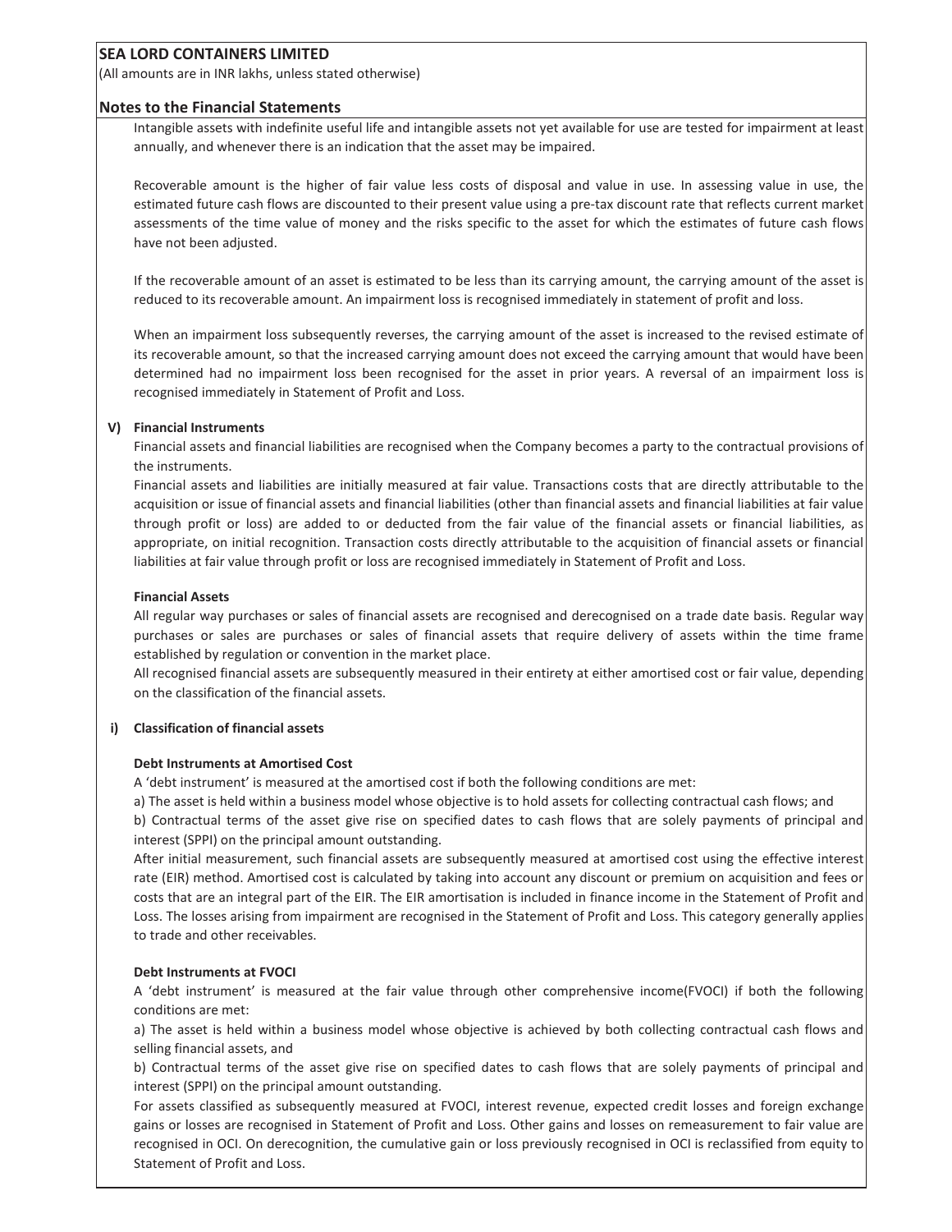Intangible assets with indefinite useful life and intangible assets not yet available for use are tested for impairment at least annually, and whenever there is an indication that the asset may be impaired.

Recoverable amount is the higher of fair value less costs of disposal and value in use. In assessing value in use, the estimated future cash flows are discounted to their present value using a pre-tax discount rate that reflects current market assessments of the time value of money and the risks specific to the asset for which the estimates of future cash flows have not been adjusted.

If the recoverable amount of an asset is estimated to be less than its carrying amount, the carrying amount of the asset is reduced to its recoverable amount. An impairment loss is recognised immediately in statement of profit and loss.

When an impairment loss subsequently reverses, the carrying amount of the asset is increased to the revised estimate of its recoverable amount, so that the increased carrying amount does not exceed the carrying amount that would have been determined had no impairment loss been recognised for the asset in prior years. A reversal of an impairment loss is recognised immediately in Statement of Profit and Loss.

**V) Financial Instruments**

Financial assets and financial liabilities are recognised when the Company becomes a party to the contractual provisions of the instruments.

Financial assets and liabilities are initially measured at fair value. Transactions costs that are directly attributable to the acquisition or issue of financial assets and financial liabilities (other than financial assets and financial liabilities at fair value through profit or loss) are added to or deducted from the fair value of the financial assets or financial liabilities, as appropriate, on initial recognition. Transaction costs directly attributable to the acquisition of financial assets or financial liabilities at fair value through profit or loss are recognised immediately in Statement of Profit and Loss.

**Financial Assets**

All regular way purchases or sales of financial assets are recognised and derecognised on a trade date basis. Regular way purchases or sales are purchases or sales of financial assets that require delivery of assets within the time frame established by regulation or convention in the market place.

All recognised financial assets are subsequently measured in their entirety at either amortised cost or fair value, depending on the classification of the financial assets.

**i) Classification of financial assets**

**Debt Instruments at Amortised Cost**

A 'debt instrument' is measured at the amortised cost if both the following conditions are met:

a) The asset is held within a business model whose objective is to hold assets for collecting contractual cash flows; and

b) Contractual terms of the asset give rise on specified dates to cash flows that are solely payments of principal and interest (SPPI) on the principal amount outstanding.

After initial measurement, such financial assets are subsequently measured at amortised cost using the effective interest rate (EIR) method. Amortised cost is calculated by taking into account any discount or premium on acquisition and fees or costs that are an integral part of the EIR. The EIR amortisation is included in finance income in the Statement of Profit and Loss. The losses arising from impairment are recognised in the Statement of Profit and Loss. This category generally applies to trade and other receivables.

**Debt Instruments at FVOCI**

A 'debt instrument' is measured at the fair value through other comprehensive income(FVOCI) if both the following conditions are met:

a) The asset is held within a business model whose objective is achieved by both collecting contractual cash flows and selling financial assets, and

b) Contractual terms of the asset give rise on specified dates to cash flows that are solely payments of principal and interest (SPPI) on the principal amount outstanding.

For assets classified as subsequently measured at FVOCI, interest revenue, expected credit losses and foreign exchange gains or losses are recognised in Statement of Profit and Loss. Other gains and losses on remeasurement to fair value are recognised in OCI. On derecognition, the cumulative gain or loss previously recognised in OCI is reclassified from equity to Statement of Profit and Loss.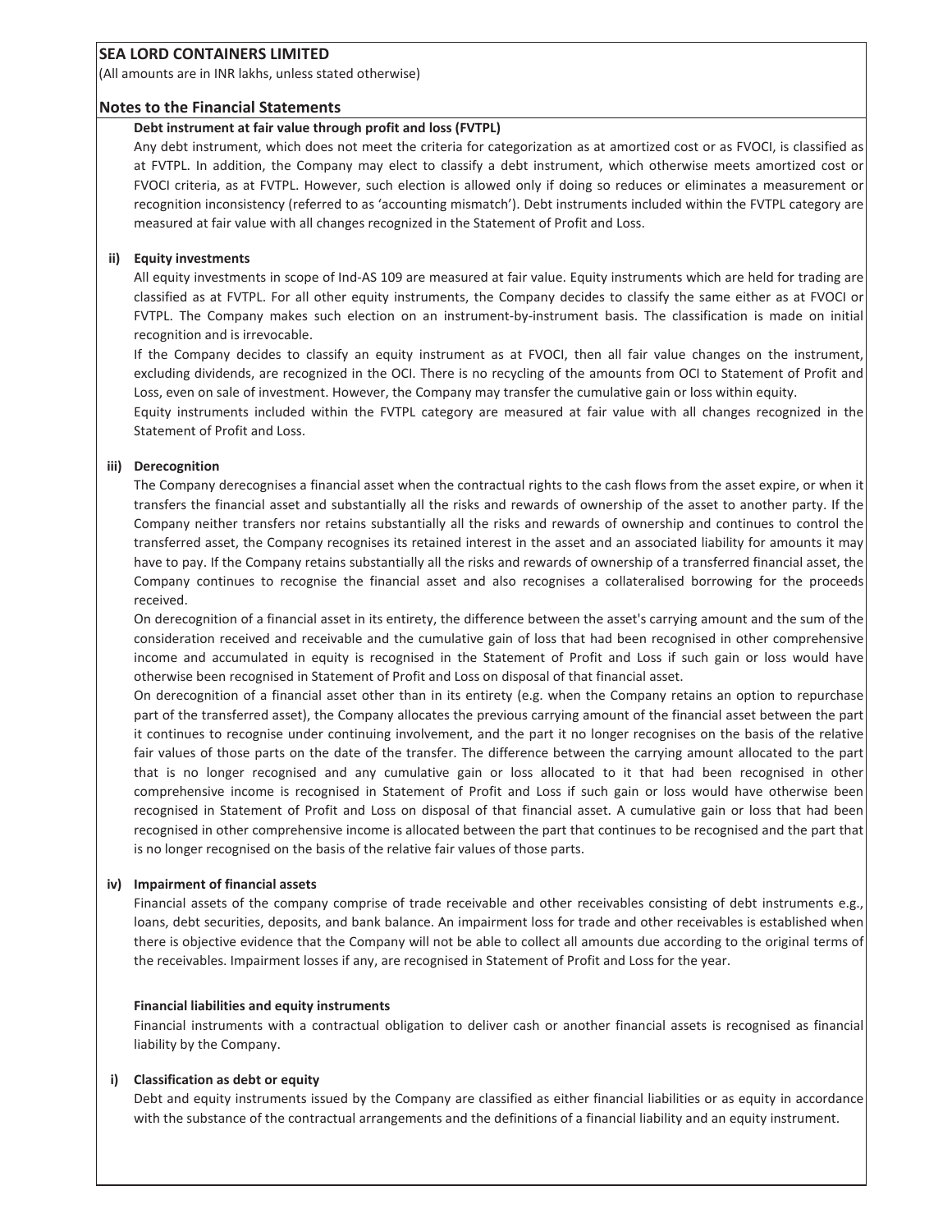**SEA LORD CONTAINERS LIMITED**

(All amounts are in INR lakhs, unless stated otherwise)

**Notes to the Financial Statements**

**Debt instrument at fair value through profit and loss (FVTPL)**

Any debt instrument, which does not meet the criteria for categorization as at amortized cost or as FVOCI, is classified as at FVTPL. In addition, the Company may elect to classify a debt instrument, which otherwise meets amortized cost or FVOCI criteria, as at FVTPL. However, such election is allowed only if doing so reduces or eliminates a measurement or recognition inconsistency (referred to as 'accounting mismatch'). Debt instruments included within the FVTPL category are measured at fair value with all changes recognized in the Statement of Profit and Loss.

**ii) Equity investments**

All equity investments in scope of Ind-AS 109 are measured at fair value. Equity instruments which are held for trading are classified as at FVTPL. For all other equity instruments, the Company decides to classify the same either as at FVOCI or FVTPL. The Company makes such election on an instrument-by-instrument basis. The classification is made on initial recognition and is irrevocable.

If the Company decides to classify an equity instrument as at FVOCI, then all fair value changes on the instrument, excluding dividends, are recognized in the OCI. There is no recycling of the amounts from OCI to Statement of Profit and Loss, even on sale of investment. However, the Company may transfer the cumulative gain or loss within equity.

Equity instruments included within the FVTPL category are measured at fair value with all changes recognized in the Statement of Profit and Loss.

**iii) Derecognition**

The Company derecognises a financial asset when the contractual rights to the cash flows from the asset expire, or when it transfers the financial asset and substantially all the risks and rewards of ownership of the asset to another party. If the Company neither transfers nor retains substantially all the risks and rewards of ownership and continues to control the transferred asset, the Company recognises its retained interest in the asset and an associated liability for amounts it may have to pay. If the Company retains substantially all the risks and rewards of ownership of a transferred financial asset, the Company continues to recognise the financial asset and also recognises a collateralised borrowing for the proceeds received.

On derecognition of a financial asset in its entirety, the difference between the asset's carrying amount and the sum of the consideration received and receivable and the cumulative gain of loss that had been recognised in other comprehensive income and accumulated in equity is recognised in the Statement of Profit and Loss if such gain or loss would have otherwise been recognised in Statement of Profit and Loss on disposal of that financial asset.

On derecognition of a financial asset other than in its entirety (e.g. when the Company retains an option to repurchase part of the transferred asset), the Company allocates the previous carrying amount of the financial asset between the part it continues to recognise under continuing involvement, and the part it no longer recognises on the basis of the relative fair values of those parts on the date of the transfer. The difference between the carrying amount allocated to the part that is no longer recognised and any cumulative gain or loss allocated to it that had been recognised in other comprehensive income is recognised in Statement of Profit and Loss if such gain or loss would have otherwise been recognised in Statement of Profit and Loss on disposal of that financial asset. A cumulative gain or loss that had been recognised in other comprehensive income is allocated between the part that continues to be recognised and the part that is no longer recognised on the basis of the relative fair values of those parts.

**iv) Impairment of financial assets**

Financial assets of the company comprise of trade receivable and other receivables consisting of debt instruments e.g., loans, debt securities, deposits, and bank balance. An impairment loss for trade and other receivables is established when there is objective evidence that the Company will not be able to collect all amounts due according to the original terms of the receivables. Impairment losses if any, are recognised in Statement of Profit and Loss for the year.

**Financial liabilities and equity instruments**

Financial instruments with a contractual obligation to deliver cash or another financial assets is recognised as financial liability by the Company.

**i) Classification as debt or equity**

Debt and equity instruments issued by the Company are classified as either financial liabilities or as equity in accordance with the substance of the contractual arrangements and the definitions of a financial liability and an equity instrument.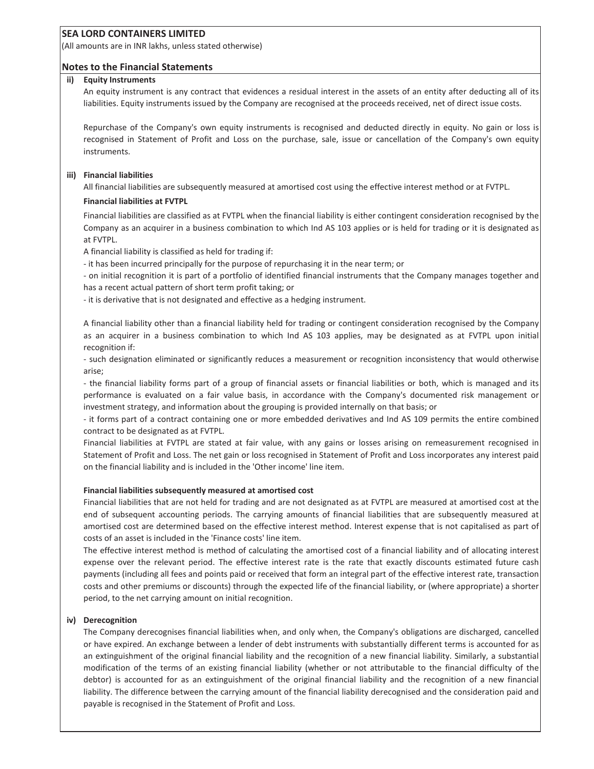# SEA LORD CONTAINERS LIMITED

(All amounts are in INR lakhs, unless stated otherwise)

## Notes to the Financial Statements

**ii) Equity Instruments**

An equity instrument is any contract that evidences a residual interest in the assets of an entity after deducting all of its liabilities. Equity instruments issued by the Company are recognised at the proceeds received, net of direct issue costs.

Repurchase of the Company's own equity instruments is recognised and deducted directly in equity. No gain or loss is recognised in Statement of Profit and Loss on the purchase, sale, issue or cancellation of the Company's own equity instruments.

**iii) Financial liabilities**

All financial liabilities are subsequently measured at amortised cost using the effective interest method or at FVTPL.

**Financial liabilities at FVTPL**

Financial liabilities are classified as at FVTPL when the financial liability is either contingent consideration recognised by the Company as an acquirer in a business combination to which Ind AS 103 applies or is held for trading or it is designated as at FVTPL.

A financial liability is classified as held for trading if:

- it has been incurred principally for the purpose of repurchasing it in the near term; or
- on initial recognition it is part of a portfolio of identified financial instruments that the Company manages together and has a recent actual pattern of short term profit taking; or
- it is derivative that is not designated and effective as a hedging instrument.

A financial liability other than a financial liability held for trading or contingent consideration recognised by the Company as an acquirer in a business combination to which Ind AS 103 applies, may be designated as at FVTPL upon initial recognition if:

- such designation eliminated or significantly reduces a measurement or recognition inconsistency that would otherwise arise;
- the financial liability forms part of a group of financial assets or financial liabilities or both, which is managed and its performance is evaluated on a fair value basis, in accordance with the Company's documented risk management or investment strategy, and information about the grouping is provided internally on that basis; or
- it forms part of a contract containing one or more embedded derivatives and Ind AS 109 permits the entire combined contract to be designated as at FVTPL.

Financial liabilities at FVTPL are stated at fair value, with any gains or losses arising on remeasurement recognised in Statement of Profit and Loss. The net gain or loss recognised in Statement of Profit and Loss incorporates any interest paid on the financial liability and is included in the 'Other income' line item.

**Financial liabilities subsequently measured at amortised cost**

Financial liabilities that are not held for trading and are not designated as at FVTPL are measured at amortised cost at the end of subsequent accounting periods. The carrying amounts of financial liabilities that are subsequently measured at amortised cost are determined based on the effective interest method. Interest expense that is not capitalised as part of costs of an asset is included in the 'Finance costs' line item.

The effective interest method is method of calculating the amortised cost of a financial liability and of allocating interest expense over the relevant period. The effective interest rate is the rate that exactly discounts estimated future cash payments (including all fees and points paid or received that form an integral part of the effective interest rate, transaction costs and other premiums or discounts) through the expected life of the financial liability, or (where appropriate) a shorter period, to the net carrying amount on initial recognition.

**iv) Derecognition**

The Company derecognises financial liabilities when, and only when, the Company's obligations are discharged, cancelled or have expired. An exchange between a lender of debt instruments with substantially different terms is accounted for as an extinguishment of the original financial liability and the recognition of a new financial liability. Similarly, a substantial modification of the terms of an existing financial liability (whether or not attributable to the financial difficulty of the debtor) is accounted for as an extinguishment of the original financial liability and the recognition of a new financial liability. The difference between the carrying amount of the financial liability derecognised and the consideration paid and payable is recognised in the Statement of Profit and Loss.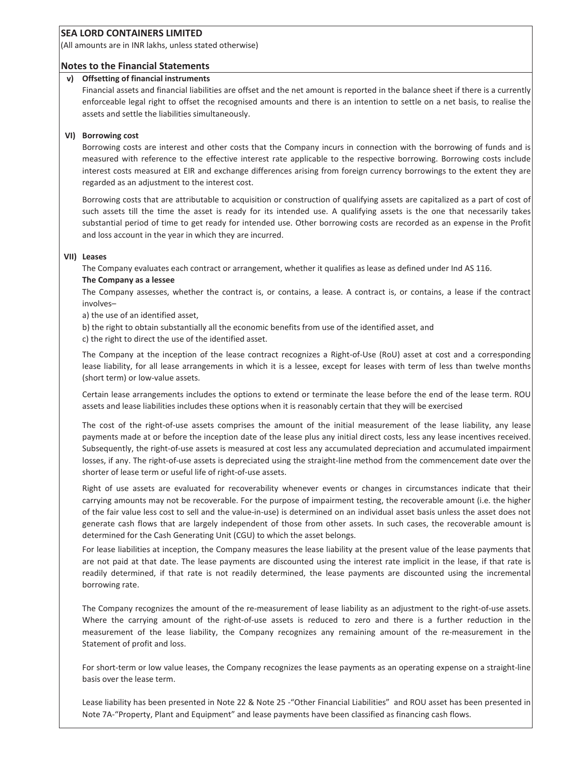**SEA LORD CONTAINERS LIMITED**

(All amounts are in INR lakhs, unless stated otherwise)

## Notes to the Financial Statements

**v) Offsetting of financial instruments**

Financial assets and financial liabilities are offset and the net amount is reported in the balance sheet if there is a currently enforceable legal right to offset the recognised amounts and there is an intention to settle on a net basis, to realise the assets and settle the liabilities simultaneously.

**VI) Borrowing cost**

Borrowing costs are interest and other costs that the Company incurs in connection with the borrowing of funds and is measured with reference to the effective interest rate applicable to the respective borrowing. Borrowing costs include interest costs measured at EIR and exchange differences arising from foreign currency borrowings to the extent they are regarded as an adjustment to the interest cost.

Borrowing costs that are attributable to acquisition or construction of qualifying assets are capitalized as a part of cost of such assets till the time the asset is ready for its intended use. A qualifying assets is the one that necessarily takes substantial period of time to get ready for intended use. Other borrowing costs are recorded as an expense in the Profit and loss account in the year in which they are incurred.

**VII) Leases**

The Company evaluates each contract or arrangement, whether it qualifies as lease as defined under Ind AS 116.

**The Company as a lessee**

The Company assesses, whether the contract is, or contains, a lease. A contract is, or contains, a lease if the contract involves–

a) the use of an identified asset,

b) the right to obtain substantially all the economic benefits from use of the identified asset, and

c) the right to direct the use of the identified asset.

The Company at the inception of the lease contract recognizes a Right-of-Use (RoU) asset at cost and a corresponding lease liability, for all lease arrangements in which it is a lessee, except for leases with term of less than twelve months (short term) or low-value assets.

Certain lease arrangements includes the options to extend or terminate the lease before the end of the lease term. ROU assets and lease liabilities includes these options when it is reasonably certain that they will be exercised

The cost of the right-of-use assets comprises the amount of the initial measurement of the lease liability, any lease payments made at or before the inception date of the lease plus any initial direct costs, less any lease incentives received. Subsequently, the right-of-use assets is measured at cost less any accumulated depreciation and accumulated impairment losses, if any. The right-of-use assets is depreciated using the straight-line method from the commencement date over the shorter of lease term or useful life of right-of-use assets.

Right of use assets are evaluated for recoverability whenever events or changes in circumstances indicate that their carrying amounts may not be recoverable. For the purpose of impairment testing, the recoverable amount (i.e. the higher of the fair value less cost to sell and the value-in-use) is determined on an individual asset basis unless the asset does not generate cash flows that are largely independent of those from other assets. In such cases, the recoverable amount is determined for the Cash Generating Unit (CGU) to which the asset belongs.

For lease liabilities at inception, the Company measures the lease liability at the present value of the lease payments that are not paid at that date. The lease payments are discounted using the interest rate implicit in the lease, if that rate is readily determined, if that rate is not readily determined, the lease payments are discounted using the incremental borrowing rate.

The Company recognizes the amount of the re-measurement of lease liability as an adjustment to the right-of-use assets. Where the carrying amount of the right-of-use assets is reduced to zero and there is a further reduction in the measurement of the lease liability, the Company recognizes any remaining amount of the re-measurement in the Statement of profit and loss.

For short-term or low value leases, the Company recognizes the lease payments as an operating expense on a straight-line basis over the lease term.

Lease liability has been presented in Note 22 & Note 25 -"Other Financial Liabilities" and ROU asset has been presented in Note 7A-"Property, Plant and Equipment" and lease payments have been classified as financing cash flows.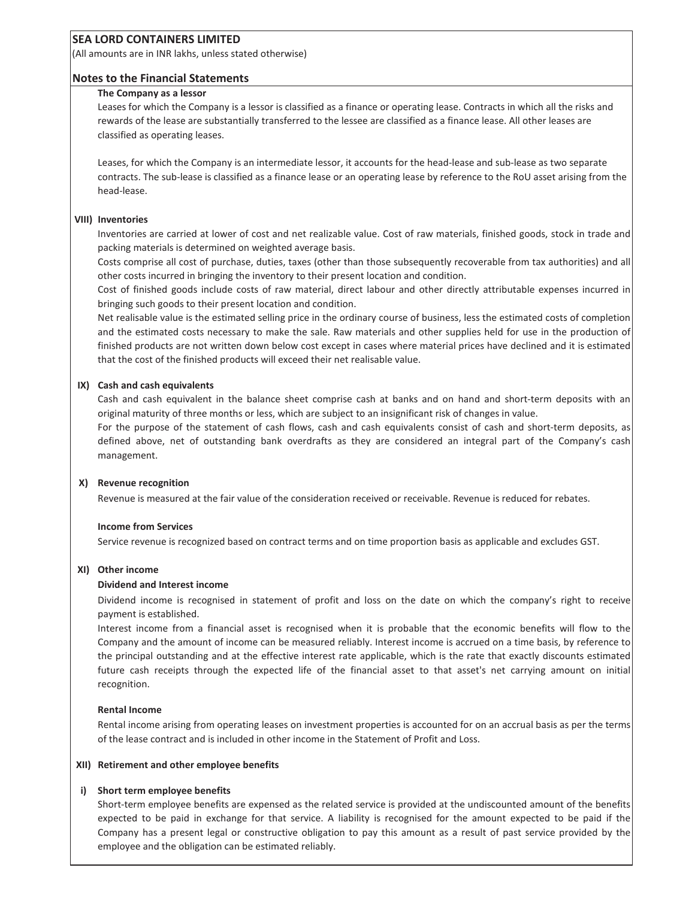**SEA LORD CONTAINERS LIMITED**

(All amounts are in INR lakhs, unless stated otherwise)

## Notes to the Financial Statements

**The Company as a lessor**

Leases for which the Company is a lessor is classified as a finance or operating lease. Contracts in which all the risks and rewards of the lease are substantially transferred to the lessee are classified as a finance lease. All other leases are classified as operating leases.

Leases, for which the Company is an intermediate lessor, it accounts for the head-lease and sub-lease as two separate contracts. The sub-lease is classified as a finance lease or an operating lease by reference to the RoU asset arising from the head-lease.

### VIII) Inventories

Inventories are carried at lower of cost and net realizable value. Cost of raw materials, finished goods, stock in trade and packing materials is determined on weighted average basis.

Costs comprise all cost of purchase, duties, taxes (other than those subsequently recoverable from tax authorities) and all other costs incurred in bringing the inventory to their present location and condition.

Cost of finished goods include costs of raw material, direct labour and other directly attributable expenses incurred in bringing such goods to their present location and condition.

Net realisable value is the estimated selling price in the ordinary course of business, less the estimated costs of completion and the estimated costs necessary to make the sale. Raw materials and other supplies held for use in the production of finished products are not written down below cost except in cases where material prices have declined and it is estimated that the cost of the finished products will exceed their net realisable value.

### IX) Cash and cash equivalents

Cash and cash equivalent in the balance sheet comprise cash at banks and on hand and short-term deposits with an original maturity of three months or less, which are subject to an insignificant risk of changes in value.

For the purpose of the statement of cash flows, cash and cash equivalents consist of cash and short-term deposits, as defined above, net of outstanding bank overdrafts as they are considered an integral part of the Company's cash management.

### X) Revenue recognition

Revenue is measured at the fair value of the consideration received or receivable. Revenue is reduced for rebates.

**Income from Services**

Service revenue is recognized based on contract terms and on time proportion basis as applicable and excludes GST.

### XI) Other income

**Dividend and Interest income**

Dividend income is recognised in statement of profit and loss on the date on which the company's right to receive payment is established.

Interest income from a financial asset is recognised when it is probable that the economic benefits will flow to the Company and the amount of income can be measured reliably. Interest income is accrued on a time basis, by reference to the principal outstanding and at the effective interest rate applicable, which is the rate that exactly discounts estimated future cash receipts through the expected life of the financial asset to that asset's net carrying amount on initial recognition.

**Rental Income**

Rental income arising from operating leases on investment properties is accounted for on an accrual basis as per the terms of the lease contract and is included in other income in the Statement of Profit and Loss.

### XII) Retirement and other employee benefits

**i) Short term employee benefits**

Short-term employee benefits are expensed as the related service is provided at the undiscounted amount of the benefits expected to be paid in exchange for that service. A liability is recognised for the amount expected to be paid if the Company has a present legal or constructive obligation to pay this amount as a result of past service provided by the employee and the obligation can be estimated reliably.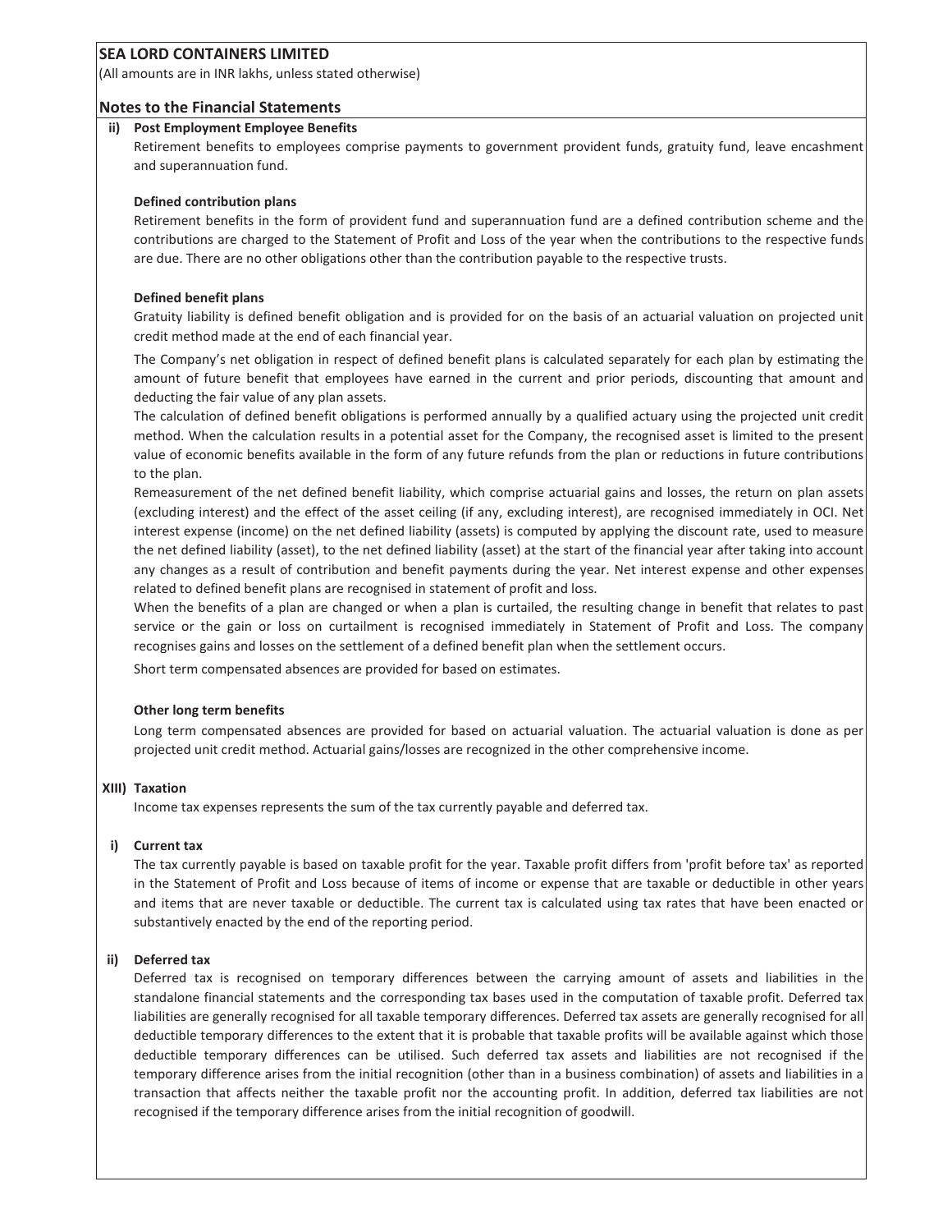**SEA LORD CONTAINERS LIMITED**

(All amounts are in INR lakhs, unless stated otherwise)

## Notes to the Financial Statements

**ii) Post Employment Employee Benefits**

Retirement benefits to employees comprise payments to government provident funds, gratuity fund, leave encashment and superannuation fund.

**Defined contribution plans**

Retirement benefits in the form of provident fund and superannuation fund are a defined contribution scheme and the contributions are charged to the Statement of Profit and Loss of the year when the contributions to the respective funds are due. There are no other obligations other than the contribution payable to the respective trusts.

**Defined benefit plans**

Gratuity liability is defined benefit obligation and is provided for on the basis of an actuarial valuation on projected unit credit method made at the end of each financial year.

The Company's net obligation in respect of defined benefit plans is calculated separately for each plan by estimating the amount of future benefit that employees have earned in the current and prior periods, discounting that amount and deducting the fair value of any plan assets.

The calculation of defined benefit obligations is performed annually by a qualified actuary using the projected unit credit method. When the calculation results in a potential asset for the Company, the recognised asset is limited to the present value of economic benefits available in the form of any future refunds from the plan or reductions in future contributions to the plan.

Remeasurement of the net defined benefit liability, which comprise actuarial gains and losses, the return on plan assets (excluding interest) and the effect of the asset ceiling (if any, excluding interest), are recognised immediately in OCI. Net interest expense (income) on the net defined liability (assets) is computed by applying the discount rate, used to measure the net defined liability (asset), to the net defined liability (asset) at the start of the financial year after taking into account any changes as a result of contribution and benefit payments during the year. Net interest expense and other expenses related to defined benefit plans are recognised in statement of profit and loss.

When the benefits of a plan are changed or when a plan is curtailed, the resulting change in benefit that relates to past service or the gain or loss on curtailment is recognised immediately in Statement of Profit and Loss. The company recognises gains and losses on the settlement of a defined benefit plan when the settlement occurs.

Short term compensated absences are provided for based on estimates.

**Other long term benefits**

Long term compensated absences are provided for based on actuarial valuation. The actuarial valuation is done as per projected unit credit method. Actuarial gains/losses are recognized in the other comprehensive income.

**XIII) Taxation**

Income tax expenses represents the sum of the tax currently payable and deferred tax.

**i) Current tax**

The tax currently payable is based on taxable profit for the year. Taxable profit differs from 'profit before tax' as reported in the Statement of Profit and Loss because of items of income or expense that are taxable or deductible in other years and items that are never taxable or deductible. The current tax is calculated using tax rates that have been enacted or substantively enacted by the end of the reporting period.

**ii) Deferred tax**

Deferred tax is recognised on temporary differences between the carrying amount of assets and liabilities in the standalone financial statements and the corresponding tax bases used in the computation of taxable profit. Deferred tax liabilities are generally recognised for all taxable temporary differences. Deferred tax assets are generally recognised for all deductible temporary differences to the extent that it is probable that taxable profits will be available against which those deductible temporary differences can be utilised. Such deferred tax assets and liabilities are not recognised if the temporary difference arises from the initial recognition (other than in a business combination) of assets and liabilities in a transaction that affects neither the taxable profit nor the accounting profit. In addition, deferred tax liabilities are not recognised if the temporary difference arises from the initial recognition of goodwill.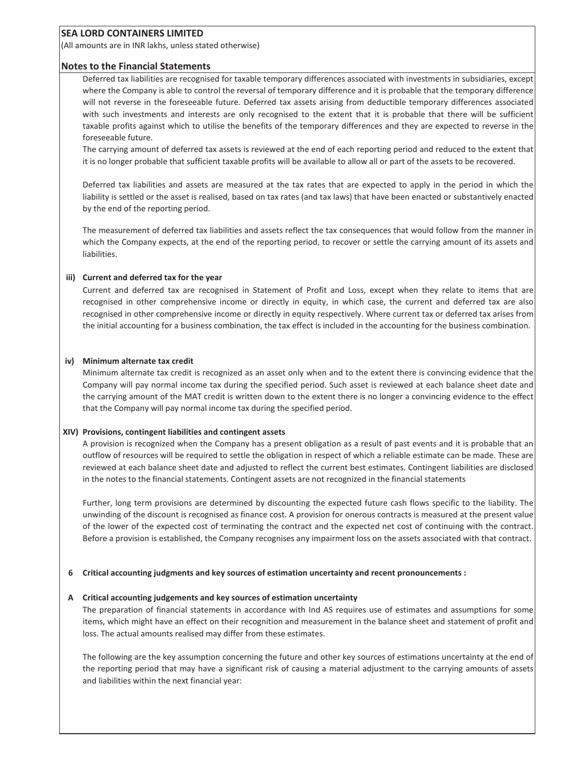# SEA LORD CONTAINERS LIMITED

(All amounts are in INR lakhs, unless stated otherwise)

## Notes to the Financial Statements

Deferred tax liabilities are recognised for taxable temporary differences associated with investments in subsidiaries, except where the Company is able to control the reversal of temporary difference and it is probable that the temporary difference will not reverse in the foreseeable future. Deferred tax assets arising from deductible temporary differences associated with such investments and interests are only recognised to the extent that it is probable that there will be sufficient taxable profits against which to utilise the benefits of the temporary differences and they are expected to reverse in the foreseeable future.

The carrying amount of deferred tax assets is reviewed at the end of each reporting period and reduced to the extent that it is no longer probable that sufficient taxable profits will be available to allow all or part of the assets to be recovered.

Deferred tax liabilities and assets are measured at the tax rates that are expected to apply in the period in which the liability is settled or the asset is realised, based on tax rates (and tax laws) that have been enacted or substantively enacted by the end of the reporting period.

The measurement of deferred tax liabilities and assets reflect the tax consequences that would follow from the manner in which the Company expects, at the end of the reporting period, to recover or settle the carrying amount of its assets and liabilities.

**iii) Current and deferred tax for the year**

Current and deferred tax are recognised in Statement of Profit and Loss, except when they relate to items that are recognised in other comprehensive income or directly in equity, in which case, the current and deferred tax are also recognised in other comprehensive income or directly in equity respectively. Where current tax or deferred tax arises from the initial accounting for a business combination, the tax effect is included in the accounting for the business combination.

**iv) Minimum alternate tax credit**

Minimum alternate tax credit is recognized as an asset only when and to the extent there is convincing evidence that the Company will pay normal income tax during the specified period. Such asset is reviewed at each balance sheet date and the carrying amount of the MAT credit is written down to the extent there is no longer a convincing evidence to the effect that the Company will pay normal income tax during the specified period.

**XIV) Provisions, contingent liabilities and contingent assets**

A provision is recognized when the Company has a present obligation as a result of past events and it is probable that an outflow of resources will be required to settle the obligation in respect of which a reliable estimate can be made. These are reviewed at each balance sheet date and adjusted to reflect the current best estimates. Contingent liabilities are disclosed in the notes to the financial statements. Contingent assets are not recognized in the financial statements

Further, long term provisions are determined by discounting the expected future cash flows specific to the liability. The unwinding of the discount is recognised as finance cost. A provision for onerous contracts is measured at the present value of the lower of the expected cost of terminating the contract and the expected net cost of continuing with the contract. Before a provision is established, the Company recognises any impairment loss on the assets associated with that contract.

### 6 Critical accounting judgments and key sources of estimation uncertainty and recent pronouncements :

**A Critical accounting judgements and key sources of estimation uncertainty**

The preparation of financial statements in accordance with Ind AS requires use of estimates and assumptions for some items, which might have an effect on their recognition and measurement in the balance sheet and statement of profit and loss. The actual amounts realised may differ from these estimates.

The following are the key assumption concerning the future and other key sources of estimations uncertainty at the end of the reporting period that may have a significant risk of causing a material adjustment to the carrying amounts of assets and liabilities within the next financial year: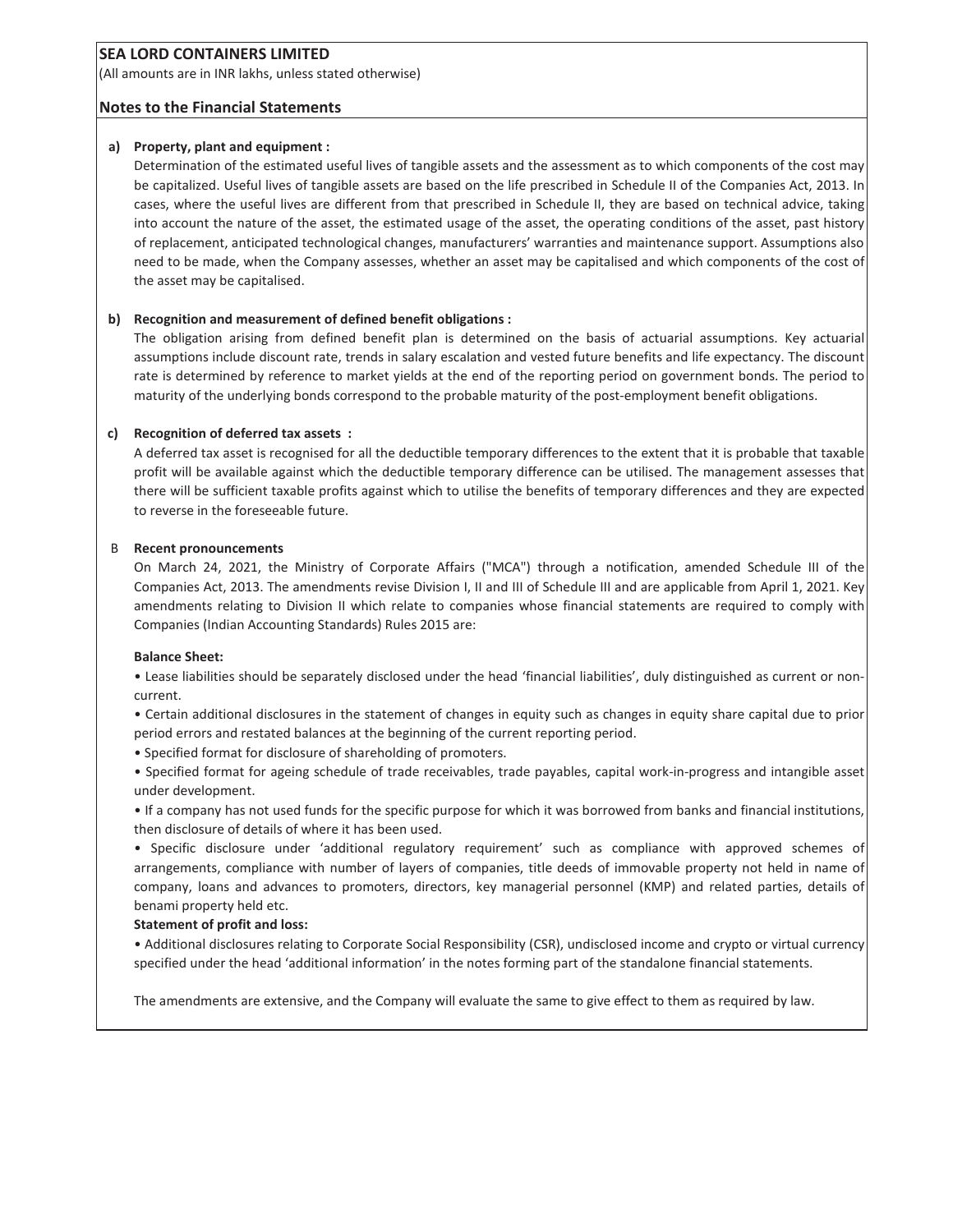**SEA LORD CONTAINERS LIMITED**

(All amounts are in INR lakhs, unless stated otherwise)

## Notes to the Financial Statements

**a) Property, plant and equipment :**

Determination of the estimated useful lives of tangible assets and the assessment as to which components of the cost may be capitalized. Useful lives of tangible assets are based on the life prescribed in Schedule II of the Companies Act, 2013. In cases, where the useful lives are different from that prescribed in Schedule II, they are based on technical advice, taking into account the nature of the asset, the estimated usage of the asset, the operating conditions of the asset, past history of replacement, anticipated technological changes, manufacturers' warranties and maintenance support. Assumptions also need to be made, when the Company assesses, whether an asset may be capitalised and which components of the cost of the asset may be capitalised.

**b) Recognition and measurement of defined benefit obligations :**

The obligation arising from defined benefit plan is determined on the basis of actuarial assumptions. Key actuarial assumptions include discount rate, trends in salary escalation and vested future benefits and life expectancy. The discount rate is determined by reference to market yields at the end of the reporting period on government bonds. The period to maturity of the underlying bonds correspond to the probable maturity of the post-employment benefit obligations.

**c) Recognition of deferred tax assets :**

A deferred tax asset is recognised for all the deductible temporary differences to the extent that it is probable that taxable profit will be available against which the deductible temporary difference can be utilised. The management assesses that there will be sufficient taxable profits against which to utilise the benefits of temporary differences and they are expected to reverse in the foreseeable future.

B **Recent pronouncements**

On March 24, 2021, the Ministry of Corporate Affairs ("MCA") through a notification, amended Schedule III of the Companies Act, 2013. The amendments revise Division I, II and III of Schedule III and are applicable from April 1, 2021. Key amendments relating to Division II which relate to companies whose financial statements are required to comply with Companies (Indian Accounting Standards) Rules 2015 are:

**Balance Sheet:**

- Lease liabilities should be separately disclosed under the head 'financial liabilities', duly distinguished as current or non-current.
- Certain additional disclosures in the statement of changes in equity such as changes in equity share capital due to prior period errors and restated balances at the beginning of the current reporting period.
- Specified format for disclosure of shareholding of promoters.
- Specified format for ageing schedule of trade receivables, trade payables, capital work-in-progress and intangible asset under development.
- If a company has not used funds for the specific purpose for which it was borrowed from banks and financial institutions, then disclosure of details of where it has been used.
- Specific disclosure under 'additional regulatory requirement' such as compliance with approved schemes of arrangements, compliance with number of layers of companies, title deeds of immovable property not held in name of company, loans and advances to promoters, directors, key managerial personnel (KMP) and related parties, details of benami property held etc.

**Statement of profit and loss:**

- Additional disclosures relating to Corporate Social Responsibility (CSR), undisclosed income and crypto or virtual currency specified under the head 'additional information' in the notes forming part of the standalone financial statements.

The amendments are extensive, and the Company will evaluate the same to give effect to them as required by law.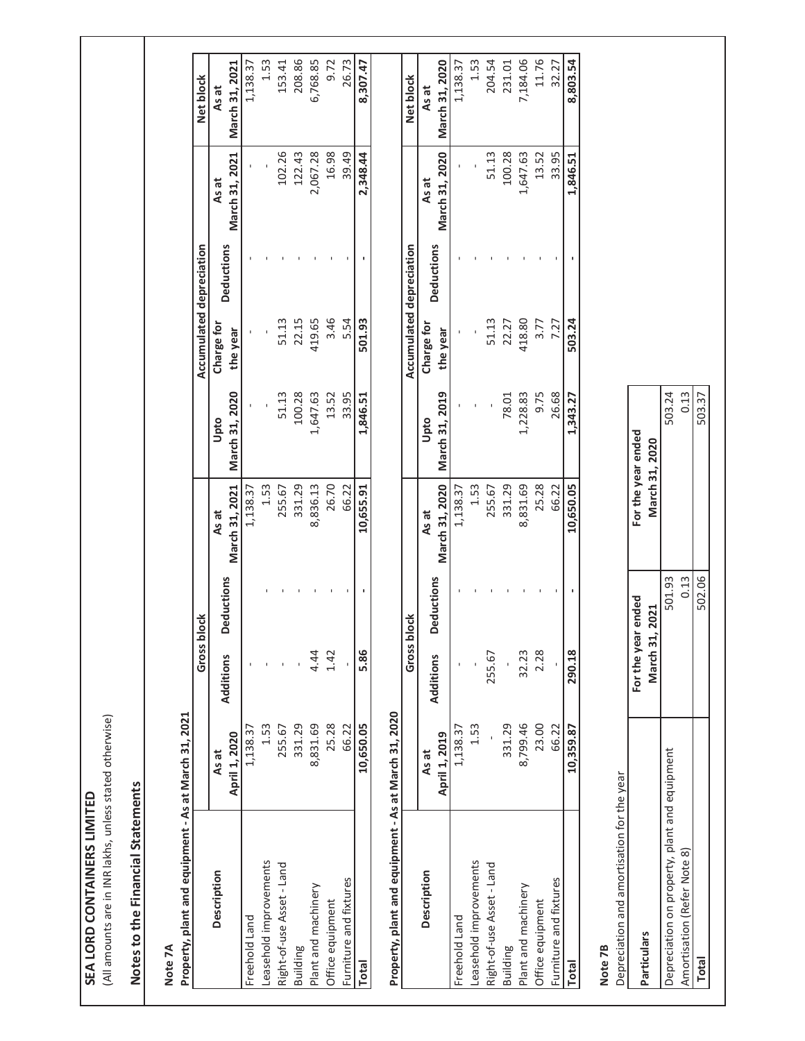# SEA LORD CONTAINERS LIMITED

(All amounts are in INR lakhs, unless stated otherwise)

## Notes to the Financial Statements

### Note 7A

**Property, plant and equipment - As at March 31, 2021**

| Description | Gross block | | | | Accumulated depreciation | | | | Net block |
|---|---|---|---|---|---|---|---|---|---|
| | As at April 1, 2020 | Additions | Deductions | As at March 31, 2021 | Upto March 31, 2020 | Charge for the year | Deductions | As at March 31, 2021 | As at March 31, 2021 |
| Freehold Land | 1,138.37 | - | - | 1,138.37 | - | - | - | - | 1,138.37 |
| Leasehold improvements | 1.53 | - | - | 1.53 | - | - | - | - | 1.53 |
| Right-of-use Asset - Land | 255.67 | - | - | 255.67 | 51.13 | 51.13 | - | 102.26 | 153.41 |
| Building | 331.29 | - | - | 331.29 | 100.28 | 22.15 | - | 122.43 | 208.86 |
| Plant and machinery | 8,831.69 | 4.44 | - | 8,836.13 | 1,647.63 | 419.65 | - | 2,067.28 | 6,768.85 |
| Office equipment | 25.28 | 1.42 | - | 26.70 | 13.52 | 3.46 | - | 16.98 | 9.72 |
| Furniture and fixtures | 66.22 | - | - | 66.22 | 33.95 | 5.54 | - | 39.49 | 26.73 |
| **Total** | **10,650.05** | **5.86** | **-** | **10,655.91** | **1,846.51** | **501.93** | **-** | **2,348.44** | **8,307.47** |

**Property, plant and equipment - As at March 31, 2020**

| Description | Gross block | | | | Accumulated depreciation | | | | Net block |
|---|---|---|---|---|---|---|---|---|---|
| | As at April 1, 2019 | Additions | Deductions | As at March 31, 2020 | Upto March 31, 2019 | Charge for the year | Deductions | As at March 31, 2020 | As at March 31, 2020 |
| Freehold Land | 1,138.37 | - | - | 1,138.37 | - | - | - | - | 1,138.37 |
| Leasehold improvements | 1.53 | - | - | 1.53 | - | - | - | - | 1.53 |
| Right-of-use Asset - Land | - | 255.67 | - | 255.67 | - | 51.13 | - | 51.13 | 204.54 |
| Building | 331.29 | - | - | 331.29 | 78.01 | 22.27 | - | 100.28 | 231.01 |
| Plant and machinery | 8,799.46 | 32.23 | - | 8,831.69 | 1,228.83 | 418.80 | - | 1,647.63 | 7,184.06 |
| Office equipment | 23.00 | 2.28 | - | 25.28 | 9.75 | 3.77 | - | 13.52 | 11.76 |
| Furniture and fixtures | 66.22 | - | - | 66.22 | 26.68 | 7.27 | - | 33.95 | 32.27 |
| **Total** | **10,359.87** | **290.18** | **-** | **10,650.05** | **1,343.27** | **503.24** | **-** | **1,846.51** | **8,803.54** |

### Note 7B

Depreciation and amortisation for the year

| Particulars | For the year ended March 31, 2021 | For the year ended March 31, 2020 |
|---|---|---|
| Depreciation on property, plant and equipment | 501.93 | 503.24 |
| Amortisation (Refer Note 8) | 0.13 | 0.13 |
| **Total** | 502.06 | 503.37 |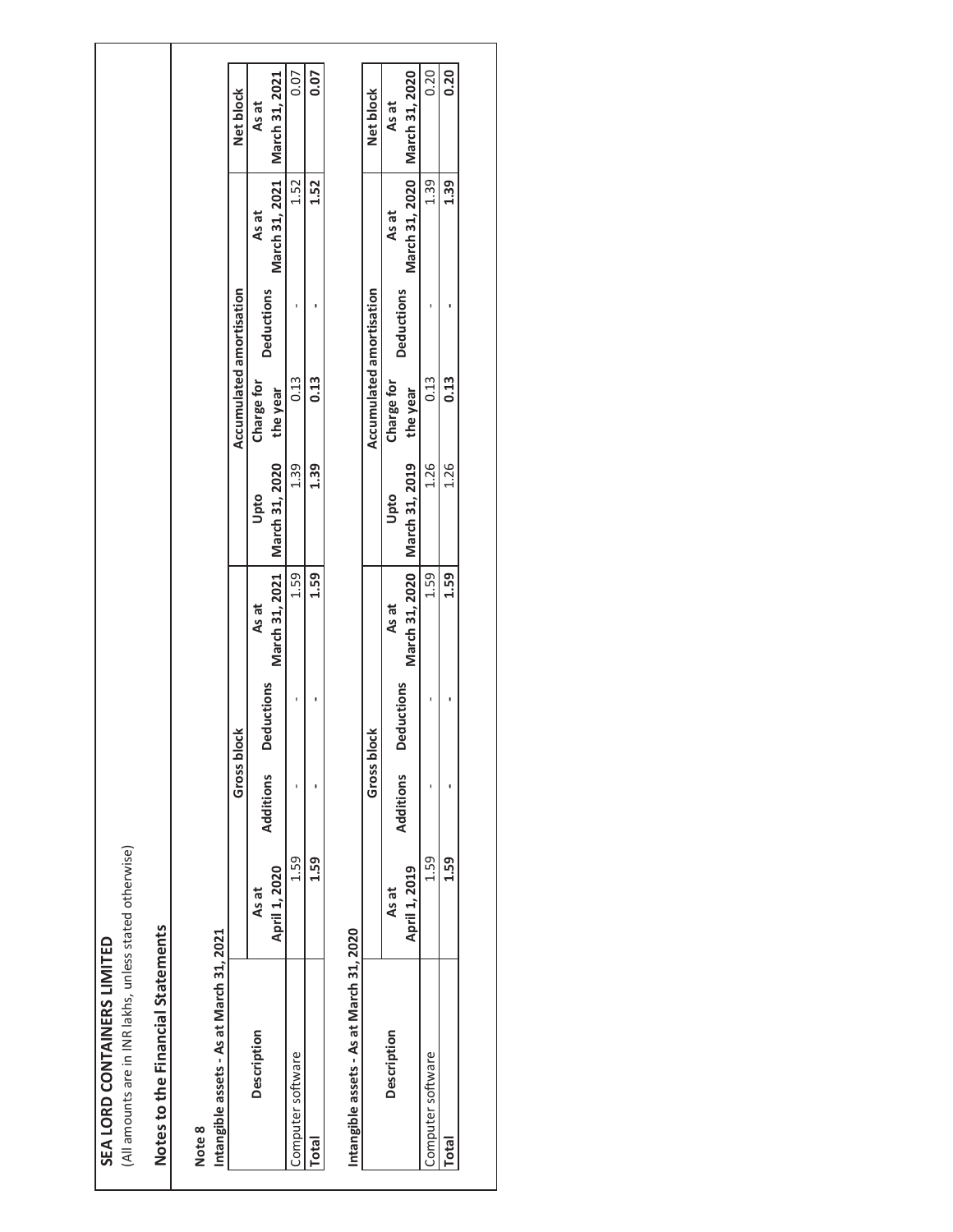**SEA LORD CONTAINERS LIMITED**

(All amounts are in INR lakhs, unless stated otherwise)

## Notes to the Financial Statements

**Note 8**

**Intangible assets - As at March 31, 2021**

| Description | Gross block | | | | Accumulated amortisation | | | | Net block |
|---|---|---|---|---|---|---|---|---|---|
| | As at April 1, 2020 | Additions | Deductions | As at March 31, 2021 | Upto March 31, 2020 | Charge for the year | Deductions | As at March 31, 2021 | As at March 31, 2021 |
| Computer software | 1.59 | - | - | 1.59 | 1.39 | 0.13 | - | 1.52 | 0.07 |
| **Total** | **1.59** | **-** | **-** | **1.59** | **1.39** | **0.13** | **-** | **1.52** | **0.07** |

**Intangible assets - As at March 31, 2020**

| Description | Gross block | | | | Accumulated amortisation | | | | Net block |
|---|---|---|---|---|---|---|---|---|---|
| | As at April 1, 2019 | Additions | Deductions | As at March 31, 2020 | Upto March 31, 2019 | Charge for the year | Deductions | As at March 31, 2020 | As at March 31, 2020 |
| Computer software | 1.59 | - | - | 1.59 | 1.26 | 0.13 | - | 1.39 | 0.20 |
| **Total** | **1.59** | **-** | **-** | **1.59** | **1.26** | **0.13** | **-** | **1.39** | **0.20** |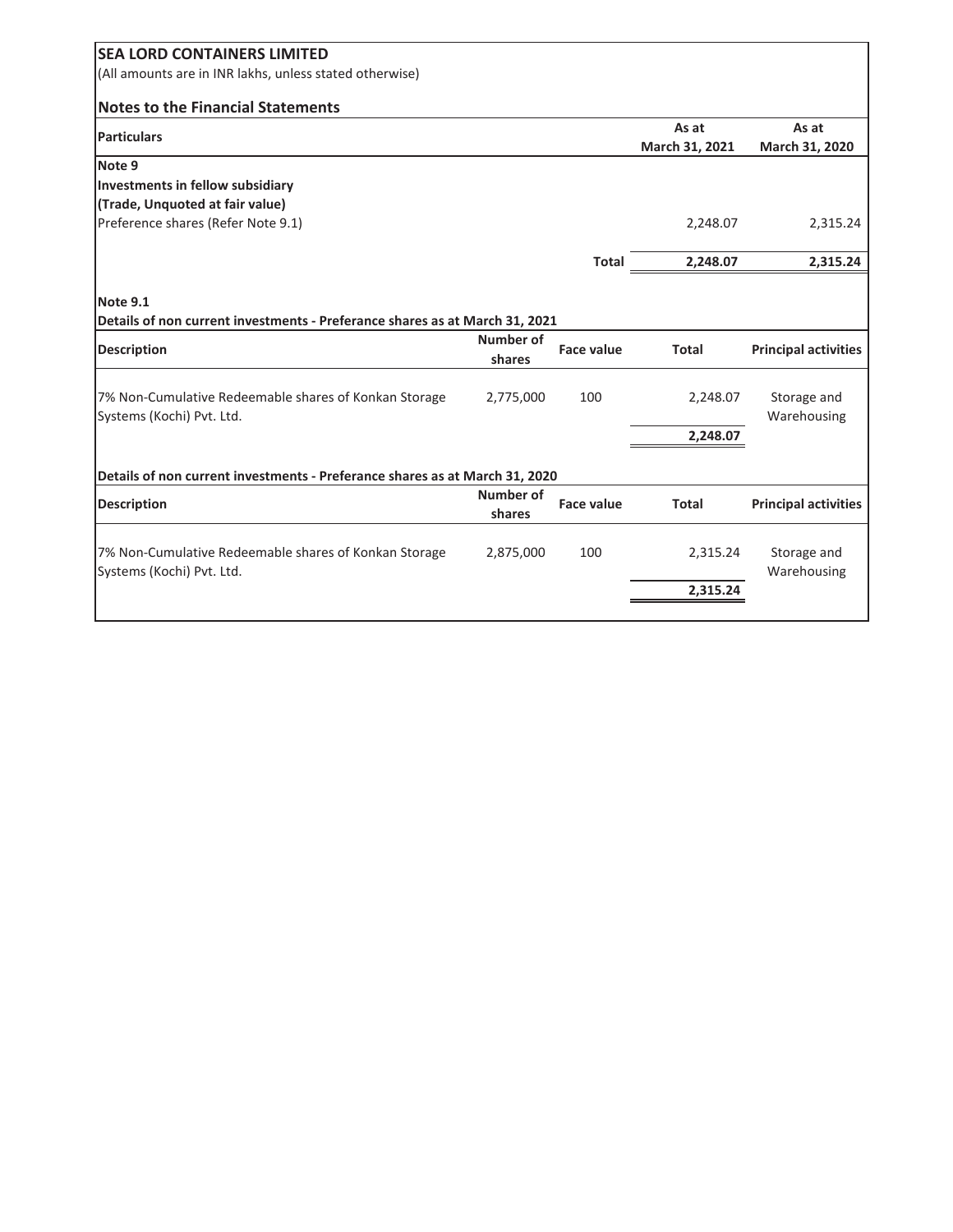**SEA LORD CONTAINERS LIMITED**

(All amounts are in INR lakhs, unless stated otherwise)

**Notes to the Financial Statements**

| Particulars | | As at March 31, 2021 | As at March 31, 2020 |
|---|---|---|---|
| **Note 9** | | | |
| **Investments in fellow subsidiary** | | | |
| **(Trade, Unquoted at fair value)** | | | |
| Preference shares (Refer Note 9.1) | | 2,248.07 | 2,315.24 |
| | **Total** | **2,248.07** | **2,315.24** |

**Note 9.1**

**Details of non current investments - Preferance shares as at March 31, 2021**

| Description | Number of shares | Face value | Total | Principal activities |
|---|---|---|---|---|
| 7% Non-Cumulative Redeemable shares of Konkan Storage Systems (Kochi) Pvt. Ltd. | 2,775,000 | 100 | 2,248.07 | Storage and Warehousing |
| | | | **2,248.07** | |

**Details of non current investments - Preferance shares as at March 31, 2020**

| Description | Number of shares | Face value | Total | Principal activities |
|---|---|---|---|---|
| 7% Non-Cumulative Redeemable shares of Konkan Storage Systems (Kochi) Pvt. Ltd. | 2,875,000 | 100 | 2,315.24 | Storage and Warehousing |
| | | | **2,315.24** | |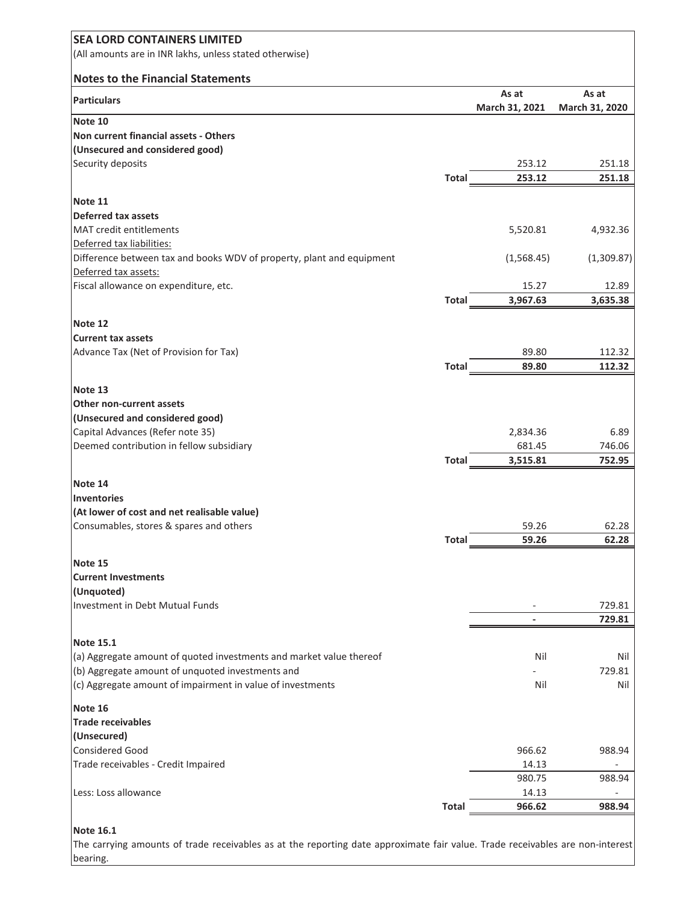**SEA LORD CONTAINERS LIMITED**

(All amounts are in INR lakhs, unless stated otherwise)

**Notes to the Financial Statements**

| Particulars | | As at March 31, 2021 | As at March 31, 2020 |
|---|---|---|---|
| **Note 10** | | | |
| **Non current financial assets - Others** | | | |
| **(Unsecured and considered good)** | | | |
| Security deposits | | 253.12 | 251.18 |
| | **Total** | **253.12** | **251.18** |
| **Note 11** | | | |
| **Deferred tax assets** | | | |
| MAT credit entitlements | | 5,520.81 | 4,932.36 |
| Deferred tax liabilities: | | | |
| Difference between tax and books WDV of property, plant and equipment | | (1,568.45) | (1,309.87) |
| Deferred tax assets: | | | |
| Fiscal allowance on expenditure, etc. | | 15.27 | 12.89 |
| | **Total** | **3,967.63** | **3,635.38** |
| **Note 12** | | | |
| **Current tax assets** | | | |
| Advance Tax (Net of Provision for Tax) | | 89.80 | 112.32 |
| | **Total** | **89.80** | **112.32** |
| **Note 13** | | | |
| **Other non-current assets** | | | |
| **(Unsecured and considered good)** | | | |
| Capital Advances (Refer note 35) | | 2,834.36 | 6.89 |
| Deemed contribution in fellow subsidiary | | 681.45 | 746.06 |
| | **Total** | **3,515.81** | **752.95** |
| **Note 14** | | | |
| **Inventories** | | | |
| **(At lower of cost and net realisable value)** | | | |
| Consumables, stores & spares and others | | 59.26 | 62.28 |
| | **Total** | **59.26** | **62.28** |
| **Note 15** | | | |
| **Current Investments** | | | |
| **(Unquoted)** | | | |
| Investment in Debt Mutual Funds | | - | 729.81 |
| | | **-** | **729.81** |
| **Note 15.1** | | | |
| (a) Aggregate amount of quoted investments and market value thereof | | Nil | Nil |
| (b) Aggregate amount of unquoted investments and | | - | 729.81 |
| (c) Aggregate amount of impairment in value of investments | | Nil | Nil |
| **Note 16** | | | |
| **Trade receivables** | | | |
| **(Unsecured)** | | | |
| Considered Good | | 966.62 | 988.94 |
| Trade receivables - Credit Impaired | | 14.13 | - |
| | | 980.75 | 988.94 |
| Less: Loss allowance | | 14.13 | - |
| | **Total** | **966.62** | **988.94** |

**Note 16.1**

The carrying amounts of trade receivables as at the reporting date approximate fair value. Trade receivables are non-interest bearing.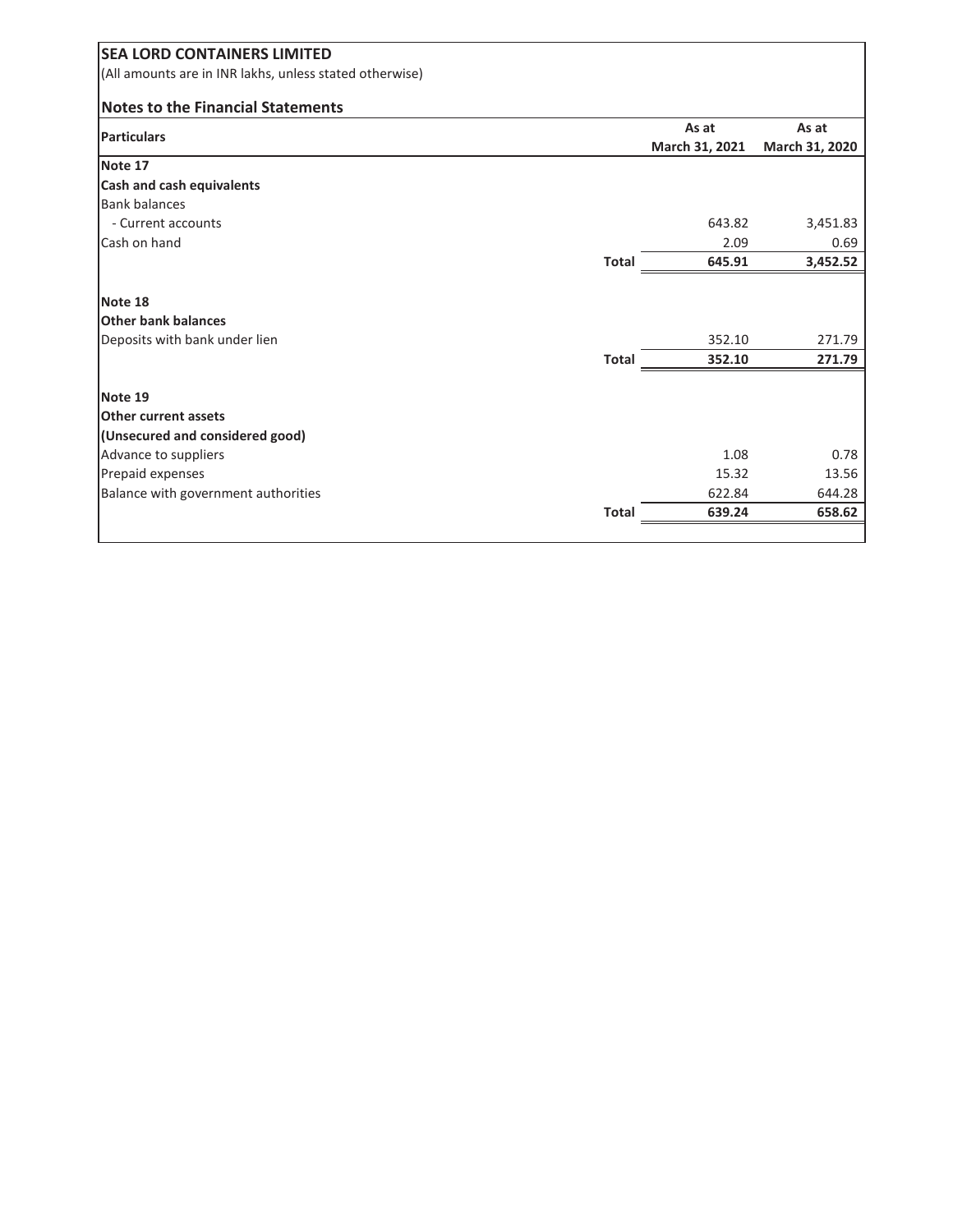**SEA LORD CONTAINERS LIMITED**

(All amounts are in INR lakhs, unless stated otherwise)

**Notes to the Financial Statements**

| Particulars | | As at March 31, 2021 | As at March 31, 2020 |
|---|---|---|---|
| **Note 17** | | | |
| **Cash and cash equivalents** | | | |
| Bank balances | | | |
| - Current accounts | | 643.82 | 3,451.83 |
| Cash on hand | | 2.09 | 0.69 |
| | **Total** | **645.91** | **3,452.52** |
| **Note 18** | | | |
| **Other bank balances** | | | |
| Deposits with bank under lien | | 352.10 | 271.79 |
| | **Total** | **352.10** | **271.79** |
| **Note 19** | | | |
| **Other current assets** | | | |
| **(Unsecured and considered good)** | | | |
| Advance to suppliers | | 1.08 | 0.78 |
| Prepaid expenses | | 15.32 | 13.56 |
| Balance with government authorities | | 622.84 | 644.28 |
| | **Total** | **639.24** | **658.62** |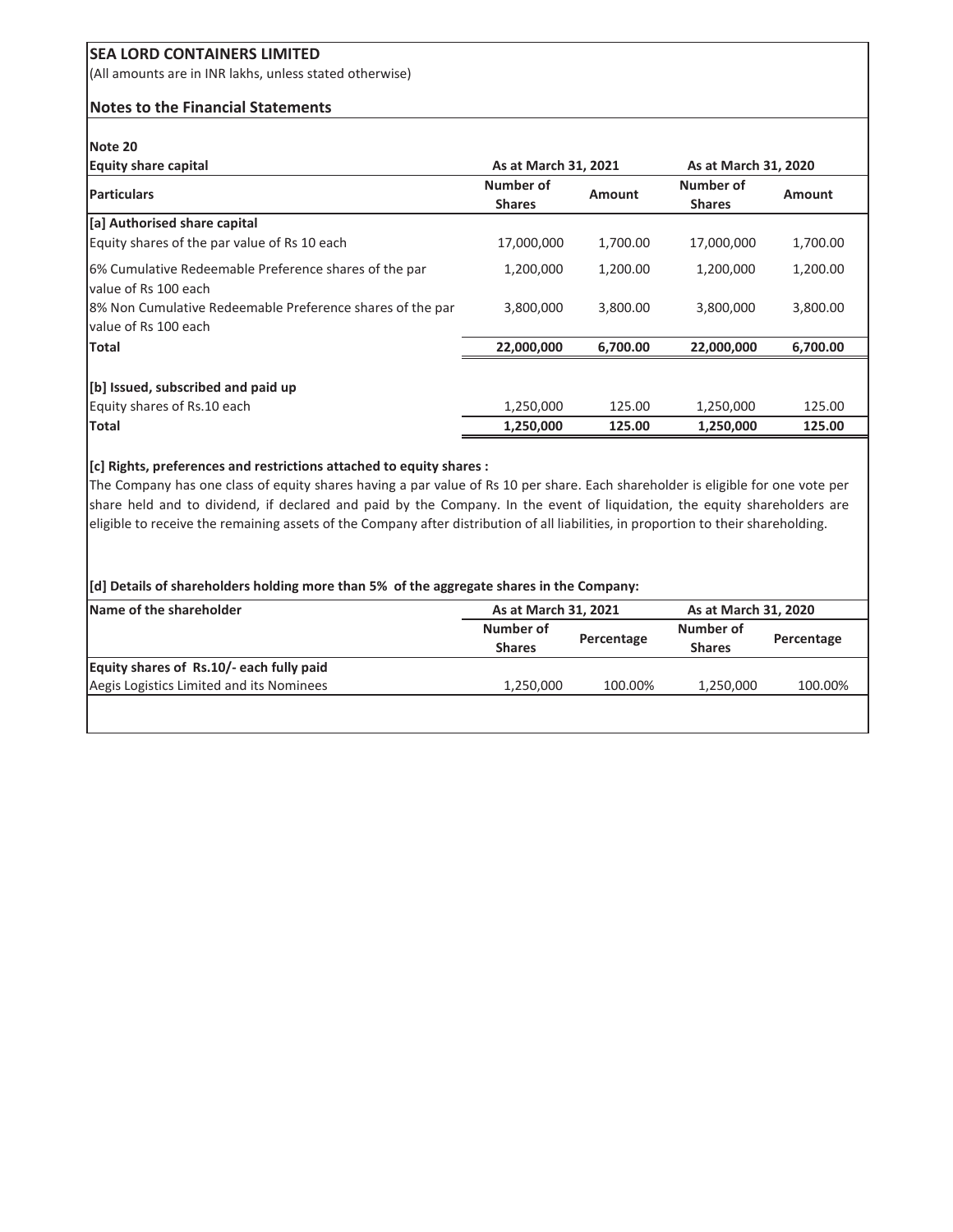**SEA LORD CONTAINERS LIMITED**

(All amounts are in INR lakhs, unless stated otherwise)

**Notes to the Financial Statements**

**Note 20**

**Equity share capital**

| Particulars | As at March 31, 2021 | | As at March 31, 2020 | |
|---|---|---|---|---|
| | Number of Shares | Amount | Number of Shares | Amount |
| **[a] Authorised share capital** | | | | |
| Equity shares of the par value of Rs 10 each | 17,000,000 | 1,700.00 | 17,000,000 | 1,700.00 |
| 6% Cumulative Redeemable Preference shares of the par value of Rs 100 each | 1,200,000 | 1,200.00 | 1,200,000 | 1,200.00 |
| 8% Non Cumulative Redeemable Preference shares of the par value of Rs 100 each | 3,800,000 | 3,800.00 | 3,800,000 | 3,800.00 |
| **Total** | **22,000,000** | **6,700.00** | **22,000,000** | **6,700.00** |
| | | | | |
| **[b] Issued, subscribed and paid up** | | | | |
| Equity shares of Rs.10 each | 1,250,000 | 125.00 | 1,250,000 | 125.00 |
| **Total** | **1,250,000** | **125.00** | **1,250,000** | **125.00** |

**[c] Rights, preferences and restrictions attached to equity shares :**

The Company has one class of equity shares having a par value of Rs 10 per share. Each shareholder is eligible for one vote per share held and to dividend, if declared and paid by the Company. In the event of liquidation, the equity shareholders are eligible to receive the remaining assets of the Company after distribution of all liabilities, in proportion to their shareholding.

**[d] Details of shareholders holding more than 5% of the aggregate shares in the Company:**

| Name of the shareholder | As at March 31, 2021 | | As at March 31, 2020 | |
|---|---|---|---|---|
| | Number of Shares | Percentage | Number of Shares | Percentage |
| **Equity shares of Rs.10/- each fully paid** | | | | |
| Aegis Logistics Limited and its Nominees | 1,250,000 | 100.00% | 1,250,000 | 100.00% |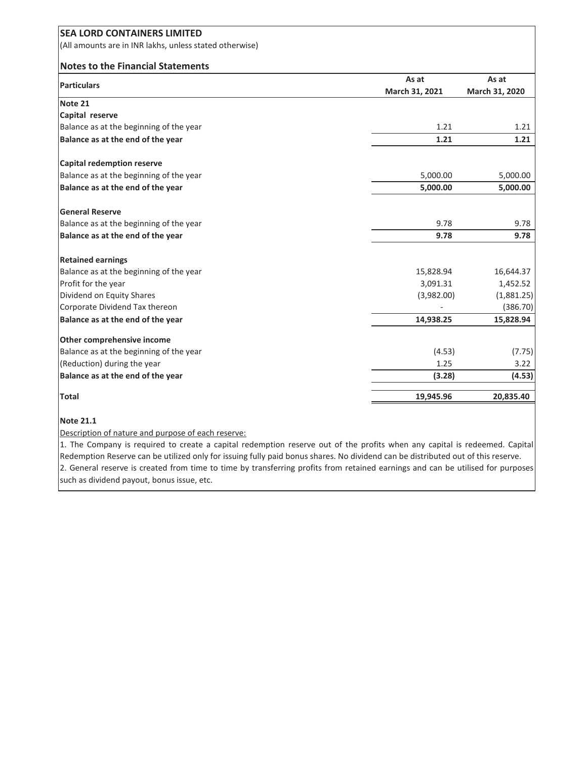**SEA LORD CONTAINERS LIMITED**

(All amounts are in INR lakhs, unless stated otherwise)

**Notes to the Financial Statements**

| Particulars | As at March 31, 2021 | As at March 31, 2020 |
|---|---|---|
| **Note 21** | | |
| **Capital reserve** | | |
| Balance as at the beginning of the year | 1.21 | 1.21 |
| **Balance as at the end of the year** | **1.21** | **1.21** |
| | | |
| **Capital redemption reserve** | | |
| Balance as at the beginning of the year | 5,000.00 | 5,000.00 |
| **Balance as at the end of the year** | **5,000.00** | **5,000.00** |
| | | |
| **General Reserve** | | |
| Balance as at the beginning of the year | 9.78 | 9.78 |
| **Balance as at the end of the year** | **9.78** | **9.78** |
| | | |
| **Retained earnings** | | |
| Balance as at the beginning of the year | 15,828.94 | 16,644.37 |
| Profit for the year | 3,091.31 | 1,452.52 |
| Dividend on Equity Shares | (3,982.00) | (1,881.25) |
| Corporate Dividend Tax thereon | - | (386.70) |
| **Balance as at the end of the year** | **14,938.25** | **15,828.94** |
| | | |
| **Other comprehensive income** | | |
| Balance as at the beginning of the year | (4.53) | (7.75) |
| (Reduction) during the year | 1.25 | 3.22 |
| **Balance as at the end of the year** | **(3.28)** | **(4.53)** |
| | | |
| **Total** | **19,945.96** | **20,835.40** |

**Note 21.1**

Description of nature and purpose of each reserve:

1. The Company is required to create a capital redemption reserve out of the profits when any capital is redeemed. Capital Redemption Reserve can be utilized only for issuing fully paid bonus shares. No dividend can be distributed out of this reserve.
2. General reserve is created from time to time by transferring profits from retained earnings and can be utilised for purposes such as dividend payout, bonus issue, etc.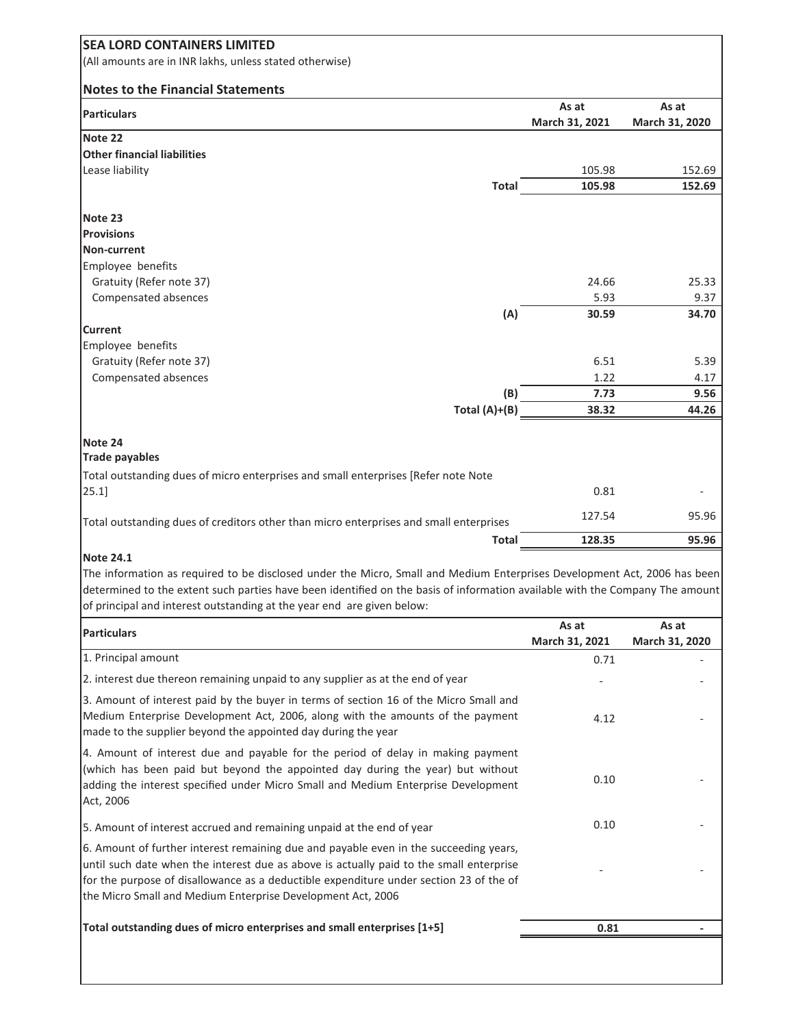**SEA LORD CONTAINERS LIMITED**

(All amounts are in INR lakhs, unless stated otherwise)

## Notes to the Financial Statements

| Particulars | As at March 31, 2021 | As at March 31, 2020 |
|---|---|---|
| **Note 22** | | |
| **Other financial liabilities** | | |
| Lease liability | 105.98 | 152.69 |
| **Total** | **105.98** | **152.69** |
| | | |
| **Note 23** | | |
| **Provisions** | | |
| **Non-current** | | |
| Employee benefits | | |
| Gratuity (Refer note 37) | 24.66 | 25.33 |
| Compensated absences | 5.93 | 9.37 |
| **(A)** | **30.59** | **34.70** |
| **Current** | | |
| Employee benefits | | |
| Gratuity (Refer note 37) | 6.51 | 5.39 |
| Compensated absences | 1.22 | 4.17 |
| **(B)** | **7.73** | **9.56** |
| **Total (A)+(B)** | **38.32** | **44.26** |
| | | |
| **Note 24** | | |
| **Trade payables** | | |
| Total outstanding dues of micro enterprises and small enterprises [Refer note Note 25.1] | 0.81 | - |
| Total outstanding dues of creditors other than micro enterprises and small enterprises | 127.54 | 95.96 |
| **Total** | **128.35** | **95.96** |

**Note 24.1**

The information as required to be disclosed under the Micro, Small and Medium Enterprises Development Act, 2006 has been determined to the extent such parties have been identified on the basis of information available with the Company The amount of principal and interest outstanding at the year end are given below:

| Particulars | As at March 31, 2021 | As at March 31, 2020 |
|---|---|---|
| 1. Principal amount | 0.71 | - |
| 2. interest due thereon remaining unpaid to any supplier as at the end of year | - | - |
| 3. Amount of interest paid by the buyer in terms of section 16 of the Micro Small and Medium Enterprise Development Act, 2006, along with the amounts of the payment made to the supplier beyond the appointed day during the year | 4.12 | - |
| 4. Amount of interest due and payable for the period of delay in making payment (which has been paid but beyond the appointed day during the year) but without adding the interest specified under Micro Small and Medium Enterprise Development Act, 2006 | 0.10 | - |
| 5. Amount of interest accrued and remaining unpaid at the end of year | 0.10 | - |
| 6. Amount of further interest remaining due and payable even in the succeeding years, until such date when the interest due as above is actually paid to the small enterprise for the purpose of disallowance as a deductible expenditure under section 23 of the of the Micro Small and Medium Enterprise Development Act, 2006 | - | - |
| **Total outstanding dues of micro enterprises and small enterprises [1+5]** | **0.81** | **-** |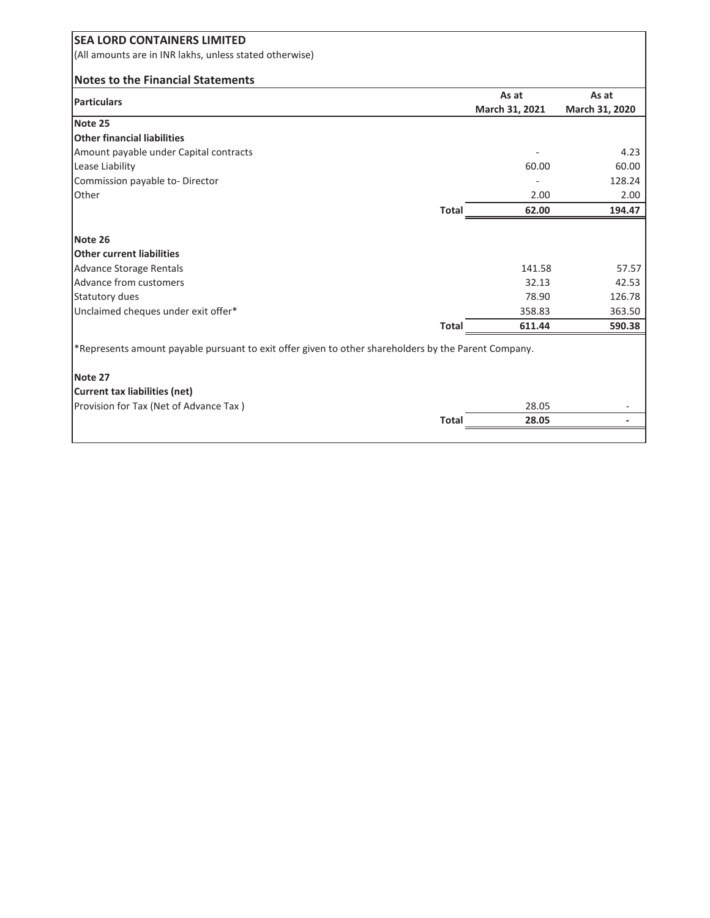**SEA LORD CONTAINERS LIMITED**

(All amounts are in INR lakhs, unless stated otherwise)

**Notes to the Financial Statements**

| Particulars | | As at March 31, 2021 | As at March 31, 2020 |
|---|---|---|---|
| **Note 25** | | | |
| **Other financial liabilities** | | | |
| Amount payable under Capital contracts | | - | 4.23 |
| Lease Liability | | 60.00 | 60.00 |
| Commission payable to- Director | | - | 128.24 |
| Other | | 2.00 | 2.00 |
| | **Total** | **62.00** | **194.47** |
| **Note 26** | | | |
| **Other current liabilities** | | | |
| Advance Storage Rentals | | 141.58 | 57.57 |
| Advance from customers | | 32.13 | 42.53 |
| Statutory dues | | 78.90 | 126.78 |
| Unclaimed cheques under exit offer* | | 358.83 | 363.50 |
| | **Total** | **611.44** | **590.38** |

*Represents amount payable pursuant to exit offer given to other shareholders by the Parent Company.

| Particulars | | As at March 31, 2021 | As at March 31, 2020 |
|---|---|---|---|
| **Note 27** | | | |
| **Current tax liabilities (net)** | | | |
| Provision for Tax (Net of Advance Tax ) | | 28.05 | - |
| | **Total** | **28.05** | **-** |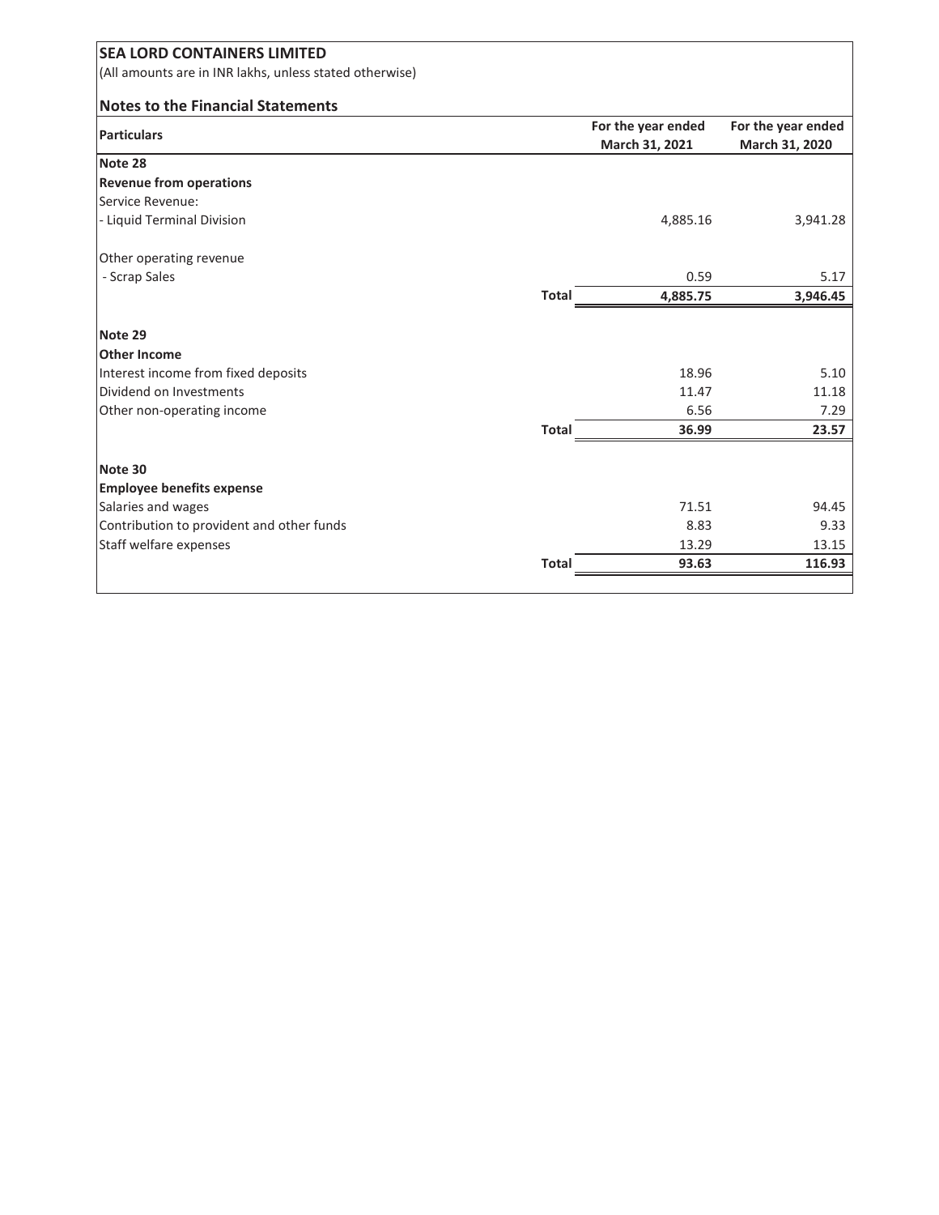## SEA LORD CONTAINERS LIMITED

(All amounts are in INR lakhs, unless stated otherwise)

### Notes to the Financial Statements

| Particulars | | For the year ended March 31, 2021 | For the year ended March 31, 2020 |
|---|---|---|---|
| **Note 28** | | | |
| **Revenue from operations** | | | |
| Service Revenue: | | | |
| - Liquid Terminal Division | | 4,885.16 | 3,941.28 |
| Other operating revenue | | | |
| - Scrap Sales | | 0.59 | 5.17 |
| | **Total** | **4,885.75** | **3,946.45** |
| **Note 29** | | | |
| **Other Income** | | | |
| Interest income from fixed deposits | | 18.96 | 5.10 |
| Dividend on Investments | | 11.47 | 11.18 |
| Other non-operating income | | 6.56 | 7.29 |
| | **Total** | **36.99** | **23.57** |
| **Note 30** | | | |
| **Employee benefits expense** | | | |
| Salaries and wages | | 71.51 | 94.45 |
| Contribution to provident and other funds | | 8.83 | 9.33 |
| Staff welfare expenses | | 13.29 | 13.15 |
| | **Total** | **93.63** | **116.93** |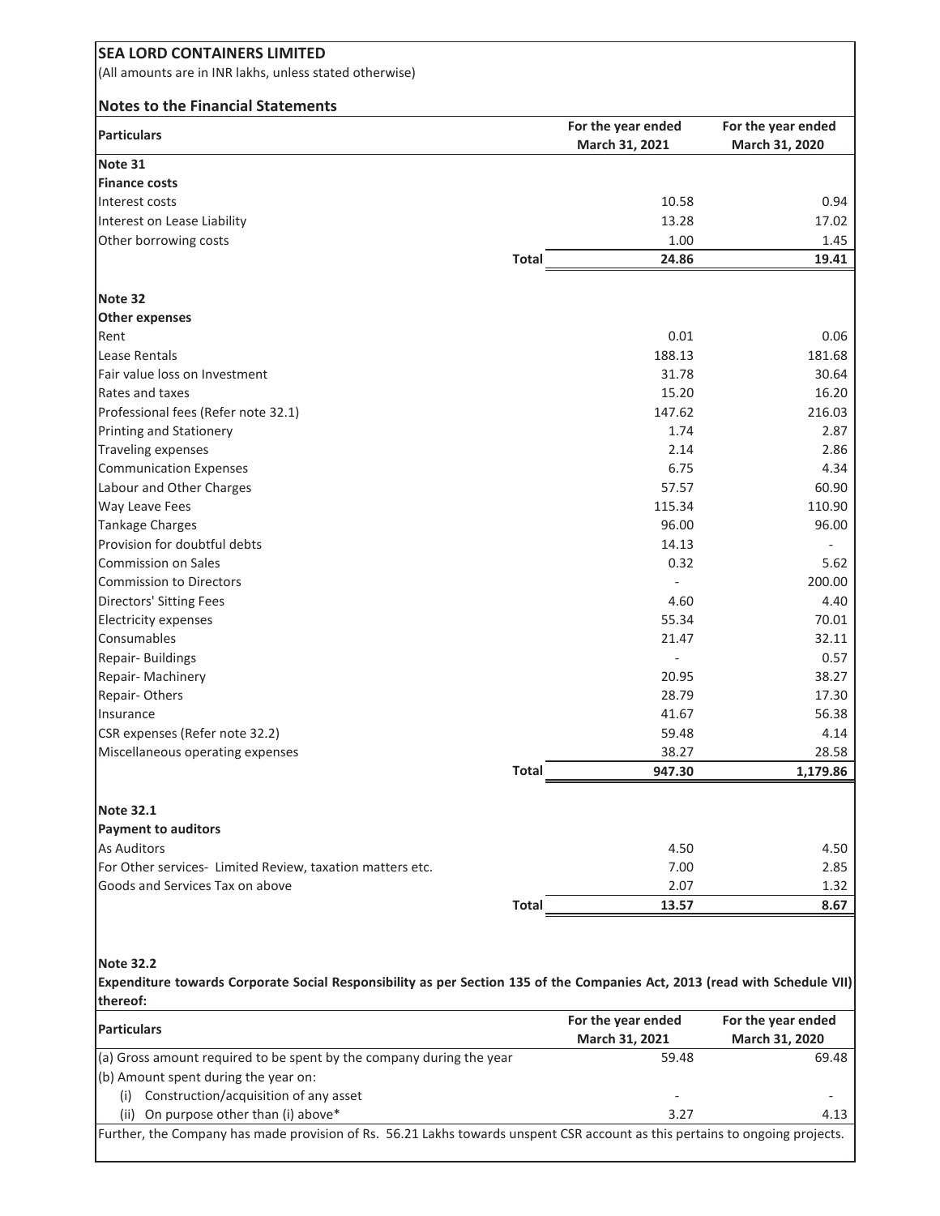**SEA LORD CONTAINERS LIMITED**

(All amounts are in INR lakhs, unless stated otherwise)

## Notes to the Financial Statements

| Particulars | | For the year ended March 31, 2021 | For the year ended March 31, 2020 |
|---|---|---|---|
| **Note 31** | | | |
| **Finance costs** | | | |
| Interest costs | | 10.58 | 0.94 |
| Interest on Lease Liability | | 13.28 | 17.02 |
| Other borrowing costs | | 1.00 | 1.45 |
| | **Total** | **24.86** | **19.41** |
| | | | |
| **Note 32** | | | |
| **Other expenses** | | | |
| Rent | | 0.01 | 0.06 |
| Lease Rentals | | 188.13 | 181.68 |
| Fair value loss on Investment | | 31.78 | 30.64 |
| Rates and taxes | | 15.20 | 16.20 |
| Professional fees (Refer note 32.1) | | 147.62 | 216.03 |
| Printing and Stationery | | 1.74 | 2.87 |
| Traveling expenses | | 2.14 | 2.86 |
| Communication Expenses | | 6.75 | 4.34 |
| Labour and Other Charges | | 57.57 | 60.90 |
| Way Leave Fees | | 115.34 | 110.90 |
| Tankage Charges | | 96.00 | 96.00 |
| Provision for doubtful debts | | 14.13 | - |
| Commission on Sales | | 0.32 | 5.62 |
| Commission to Directors | | - | 200.00 |
| Directors' Sitting Fees | | 4.60 | 4.40 |
| Electricity expenses | | 55.34 | 70.01 |
| Consumables | | 21.47 | 32.11 |
| Repair- Buildings | | - | 0.57 |
| Repair- Machinery | | 20.95 | 38.27 |
| Repair- Others | | 28.79 | 17.30 |
| Insurance | | 41.67 | 56.38 |
| CSR expenses (Refer note 32.2) | | 59.48 | 4.14 |
| Miscellaneous operating expenses | | 38.27 | 28.58 |
| | **Total** | **947.30** | **1,179.86** |
| | | | |
| **Note 32.1** | | | |
| **Payment to auditors** | | | |
| As Auditors | | 4.50 | 4.50 |
| For Other services- Limited Review, taxation matters etc. | | 7.00 | 2.85 |
| Goods and Services Tax on above | | 2.07 | 1.32 |
| | **Total** | **13.57** | **8.67** |

**Note 32.2**

**Expenditure towards Corporate Social Responsibility as per Section 135 of the Companies Act, 2013 (read with Schedule VII) thereof:**

| Particulars | For the year ended March 31, 2021 | For the year ended March 31, 2020 |
|---|---|---|
| (a) Gross amount required to be spent by the company during the year | 59.48 | 69.48 |
| (b) Amount spent during the year on: | | |
| (i) Construction/acquisition of any asset | - | - |
| (ii) On purpose other than (i) above* | 3.27 | 4.13 |

Further, the Company has made provision of Rs. 56.21 Lakhs towards unspent CSR account as this pertains to ongoing projects.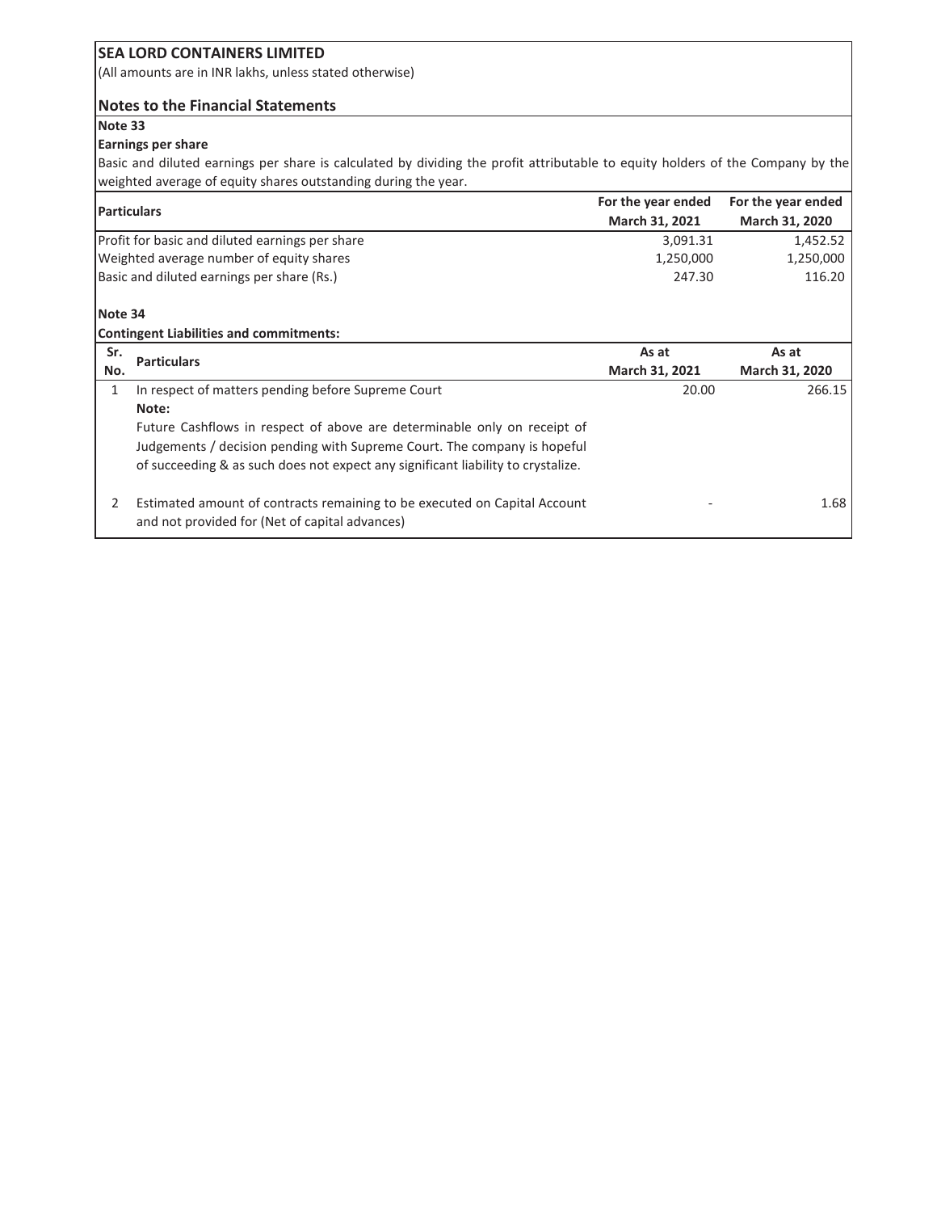**SEA LORD CONTAINERS LIMITED**

(All amounts are in INR lakhs, unless stated otherwise)

## Notes to the Financial Statements

### Note 33

**Earnings per share**

Basic and diluted earnings per share is calculated by dividing the profit attributable to equity holders of the Company by the weighted average of equity shares outstanding during the year.

| Particulars | For the year ended March 31, 2021 | For the year ended March 31, 2020 |
|---|---|---|
| Profit for basic and diluted earnings per share | 3,091.31 | 1,452.52 |
| Weighted average number of equity shares | 1,250,000 | 1,250,000 |
| Basic and diluted earnings per share (Rs.) | 247.30 | 116.20 |

### Note 34

**Contingent Liabilities and commitments:**

| Sr. No. | Particulars | As at March 31, 2021 | As at March 31, 2020 |
|---|---|---|---|
| 1 | In respect of matters pending before Supreme Court<br>**Note:**<br>Future Cashflows in respect of above are determinable only on receipt of Judgements / decision pending with Supreme Court. The company is hopeful of succeeding & as such does not expect any significant liability to crystalize. | 20.00 | 266.15 |
| 2 | Estimated amount of contracts remaining to be executed on Capital Account and not provided for (Net of capital advances) | - | 1.68 |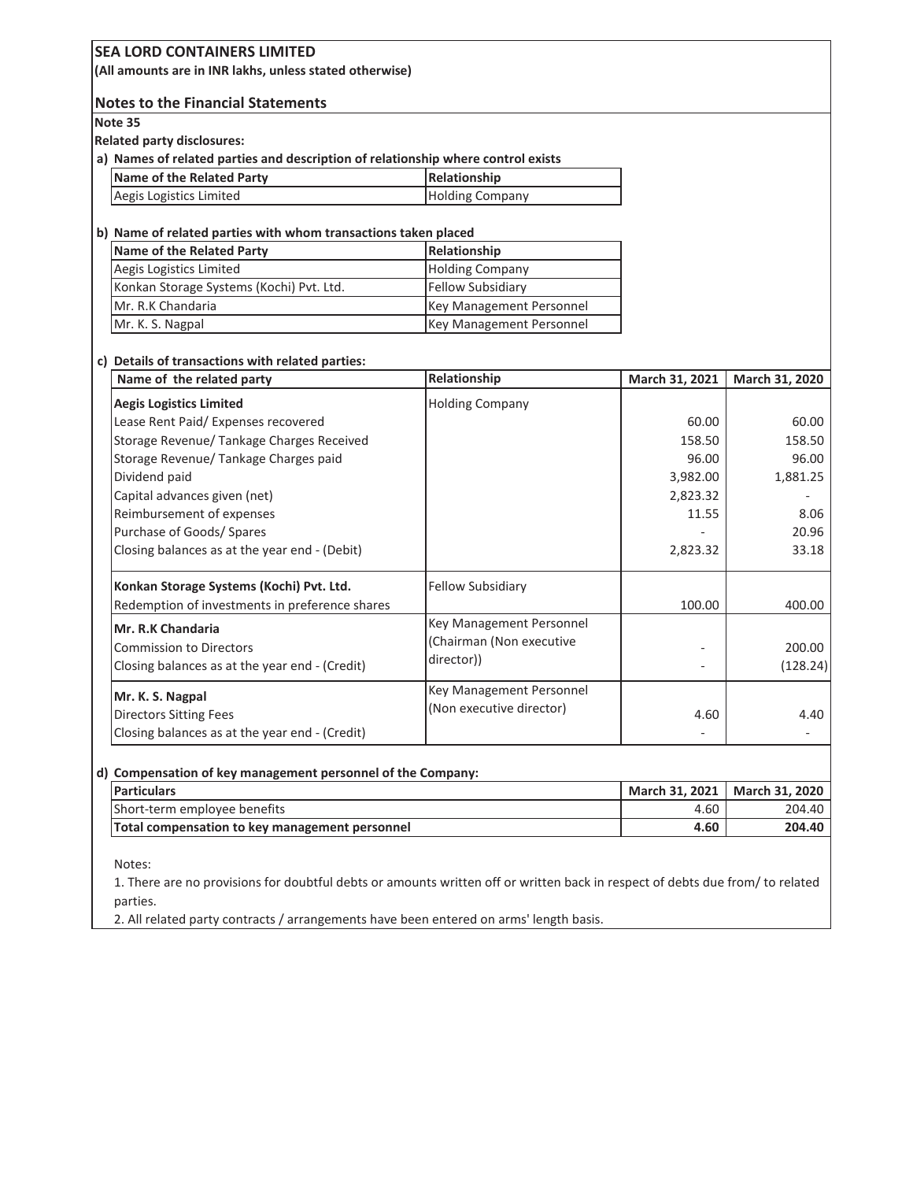# SEA LORD CONTAINERS LIMITED

**(All amounts are in INR lakhs, unless stated otherwise)**

## Notes to the Financial Statements

**Note 35**

**Related party disclosures:**

**a) Names of related parties and description of relationship where control exists**

| Name of the Related Party | Relationship |
|---|---|
| Aegis Logistics Limited | Holding Company |

**b) Name of related parties with whom transactions taken placed**

| Name of the Related Party | Relationship |
|---|---|
| Aegis Logistics Limited | Holding Company |
| Konkan Storage Systems (Kochi) Pvt. Ltd. | Fellow Subsidiary |
| Mr. R.K Chandaria | Key Management Personnel |
| Mr. K. S. Nagpal | Key Management Personnel |

**c) Details of transactions with related parties:**

| Name of the related party | Relationship | March 31, 2021 | March 31, 2020 |
|---|---|---|---|
| **Aegis Logistics Limited** | Holding Company | | |
| Lease Rent Paid/ Expenses recovered | | 60.00 | 60.00 |
| Storage Revenue/ Tankage Charges Received | | 158.50 | 158.50 |
| Storage Revenue/ Tankage Charges paid | | 96.00 | 96.00 |
| Dividend paid | | 3,982.00 | 1,881.25 |
| Capital advances given (net) | | 2,823.32 | - |
| Reimbursement of expenses | | 11.55 | 8.06 |
| Purchase of Goods/ Spares | | - | 20.96 |
| Closing balances as at the year end - (Debit) | | 2,823.32 | 33.18 |
| **Konkan Storage Systems (Kochi) Pvt. Ltd.** | Fellow Subsidiary | | |
| Redemption of investments in preference shares | | 100.00 | 400.00 |
| **Mr. R.K Chandaria** | Key Management Personnel (Chairman (Non executive director)) | | |
| Commission to Directors | | - | 200.00 |
| Closing balances as at the year end - (Credit) | | - | (128.24) |
| **Mr. K. S. Nagpal** | Key Management Personnel (Non executive director) | | |
| Directors Sitting Fees | | 4.60 | 4.40 |
| Closing balances as at the year end - (Credit) | | - | - |

**d) Compensation of key management personnel of the Company:**

| Particulars | March 31, 2021 | March 31, 2020 |
|---|---|---|
| Short-term employee benefits | 4.60 | 204.40 |
| **Total compensation to key management personnel** | **4.60** | **204.40** |

Notes:

1. There are no provisions for doubtful debts or amounts written off or written back in respect of debts due from/ to related parties.
2. All related party contracts / arrangements have been entered on arms' length basis.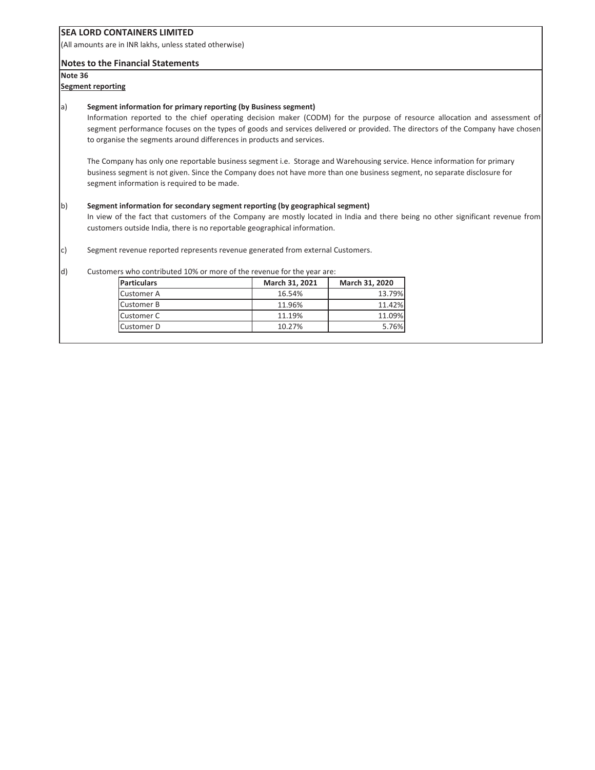**SEA LORD CONTAINERS LIMITED**

(All amounts are in INR lakhs, unless stated otherwise)

**Notes to the Financial Statements**

**Note 36**

**Segment reporting**

a) **Segment information for primary reporting (by Business segment)**

Information reported to the chief operating decision maker (CODM) for the purpose of resource allocation and assessment of segment performance focuses on the types of goods and services delivered or provided. The directors of the Company have chosen to organise the segments around differences in products and services.

The Company has only one reportable business segment i.e. Storage and Warehousing service. Hence information for primary business segment is not given. Since the Company does not have more than one business segment, no separate disclosure for segment information is required to be made.

b) **Segment information for secondary segment reporting (by geographical segment)**

In view of the fact that customers of the Company are mostly located in India and there being no other significant revenue from customers outside India, there is no reportable geographical information.

c) Segment revenue reported represents revenue generated from external Customers.

d) Customers who contributed 10% or more of the revenue for the year are:

| Particulars | March 31, 2021 | March 31, 2020 |
|---|---|---|
| Customer A | 16.54% | 13.79% |
| Customer B | 11.96% | 11.42% |
| Customer C | 11.19% | 11.09% |
| Customer D | 10.27% | 5.76% |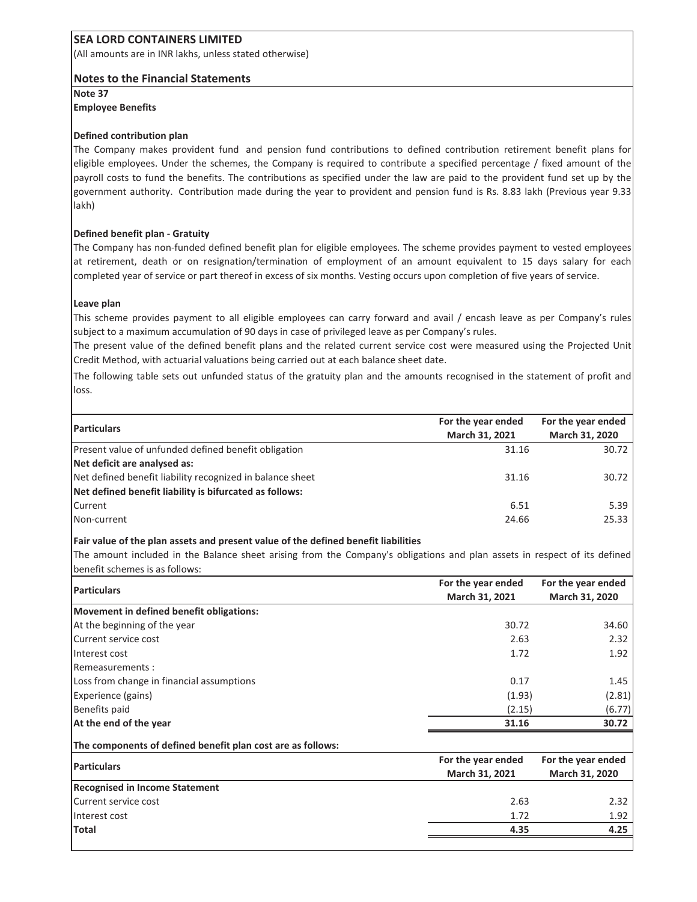# SEA LORD CONTAINERS LIMITED

(All amounts are in INR lakhs, unless stated otherwise)

## Notes to the Financial Statements

**Note 37**

**Employee Benefits**

**Defined contribution plan**

The Company makes provident fund and pension fund contributions to defined contribution retirement benefit plans for eligible employees. Under the schemes, the Company is required to contribute a specified percentage / fixed amount of the payroll costs to fund the benefits. The contributions as specified under the law are paid to the provident fund set up by the government authority. Contribution made during the year to provident and pension fund is Rs. 8.83 lakh (Previous year 9.33 lakh)

**Defined benefit plan - Gratuity**

The Company has non-funded defined benefit plan for eligible employees. The scheme provides payment to vested employees at retirement, death or on resignation/termination of employment of an amount equivalent to 15 days salary for each completed year of service or part thereof in excess of six months. Vesting occurs upon completion of five years of service.

**Leave plan**

This scheme provides payment to all eligible employees can carry forward and avail / encash leave as per Company's rules subject to a maximum accumulation of 90 days in case of privileged leave as per Company's rules.

The present value of the defined benefit plans and the related current service cost were measured using the Projected Unit Credit Method, with actuarial valuations being carried out at each balance sheet date.

The following table sets out unfunded status of the gratuity plan and the amounts recognised in the statement of profit and loss.

| Particulars | For the year ended March 31, 2021 | For the year ended March 31, 2020 |
|---|---|---|
| Present value of unfunded defined benefit obligation | 31.16 | 30.72 |
| **Net deficit are analysed as:** | | |
| Net defined benefit liability recognized in balance sheet | 31.16 | 30.72 |
| **Net defined benefit liability is bifurcated as follows:** | | |
| Current | 6.51 | 5.39 |
| Non-current | 24.66 | 25.33 |

**Fair value of the plan assets and present value of the defined benefit liabilities**

The amount included in the Balance sheet arising from the Company's obligations and plan assets in respect of its defined benefit schemes is as follows:

| Particulars | For the year ended March 31, 2021 | For the year ended March 31, 2020 |
|---|---|---|
| **Movement in defined benefit obligations:** | | |
| At the beginning of the year | 30.72 | 34.60 |
| Current service cost | 2.63 | 2.32 |
| Interest cost | 1.72 | 1.92 |
| Remeasurements : | | |
| Loss from change in financial assumptions | 0.17 | 1.45 |
| Experience (gains) | (1.93) | (2.81) |
| Benefits paid | (2.15) | (6.77) |
| **At the end of the year** | **31.16** | **30.72** |

**The components of defined benefit plan cost are as follows:**

| Particulars | For the year ended March 31, 2021 | For the year ended March 31, 2020 |
|---|---|---|
| **Recognised in Income Statement** | | |
| Current service cost | 2.63 | 2.32 |
| Interest cost | 1.72 | 1.92 |
| **Total** | **4.35** | **4.25** |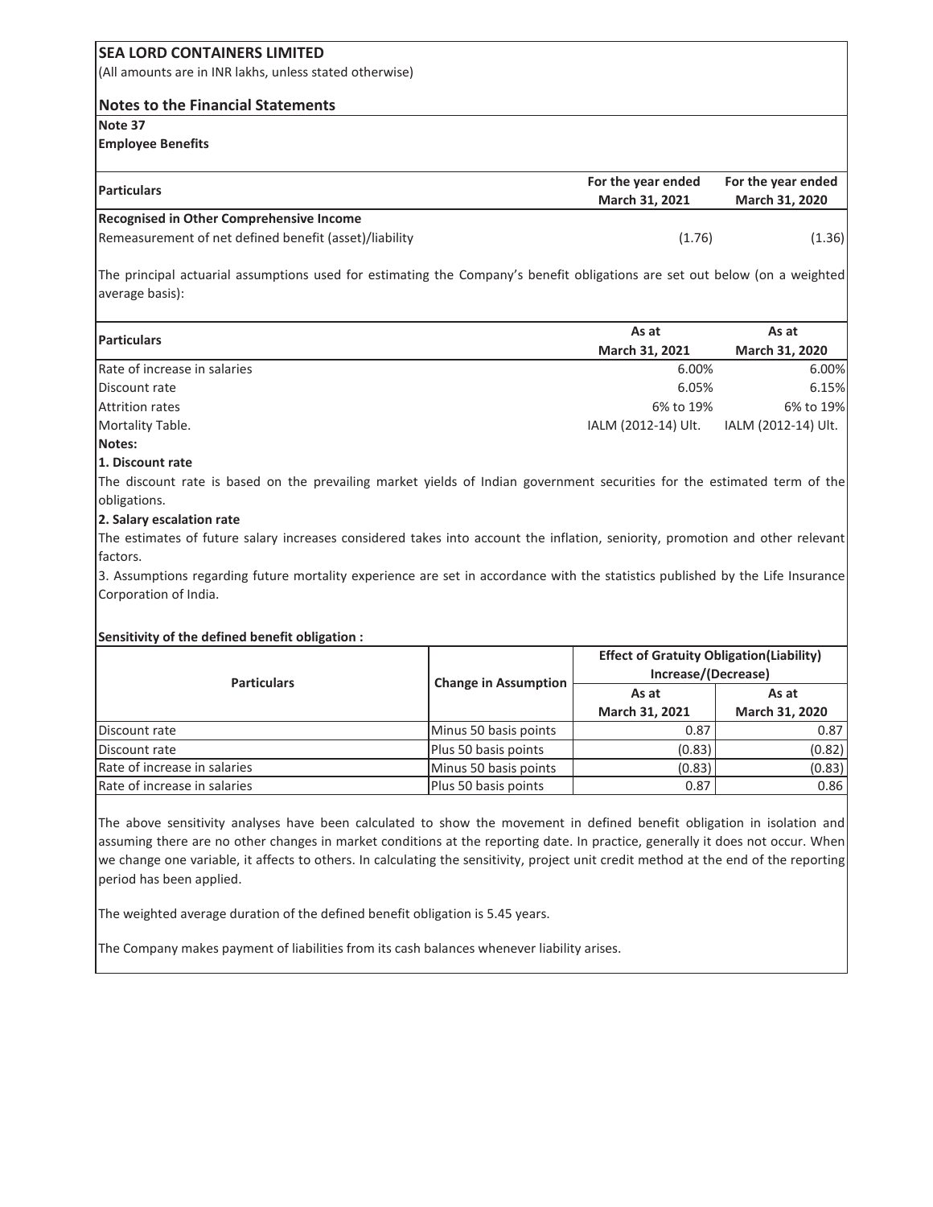**SEA LORD CONTAINERS LIMITED**

(All amounts are in INR lakhs, unless stated otherwise)

## Notes to the Financial Statements

**Note 37**

**Employee Benefits**

| Particulars | For the year ended March 31, 2021 | For the year ended March 31, 2020 |
|---|---|---|
| **Recognised in Other Comprehensive Income** | | |
| Remeasurement of net defined benefit (asset)/liability | (1.76) | (1.36) |

The principal actuarial assumptions used for estimating the Company's benefit obligations are set out below (on a weighted average basis):

| Particulars | As at March 31, 2021 | As at March 31, 2020 |
|---|---|---|
| Rate of increase in salaries | 6.00% | 6.00% |
| Discount rate | 6.05% | 6.15% |
| Attrition rates | 6% to 19% | 6% to 19% |
| Mortality Table. | IALM (2012-14) Ult. | IALM (2012-14) Ult. |

**Notes:**

**1. Discount rate**

The discount rate is based on the prevailing market yields of Indian government securities for the estimated term of the obligations.

**2. Salary escalation rate**

The estimates of future salary increases considered takes into account the inflation, seniority, promotion and other relevant factors.

3. Assumptions regarding future mortality experience are set in accordance with the statistics published by the Life Insurance Corporation of India.

**Sensitivity of the defined benefit obligation :**

| Particulars | Change in Assumption | Effect of Gratuity Obligation(Liability) Increase/(Decrease) | |
|---|---|---|---|
| | | As at March 31, 2021 | As at March 31, 2020 |
| Discount rate | Minus 50 basis points | 0.87 | 0.87 |
| Discount rate | Plus 50 basis points | (0.83) | (0.82) |
| Rate of increase in salaries | Minus 50 basis points | (0.83) | (0.83) |
| Rate of increase in salaries | Plus 50 basis points | 0.87 | 0.86 |

The above sensitivity analyses have been calculated to show the movement in defined benefit obligation in isolation and assuming there are no other changes in market conditions at the reporting date. In practice, generally it does not occur. When we change one variable, it affects to others. In calculating the sensitivity, project unit credit method at the end of the reporting period has been applied.

The weighted average duration of the defined benefit obligation is 5.45 years.

The Company makes payment of liabilities from its cash balances whenever liability arises.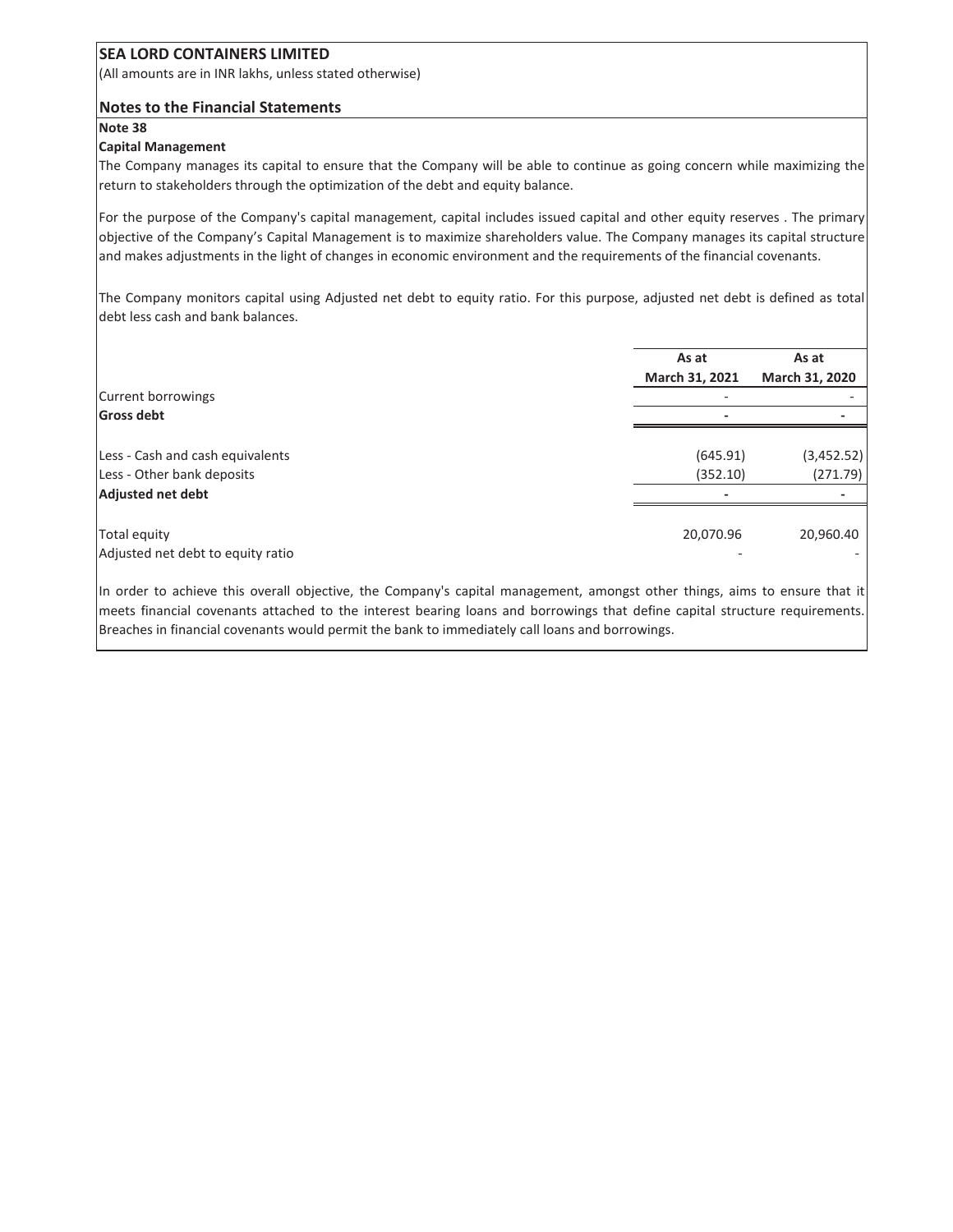## SEA LORD CONTAINERS LIMITED

(All amounts are in INR lakhs, unless stated otherwise)

### Notes to the Financial Statements

**Note 38**

**Capital Management**

The Company manages its capital to ensure that the Company will be able to continue as going concern while maximizing the return to stakeholders through the optimization of the debt and equity balance.

For the purpose of the Company's capital management, capital includes issued capital and other equity reserves . The primary objective of the Company's Capital Management is to maximize shareholders value. The Company manages its capital structure and makes adjustments in the light of changes in economic environment and the requirements of the financial covenants.

The Company monitors capital using Adjusted net debt to equity ratio. For this purpose, adjusted net debt is defined as total debt less cash and bank balances.

| | As at March 31, 2021 | As at March 31, 2020 |
|---|---|---|
| Current borrowings | - | - |
| **Gross debt** | **-** | **-** |
| Less - Cash and cash equivalents | (645.91) | (3,452.52) |
| Less - Other bank deposits | (352.10) | (271.79) |
| **Adjusted net debt** | **-** | **-** |
| Total equity | 20,070.96 | 20,960.40 |
| Adjusted net debt to equity ratio | - | - |

In order to achieve this overall objective, the Company's capital management, amongst other things, aims to ensure that it meets financial covenants attached to the interest bearing loans and borrowings that define capital structure requirements. Breaches in financial covenants would permit the bank to immediately call loans and borrowings.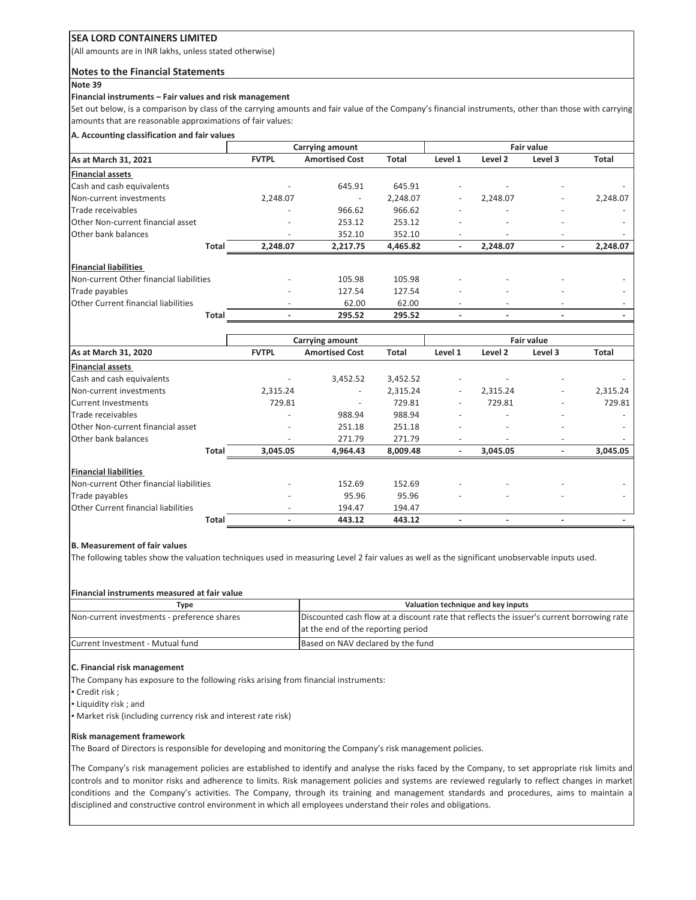**SEA LORD CONTAINERS LIMITED**

(All amounts are in INR lakhs, unless stated otherwise)

## Notes to the Financial Statements

**Note 39**

**Financial instruments – Fair values and risk management**

Set out below, is a comparison by class of the carrying amounts and fair value of the Company's financial instruments, other than those with carrying amounts that are reasonable approximations of fair values:

**A. Accounting classification and fair values**

| | Carrying amount | | | Fair value | | | |
|---|---|---|---|---|---|---|---|
| **As at March 31, 2021** | **FVTPL** | **Amortised Cost** | **Total** | **Level 1** | **Level 2** | **Level 3** | **Total** |
| **Financial assets** | | | | | | | |
| Cash and cash equivalents | - | 645.91 | 645.91 | - | - | - | - |
| Non-current investments | 2,248.07 | - | 2,248.07 | - | 2,248.07 | - | 2,248.07 |
| Trade receivables | - | 966.62 | 966.62 | - | - | - | - |
| Other Non-current financial asset | - | 253.12 | 253.12 | - | - | - | - |
| Other bank balances | - | 352.10 | 352.10 | - | - | - | - |
| **Total** | **2,248.07** | **2,217.75** | **4,465.82** | **-** | **2,248.07** | **-** | **2,248.07** |
| **Financial liabilities** | | | | | | | |
| Non-current Other financial liabilities | - | 105.98 | 105.98 | - | - | - | - |
| Trade payables | - | 127.54 | 127.54 | - | - | - | - |
| Other Current financial liabilities | - | 62.00 | 62.00 | - | - | - | - |
| **Total** | **-** | **295.52** | **295.52** | **-** | **-** | **-** | **-** |

| | Carrying amount | | | Fair value | | | |
|---|---|---|---|---|---|---|---|
| **As at March 31, 2020** | **FVTPL** | **Amortised Cost** | **Total** | **Level 1** | **Level 2** | **Level 3** | **Total** |
| **Financial assets** | | | | | | | |
| Cash and cash equivalents | - | 3,452.52 | 3,452.52 | - | - | - | - |
| Non-current investments | 2,315.24 | - | 2,315.24 | - | 2,315.24 | - | 2,315.24 |
| Current Investments | 729.81 | - | 729.81 | - | 729.81 | - | 729.81 |
| Trade receivables | - | 988.94 | 988.94 | - | - | - | - |
| Other Non-current financial asset | - | 251.18 | 251.18 | - | - | - | - |
| Other bank balances | - | 271.79 | 271.79 | - | - | - | - |
| **Total** | **3,045.05** | **4,964.43** | **8,009.48** | **-** | **3,045.05** | **-** | **3,045.05** |
| **Financial liabilities** | | | | | | | |
| Non-current Other financial liabilities | - | 152.69 | 152.69 | - | - | - | - |
| Trade payables | - | 95.96 | 95.96 | - | - | - | - |
| Other Current financial liabilities | - | 194.47 | 194.47 | | | | |
| **Total** | **-** | **443.12** | **443.12** | **-** | **-** | **-** | **-** |

**B. Measurement of fair values**

The following tables show the valuation techniques used in measuring Level 2 fair values as well as the significant unobservable inputs used.

**Financial instruments measured at fair value**

| Type | Valuation technique and key inputs |
|---|---|
| Non-current investments - preference shares | Discounted cash flow at a discount rate that reflects the issuer's current borrowing rate at the end of the reporting period |
| Current Investment - Mutual fund | Based on NAV declared by the fund |

**C. Financial risk management**

The Company has exposure to the following risks arising from financial instruments:

- Credit risk ;
- Liquidity risk ; and
- Market risk (including currency risk and interest rate risk)

**Risk management framework**

The Board of Directors is responsible for developing and monitoring the Company's risk management policies.

The Company's risk management policies are established to identify and analyse the risks faced by the Company, to set appropriate risk limits and controls and to monitor risks and adherence to limits. Risk management policies and systems are reviewed regularly to reflect changes in market conditions and the Company's activities. The Company, through its training and management standards and procedures, aims to maintain a disciplined and constructive control environment in which all employees understand their roles and obligations.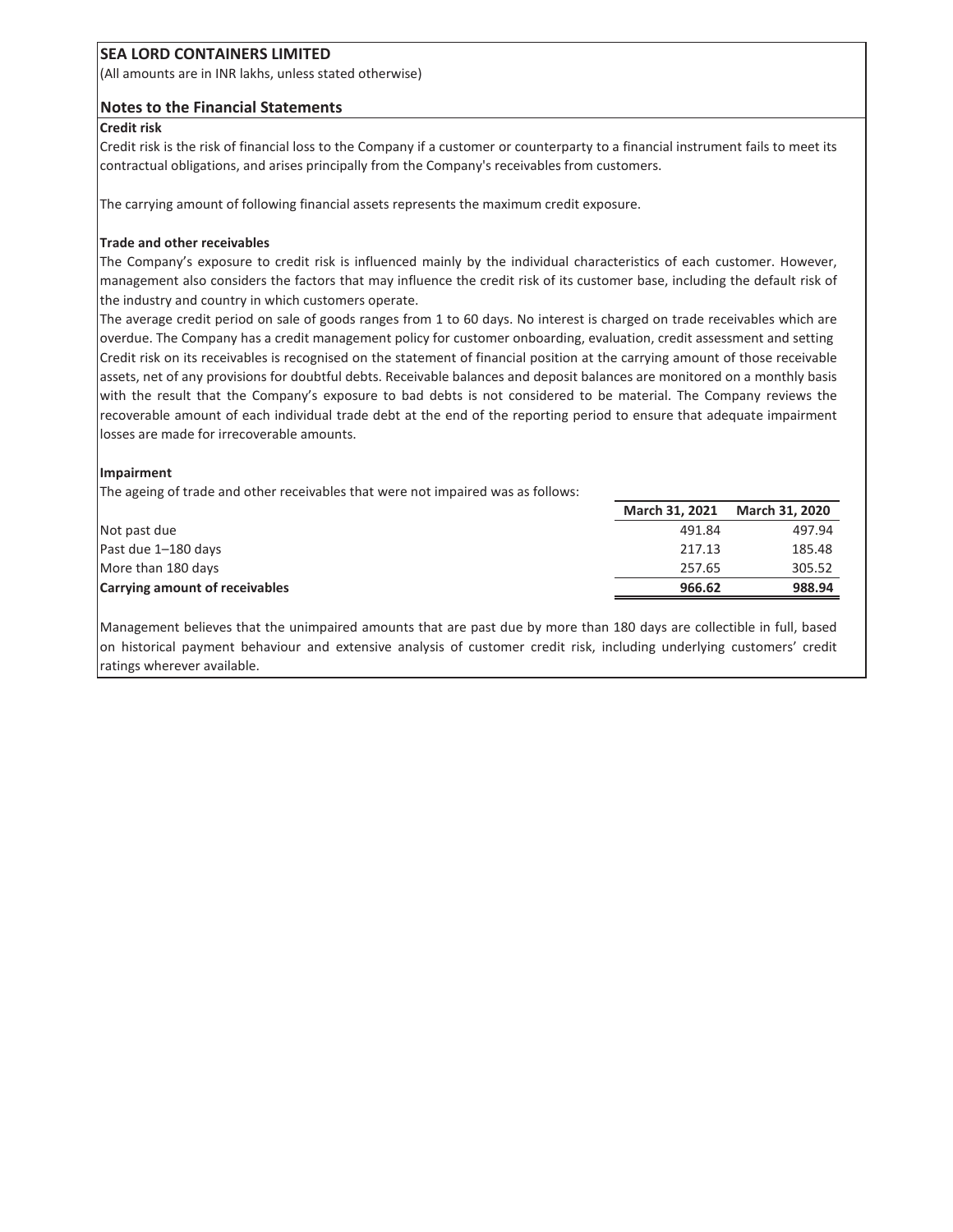**SEA LORD CONTAINERS LIMITED**

(All amounts are in INR lakhs, unless stated otherwise)

## Notes to the Financial Statements

**Credit risk**

Credit risk is the risk of financial loss to the Company if a customer or counterparty to a financial instrument fails to meet its contractual obligations, and arises principally from the Company's receivables from customers.

The carrying amount of following financial assets represents the maximum credit exposure.

**Trade and other receivables**

The Company's exposure to credit risk is influenced mainly by the individual characteristics of each customer. However, management also considers the factors that may influence the credit risk of its customer base, including the default risk of the industry and country in which customers operate.

The average credit period on sale of goods ranges from 1 to 60 days. No interest is charged on trade receivables which are overdue. The Company has a credit management policy for customer onboarding, evaluation, credit assessment and setting

Credit risk on its receivables is recognised on the statement of financial position at the carrying amount of those receivable assets, net of any provisions for doubtful debts. Receivable balances and deposit balances are monitored on a monthly basis with the result that the Company's exposure to bad debts is not considered to be material. The Company reviews the recoverable amount of each individual trade debt at the end of the reporting period to ensure that adequate impairment losses are made for irrecoverable amounts.

**Impairment**

The ageing of trade and other receivables that were not impaired was as follows:

| | March 31, 2021 | March 31, 2020 |
|---|---|---|
| Not past due | 491.84 | 497.94 |
| Past due 1–180 days | 217.13 | 185.48 |
| More than 180 days | 257.65 | 305.52 |
| **Carrying amount of receivables** | **966.62** | **988.94** |

Management believes that the unimpaired amounts that are past due by more than 180 days are collectible in full, based on historical payment behaviour and extensive analysis of customer credit risk, including underlying customers' credit ratings wherever available.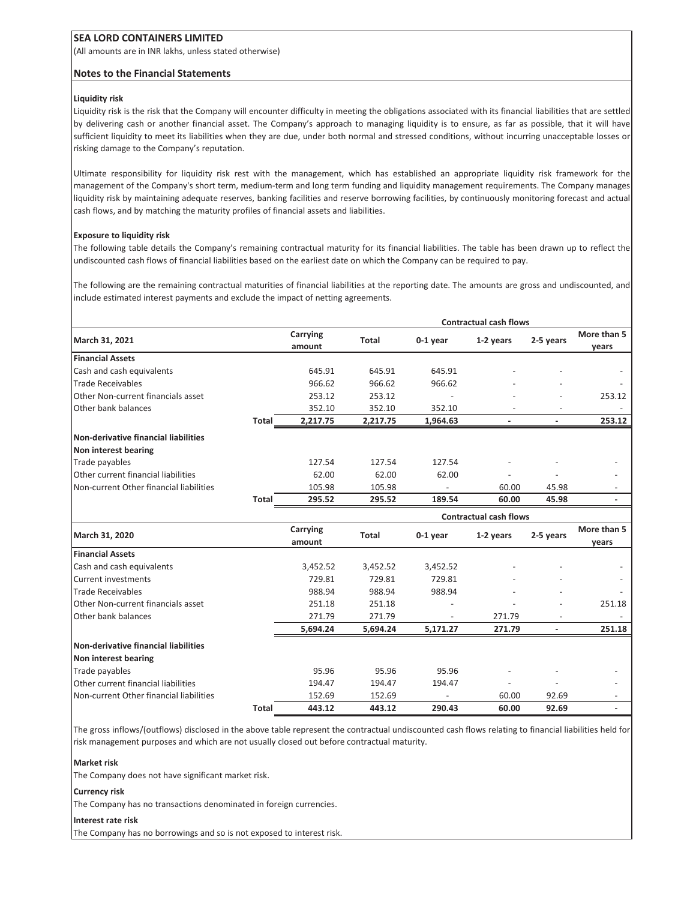**SEA LORD CONTAINERS LIMITED**

(All amounts are in INR lakhs, unless stated otherwise)

**Notes to the Financial Statements**

**Liquidity risk**

Liquidity risk is the risk that the Company will encounter difficulty in meeting the obligations associated with its financial liabilities that are settled by delivering cash or another financial asset. The Company's approach to managing liquidity is to ensure, as far as possible, that it will have sufficient liquidity to meet its liabilities when they are due, under both normal and stressed conditions, without incurring unacceptable losses or risking damage to the Company's reputation.

Ultimate responsibility for liquidity risk rest with the management, which has established an appropriate liquidity risk framework for the management of the Company's short term, medium-term and long term funding and liquidity management requirements. The Company manages liquidity risk by maintaining adequate reserves, banking facilities and reserve borrowing facilities, by continuously monitoring forecast and actual cash flows, and by matching the maturity profiles of financial assets and liabilities.

**Exposure to liquidity risk**

The following table details the Company's remaining contractual maturity for its financial liabilities. The table has been drawn up to reflect the undiscounted cash flows of financial liabilities based on the earliest date on which the Company can be required to pay.

The following are the remaining contractual maturities of financial liabilities at the reporting date. The amounts are gross and undiscounted, and include estimated interest payments and exclude the impact of netting agreements.

| | | | Contractual cash flows | | | | |
|---|---|---|---|---|---|---|---|
| **March 31, 2021** | | Carrying amount | Total | 0-1 year | 1-2 years | 2-5 years | More than 5 years |
| **Financial Assets** | | | | | | | |
| Cash and cash equivalents | | 645.91 | 645.91 | 645.91 | - | - | - |
| Trade Receivables | | 966.62 | 966.62 | 966.62 | - | - | - |
| Other Non-current financials asset | | 253.12 | 253.12 | - | - | - | 253.12 |
| Other bank balances | | 352.10 | 352.10 | 352.10 | - | - | - |
| | **Total** | **2,217.75** | **2,217.75** | **1,964.63** | **-** | **-** | **253.12** |
| **Non-derivative financial liabilities** | | | | | | | |
| **Non interest bearing** | | | | | | | |
| Trade payables | | 127.54 | 127.54 | 127.54 | - | - | - |
| Other current financial liabilities | | 62.00 | 62.00 | 62.00 | - | - | - |
| Non-current Other financial liabilities | | 105.98 | 105.98 | - | 60.00 | 45.98 | - |
| | **Total** | **295.52** | **295.52** | **189.54** | **60.00** | **45.98** | **-** |

| | | | Contractual cash flows | | | | |
|---|---|---|---|---|---|---|---|
| **March 31, 2020** | | Carrying amount | Total | 0-1 year | 1-2 years | 2-5 years | More than 5 years |
| **Financial Assets** | | | | | | | |
| Cash and cash equivalents | | 3,452.52 | 3,452.52 | 3,452.52 | - | - | - |
| Current investments | | 729.81 | 729.81 | 729.81 | - | - | - |
| Trade Receivables | | 988.94 | 988.94 | 988.94 | - | - | - |
| Other Non-current financials asset | | 251.18 | 251.18 | - | - | - | 251.18 |
| Other bank balances | | 271.79 | 271.79 | - | 271.79 | - | - |
| | | **5,694.24** | **5,694.24** | **5,171.27** | **271.79** | **-** | **251.18** |
| **Non-derivative financial liabilities** | | | | | | | |
| **Non interest bearing** | | | | | | | |
| Trade payables | | 95.96 | 95.96 | 95.96 | - | - | - |
| Other current financial liabilities | | 194.47 | 194.47 | 194.47 | - | - | - |
| Non-current Other financial liabilities | | 152.69 | 152.69 | - | 60.00 | 92.69 | - |
| | **Total** | **443.12** | **443.12** | **290.43** | **60.00** | **92.69** | **-** |

The gross inflows/(outflows) disclosed in the above table represent the contractual undiscounted cash flows relating to financial liabilities held for risk management purposes and which are not usually closed out before contractual maturity.

**Market risk**

The Company does not have significant market risk.

**Currency risk**

The Company has no transactions denominated in foreign currencies.

**Interest rate risk**

The Company has no borrowings and so is not exposed to interest risk.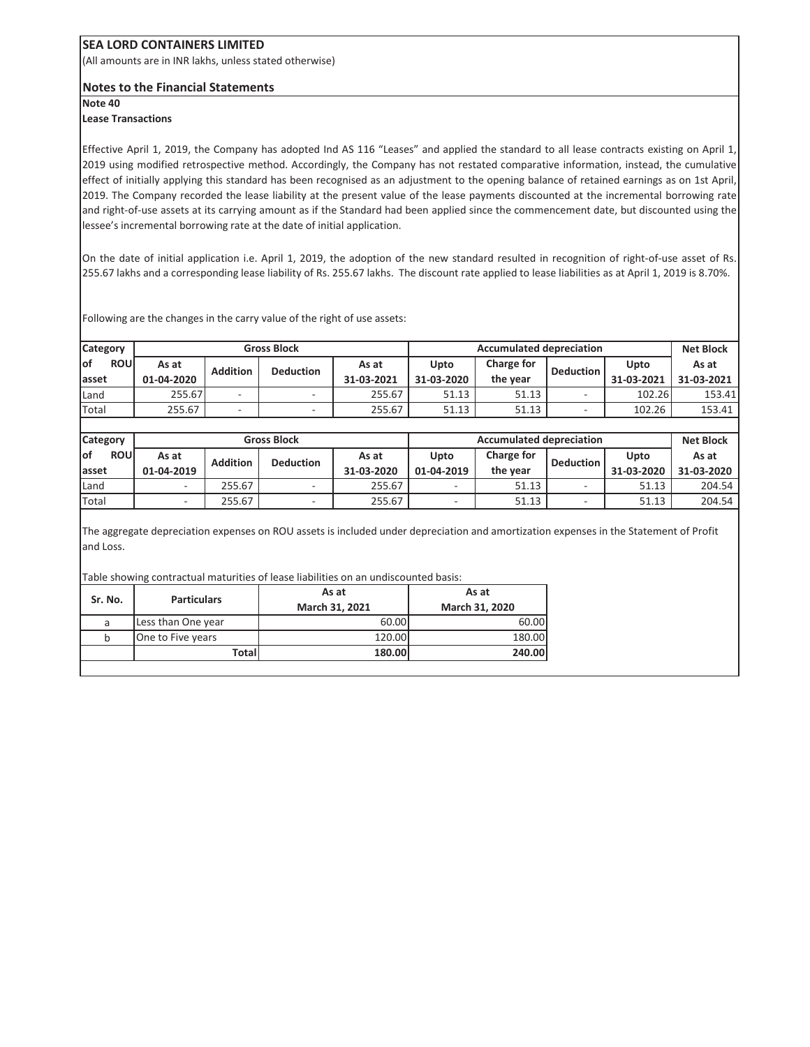**SEA LORD CONTAINERS LIMITED**

(All amounts are in INR lakhs, unless stated otherwise)

## Notes to the Financial Statements

**Note 40**

**Lease Transactions**

Effective April 1, 2019, the Company has adopted Ind AS 116 “Leases” and applied the standard to all lease contracts existing on April 1, 2019 using modified retrospective method. Accordingly, the Company has not restated comparative information, instead, the cumulative effect of initially applying this standard has been recognised as an adjustment to the opening balance of retained earnings as on 1st April, 2019. The Company recorded the lease liability at the present value of the lease payments discounted at the incremental borrowing rate and right-of-use assets at its carrying amount as if the Standard had been applied since the commencement date, but discounted using the lessee’s incremental borrowing rate at the date of initial application.

On the date of initial application i.e. April 1, 2019, the adoption of the new standard resulted in recognition of right-of-use asset of Rs. 255.67 lakhs and a corresponding lease liability of Rs. 255.67 lakhs. The discount rate applied to lease liabilities as at April 1, 2019 is 8.70%.

Following are the changes in the carry value of the right of use assets:

| Category of ROU asset | Gross Block | | | | Accumulated depreciation | | | | Net Block |
|---|---|---|---|---|---|---|---|---|---|
| | As at 01-04-2020 | Addition | Deduction | As at 31-03-2021 | Upto 31-03-2020 | Charge for the year | Deduction | Upto 31-03-2021 | As at 31-03-2021 |
| Land | 255.67 | - | - | 255.67 | 51.13 | 51.13 | - | 102.26 | 153.41 |
| Total | 255.67 | - | - | 255.67 | 51.13 | 51.13 | - | 102.26 | 153.41 |

| Category of ROU asset | Gross Block | | | | Accumulated depreciation | | | | Net Block |
|---|---|---|---|---|---|---|---|---|---|
| | As at 01-04-2019 | Addition | Deduction | As at 31-03-2020 | Upto 01-04-2019 | Charge for the year | Deduction | Upto 31-03-2020 | As at 31-03-2020 |
| Land | - | 255.67 | - | 255.67 | - | 51.13 | - | 51.13 | 204.54 |
| Total | - | 255.67 | - | 255.67 | - | 51.13 | - | 51.13 | 204.54 |

The aggregate depreciation expenses on ROU assets is included under depreciation and amortization expenses in the Statement of Profit and Loss.

Table showing contractual maturities of lease liabilities on an undiscounted basis:

| Sr. No. | Particulars | As at March 31, 2021 | As at March 31, 2020 |
|---|---|---|---|
| a | Less than One year | 60.00 | 60.00 |
| b | One to Five years | 120.00 | 180.00 |
| | **Total** | **180.00** | **240.00** |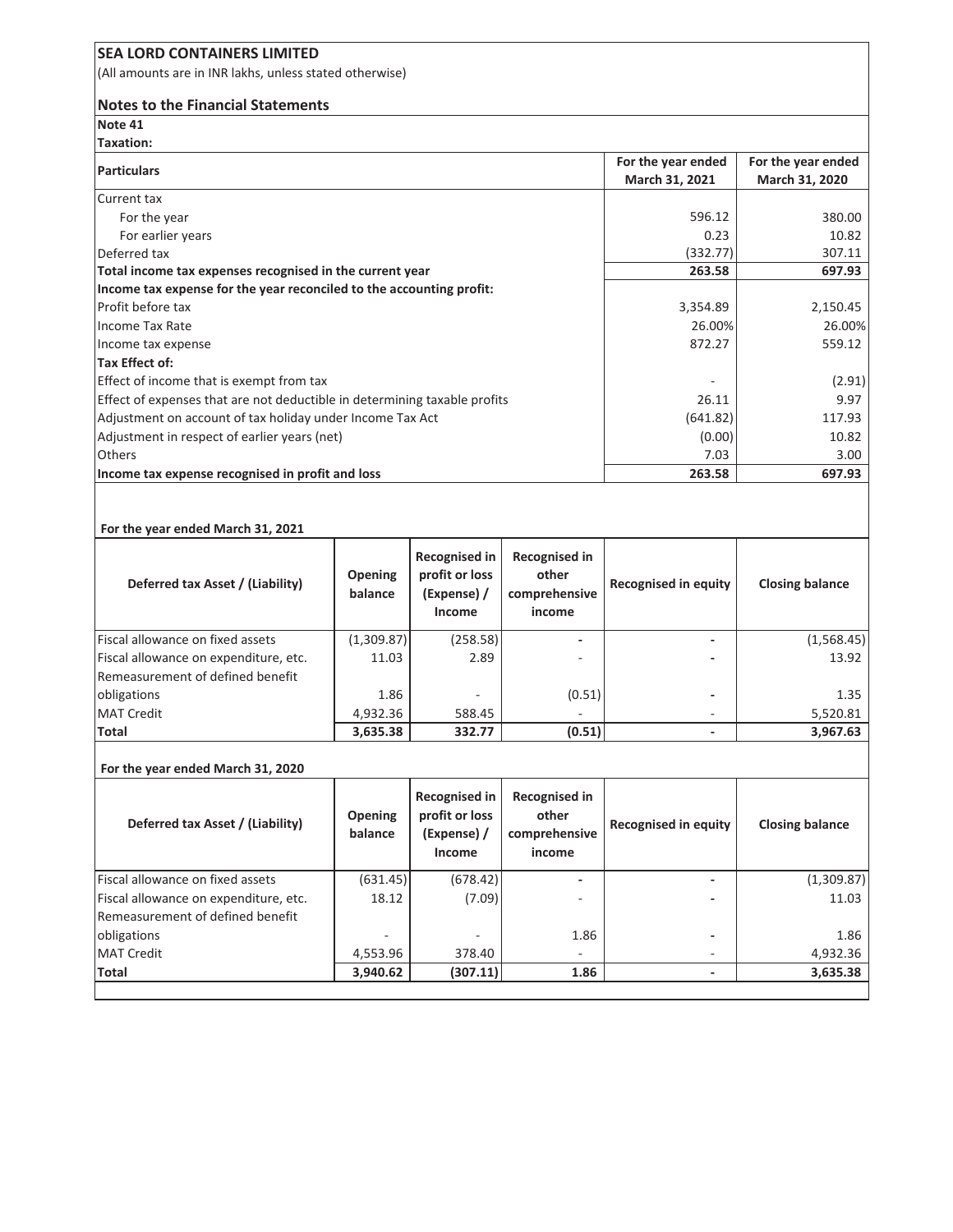**SEA LORD CONTAINERS LIMITED**

(All amounts are in INR lakhs, unless stated otherwise)

## Notes to the Financial Statements

**Note 41**

**Taxation:**

| Particulars | For the year ended March 31, 2021 | For the year ended March 31, 2020 |
|---|---|---|
| Current tax | | |
| For the year | 596.12 | 380.00 |
| For earlier years | 0.23 | 10.82 |
| Deferred tax | (332.77) | 307.11 |
| **Total income tax expenses recognised in the current year** | **263.58** | **697.93** |
| **Income tax expense for the year reconciled to the accounting profit:** | | |
| Profit before tax | 3,354.89 | 2,150.45 |
| Income Tax Rate | 26.00% | 26.00% |
| Income tax expense | 872.27 | 559.12 |
| **Tax Effect of:** | | |
| Effect of income that is exempt from tax | - | (2.91) |
| Effect of expenses that are not deductible in determining taxable profits | 26.11 | 9.97 |
| Adjustment on account of tax holiday under Income Tax Act | (641.82) | 117.93 |
| Adjustment in respect of earlier years (net) | (0.00) | 10.82 |
| Others | 7.03 | 3.00 |
| **Income tax expense recognised in profit and loss** | **263.58** | **697.93** |

**For the year ended March 31, 2021**

| Deferred tax Asset / (Liability) | Opening balance | Recognised in profit or loss (Expense) / Income | Recognised in other comprehensive income | Recognised in equity | Closing balance |
|---|---|---|---|---|---|
| Fiscal allowance on fixed assets | (1,309.87) | (258.58) | - | - | (1,568.45) |
| Fiscal allowance on expenditure, etc. | 11.03 | 2.89 | - | - | 13.92 |
| Remeasurement of defined benefit obligations | 1.86 | - | (0.51) | - | 1.35 |
| MAT Credit | 4,932.36 | 588.45 | - | - | 5,520.81 |
| **Total** | **3,635.38** | **332.77** | **(0.51)** | **-** | **3,967.63** |

**For the year ended March 31, 2020**

| Deferred tax Asset / (Liability) | Opening balance | Recognised in profit or loss (Expense) / Income | Recognised in other comprehensive income | Recognised in equity | Closing balance |
|---|---|---|---|---|---|
| Fiscal allowance on fixed assets | (631.45) | (678.42) | - | - | (1,309.87) |
| Fiscal allowance on expenditure, etc. | 18.12 | (7.09) | - | - | 11.03 |
| Remeasurement of defined benefit obligations | - | - | 1.86 | - | 1.86 |
| MAT Credit | 4,553.96 | 378.40 | - | - | 4,932.36 |
| **Total** | **3,940.62** | **(307.11)** | **1.86** | **-** | **3,635.38** |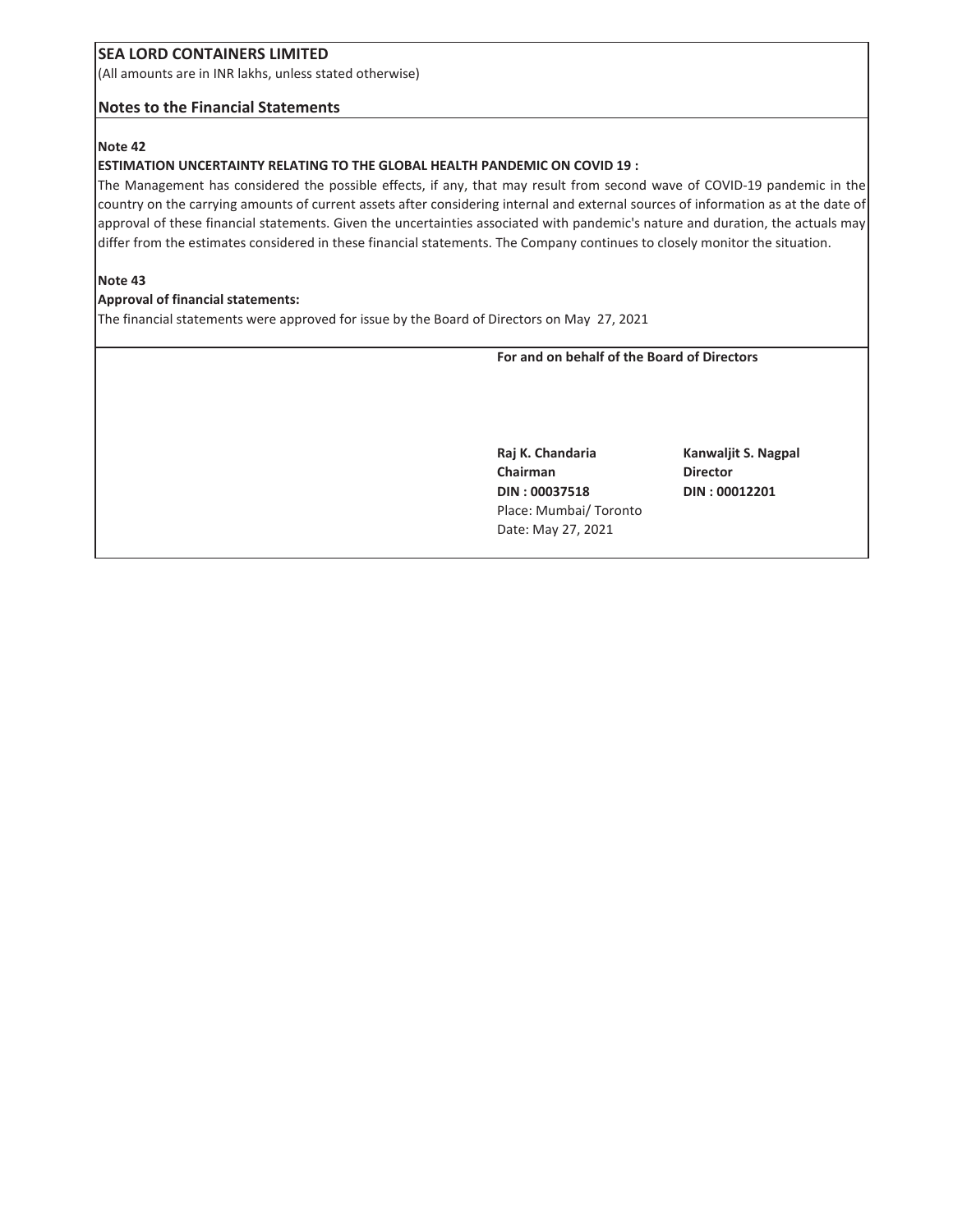**SEA LORD CONTAINERS LIMITED**

(All amounts are in INR lakhs, unless stated otherwise)

## Notes to the Financial Statements

**Note 42**

**ESTIMATION UNCERTAINTY RELATING TO THE GLOBAL HEALTH PANDEMIC ON COVID 19 :**

The Management has considered the possible effects, if any, that may result from second wave of COVID-19 pandemic in the country on the carrying amounts of current assets after considering internal and external sources of information as at the date of approval of these financial statements. Given the uncertainties associated with pandemic's nature and duration, the actuals may differ from the estimates considered in these financial statements. The Company continues to closely monitor the situation.

**Note 43**

**Approval of financial statements:**

The financial statements were approved for issue by the Board of Directors on May 27, 2021

**For and on behalf of the Board of Directors**

| | |
|---|---|
| **Raj K. Chandaria** | **Kanwaljit S. Nagpal** |
| **Chairman** | **Director** |
| **DIN : 00037518** | **DIN : 00012201** |

Place: Mumbai/ Toronto

Date: May 27, 2021